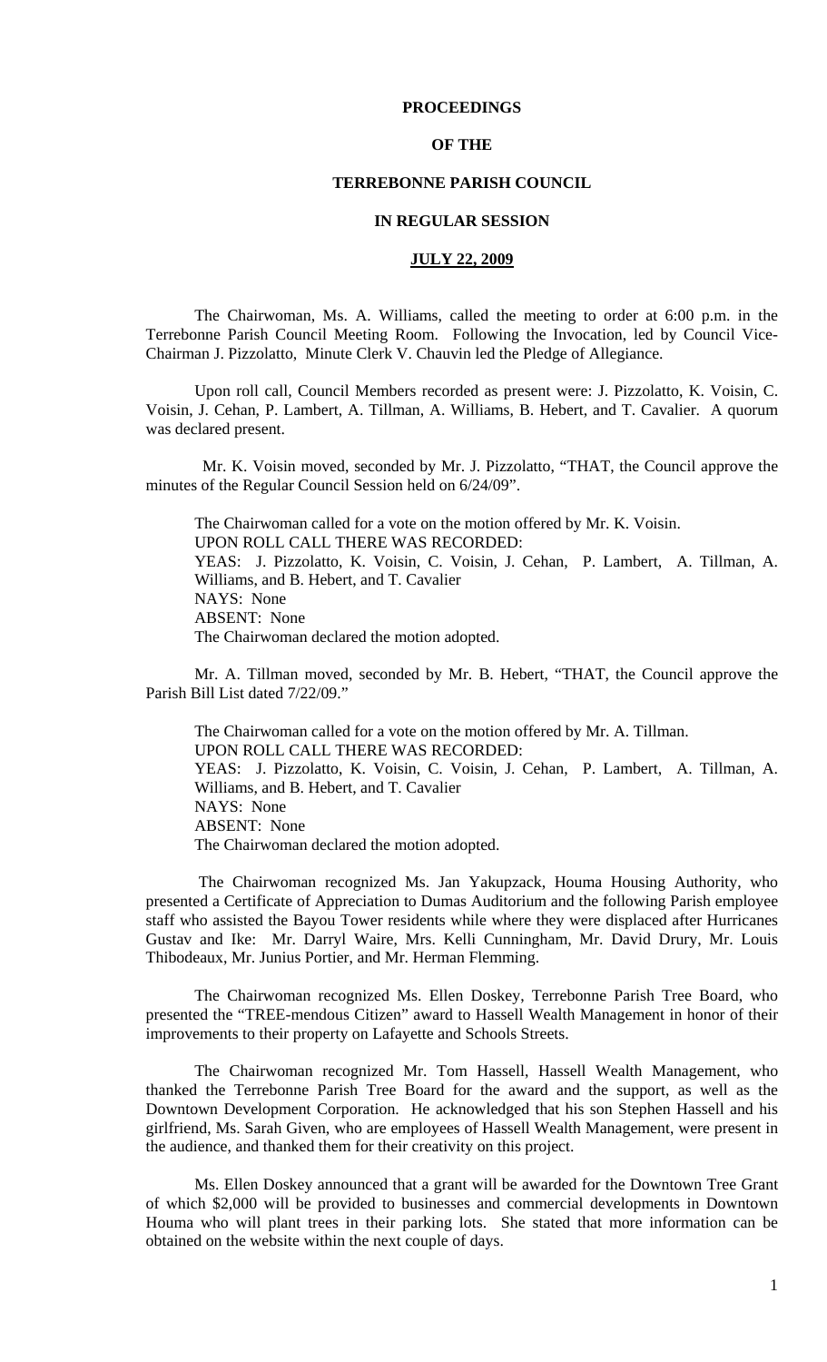**PROCEEDINGS**

**OF THE**

**TERREBONNE PARISH COUNCIL**

**IN REGULAR SESSION**

**JULY 22, 2009**

The Chairwoman, Ms. A. Williams, called the meeting to order at 6:00 p.m. in the Terrebonne Parish Council Meeting Room. Following the Invocation, led by Council Vice-Chairman J. Pizzolatto, Minute Clerk V. Chauvin led the Pledge of Allegiance.

Upon roll call, Council Members recorded as present were: J. Pizzolatto, K. Voisin, C. Voisin, J. Cehan, P. Lambert, A. Tillman, A. Williams, B. Hebert, and T. Cavalier. A quorum was declared present.

Mr. K. Voisin moved, seconded by Mr. J. Pizzolatto, "THAT, the Council approve the minutes of the Regular Council Session held on 6/24/09".

The Chairwoman called for a vote on the motion offered by Mr. K. Voisin.
UPON ROLL CALL THERE WAS RECORDED:
YEAS: J. Pizzolatto, K. Voisin, C. Voisin, J. Cehan, P. Lambert, A. Tillman, A. Williams, and B. Hebert, and T. Cavalier
NAYS: None
ABSENT: None
The Chairwoman declared the motion adopted.

Mr. A. Tillman moved, seconded by Mr. B. Hebert, "THAT, the Council approve the Parish Bill List dated 7/22/09."

The Chairwoman called for a vote on the motion offered by Mr. A. Tillman.
UPON ROLL CALL THERE WAS RECORDED:
YEAS: J. Pizzolatto, K. Voisin, C. Voisin, J. Cehan, P. Lambert, A. Tillman, A. Williams, and B. Hebert, and T. Cavalier
NAYS: None
ABSENT: None
The Chairwoman declared the motion adopted.

The Chairwoman recognized Ms. Jan Yakupzack, Houma Housing Authority, who presented a Certificate of Appreciation to Dumas Auditorium and the following Parish employee staff who assisted the Bayou Tower residents while where they were displaced after Hurricanes Gustav and Ike: Mr. Darryl Waire, Mrs. Kelli Cunningham, Mr. David Drury, Mr. Louis Thibodeaux, Mr. Junius Portier, and Mr. Herman Flemming.

The Chairwoman recognized Ms. Ellen Doskey, Terrebonne Parish Tree Board, who presented the "TREE-mendous Citizen" award to Hassell Wealth Management in honor of their improvements to their property on Lafayette and Schools Streets.

The Chairwoman recognized Mr. Tom Hassell, Hassell Wealth Management, who thanked the Terrebonne Parish Tree Board for the award and the support, as well as the Downtown Development Corporation. He acknowledged that his son Stephen Hassell and his girlfriend, Ms. Sarah Given, who are employees of Hassell Wealth Management, were present in the audience, and thanked them for their creativity on this project.

Ms. Ellen Doskey announced that a grant will be awarded for the Downtown Tree Grant of which $2,000 will be provided to businesses and commercial developments in Downtown Houma who will plant trees in their parking lots. She stated that more information can be obtained on the website within the next couple of days.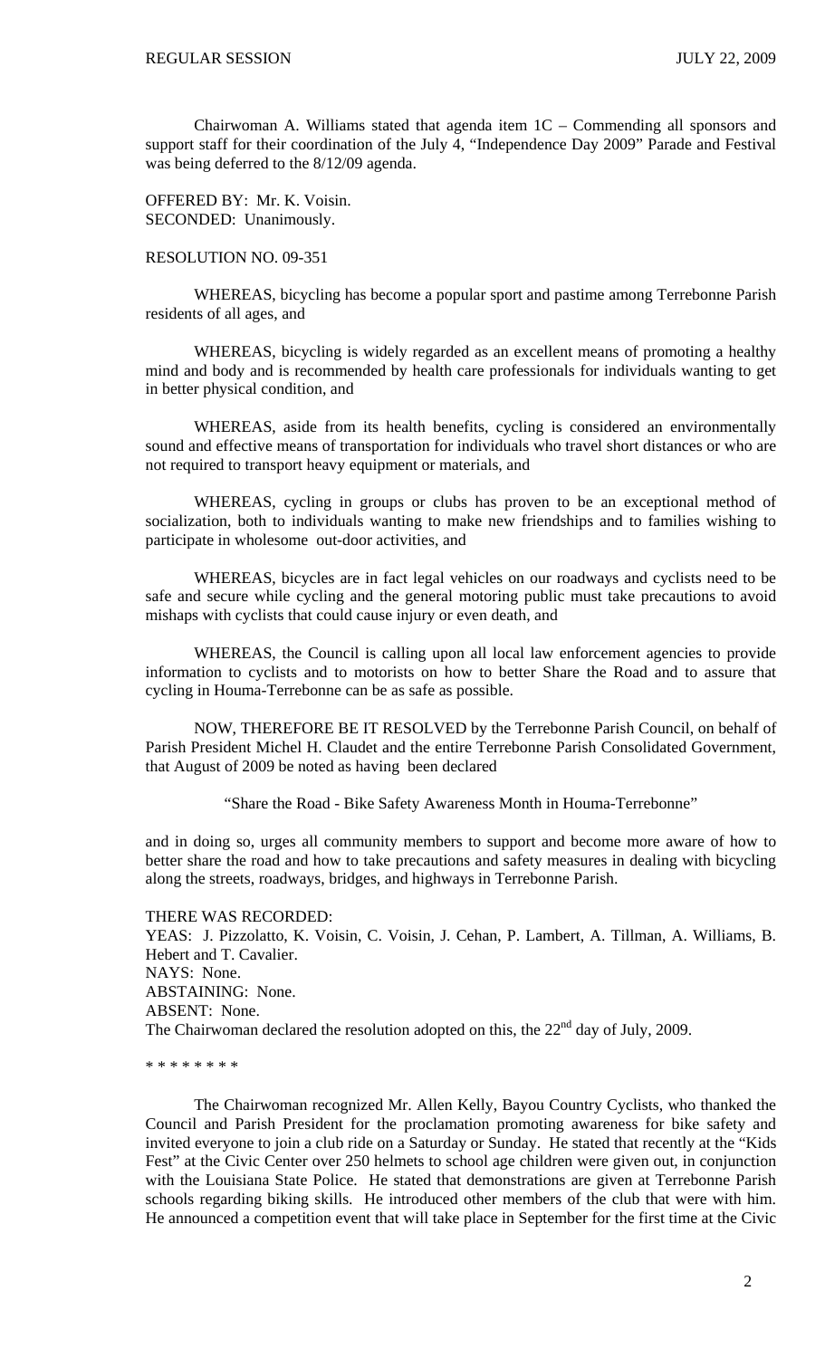Chairwoman A. Williams stated that agenda item 1C – Commending all sponsors and support staff for their coordination of the July 4, "Independence Day 2009" Parade and Festival was being deferred to the 8/12/09 agenda.

OFFERED BY: Mr. K. Voisin.
SECONDED: Unanimously.

RESOLUTION NO. 09-351

WHEREAS, bicycling has become a popular sport and pastime among Terrebonne Parish residents of all ages, and

WHEREAS, bicycling is widely regarded as an excellent means of promoting a healthy mind and body and is recommended by health care professionals for individuals wanting to get in better physical condition, and

WHEREAS, aside from its health benefits, cycling is considered an environmentally sound and effective means of transportation for individuals who travel short distances or who are not required to transport heavy equipment or materials, and

WHEREAS, cycling in groups or clubs has proven to be an exceptional method of socialization, both to individuals wanting to make new friendships and to families wishing to participate in wholesome out-door activities, and

WHEREAS, bicycles are in fact legal vehicles on our roadways and cyclists need to be safe and secure while cycling and the general motoring public must take precautions to avoid mishaps with cyclists that could cause injury or even death, and

WHEREAS, the Council is calling upon all local law enforcement agencies to provide information to cyclists and to motorists on how to better Share the Road and to assure that cycling in Houma-Terrebonne can be as safe as possible.

NOW, THEREFORE BE IT RESOLVED by the Terrebonne Parish Council, on behalf of Parish President Michel H. Claudet and the entire Terrebonne Parish Consolidated Government, that August of 2009 be noted as having been declared

"Share the Road - Bike Safety Awareness Month in Houma-Terrebonne"

and in doing so, urges all community members to support and become more aware of how to better share the road and how to take precautions and safety measures in dealing with bicycling along the streets, roadways, bridges, and highways in Terrebonne Parish.

THERE WAS RECORDED:
YEAS: J. Pizzolatto, K. Voisin, C. Voisin, J. Cehan, P. Lambert, A. Tillman, A. Williams, B. Hebert and T. Cavalier.
NAYS: None.
ABSTAINING: None.
ABSENT: None.
The Chairwoman declared the resolution adopted on this, the 22nd day of July, 2009.

* * * * * * * *

The Chairwoman recognized Mr. Allen Kelly, Bayou Country Cyclists, who thanked the Council and Parish President for the proclamation promoting awareness for bike safety and invited everyone to join a club ride on a Saturday or Sunday. He stated that recently at the "Kids Fest" at the Civic Center over 250 helmets to school age children were given out, in conjunction with the Louisiana State Police. He stated that demonstrations are given at Terrebonne Parish schools regarding biking skills. He introduced other members of the club that were with him. He announced a competition event that will take place in September for the first time at the Civic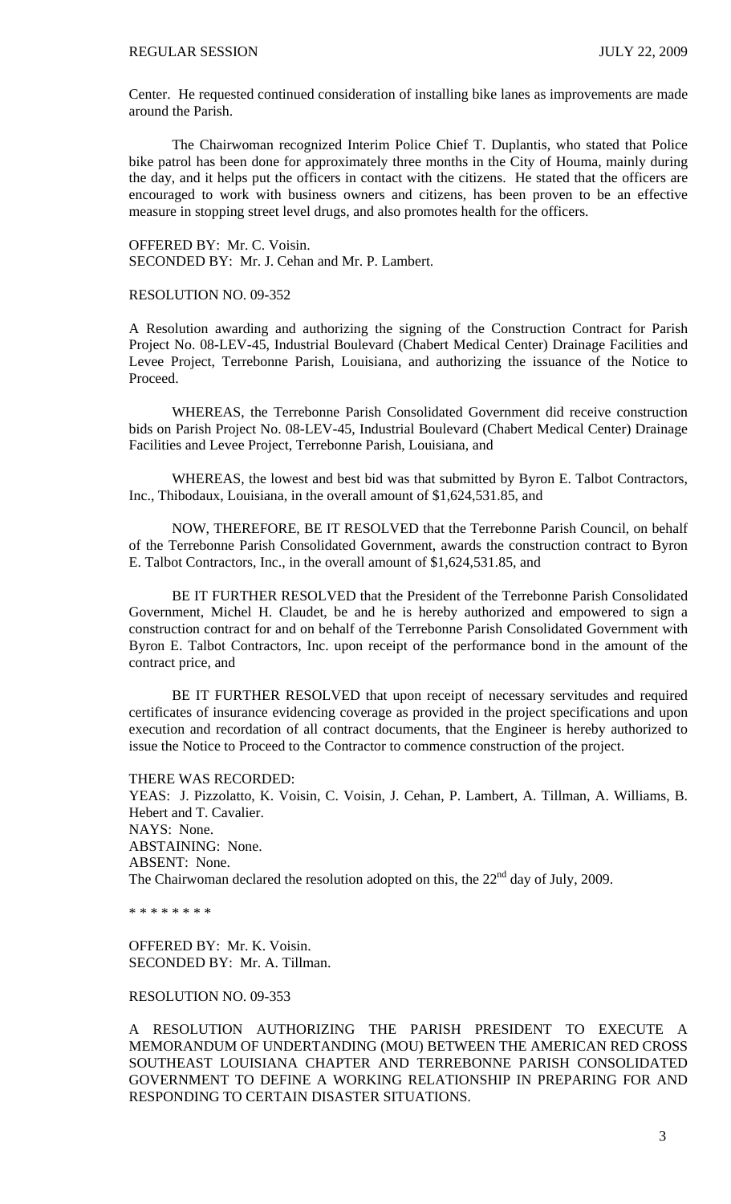Center. He requested continued consideration of installing bike lanes as improvements are made around the Parish.

The Chairwoman recognized Interim Police Chief T. Duplantis, who stated that Police bike patrol has been done for approximately three months in the City of Houma, mainly during the day, and it helps put the officers in contact with the citizens. He stated that the officers are encouraged to work with business owners and citizens, has been proven to be an effective measure in stopping street level drugs, and also promotes health for the officers.

OFFERED BY: Mr. C. Voisin.
SECONDED BY: Mr. J. Cehan and Mr. P. Lambert.

RESOLUTION NO. 09-352

A Resolution awarding and authorizing the signing of the Construction Contract for Parish Project No. 08-LEV-45, Industrial Boulevard (Chabert Medical Center) Drainage Facilities and Levee Project, Terrebonne Parish, Louisiana, and authorizing the issuance of the Notice to Proceed.

WHEREAS, the Terrebonne Parish Consolidated Government did receive construction bids on Parish Project No. 08-LEV-45, Industrial Boulevard (Chabert Medical Center) Drainage Facilities and Levee Project, Terrebonne Parish, Louisiana, and

WHEREAS, the lowest and best bid was that submitted by Byron E. Talbot Contractors, Inc., Thibodaux, Louisiana, in the overall amount of $1,624,531.85, and

NOW, THEREFORE, BE IT RESOLVED that the Terrebonne Parish Council, on behalf of the Terrebonne Parish Consolidated Government, awards the construction contract to Byron E. Talbot Contractors, Inc., in the overall amount of $1,624,531.85, and

BE IT FURTHER RESOLVED that the President of the Terrebonne Parish Consolidated Government, Michel H. Claudet, be and he is hereby authorized and empowered to sign a construction contract for and on behalf of the Terrebonne Parish Consolidated Government with Byron E. Talbot Contractors, Inc. upon receipt of the performance bond in the amount of the contract price, and

BE IT FURTHER RESOLVED that upon receipt of necessary servitudes and required certificates of insurance evidencing coverage as provided in the project specifications and upon execution and recordation of all contract documents, that the Engineer is hereby authorized to issue the Notice to Proceed to the Contractor to commence construction of the project.

THERE WAS RECORDED:
YEAS: J. Pizzolatto, K. Voisin, C. Voisin, J. Cehan, P. Lambert, A. Tillman, A. Williams, B. Hebert and T. Cavalier.
NAYS: None.
ABSTAINING: None.
ABSENT: None.
The Chairwoman declared the resolution adopted on this, the 22nd day of July, 2009.

* * * * * * * *

OFFERED BY: Mr. K. Voisin.
SECONDED BY: Mr. A. Tillman.

RESOLUTION NO. 09-353

A RESOLUTION AUTHORIZING THE PARISH PRESIDENT TO EXECUTE A MEMORANDUM OF UNDERTANDING (MOU) BETWEEN THE AMERICAN RED CROSS SOUTHEAST LOUISIANA CHAPTER AND TERREBONNE PARISH CONSOLIDATED GOVERNMENT TO DEFINE A WORKING RELATIONSHIP IN PREPARING FOR AND RESPONDING TO CERTAIN DISASTER SITUATIONS.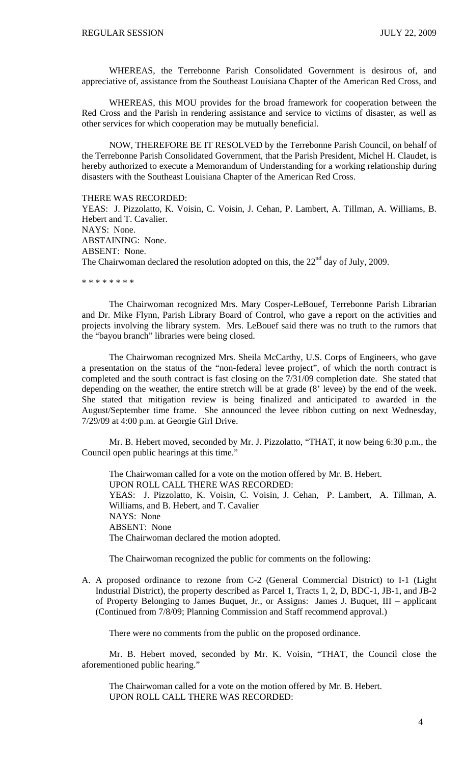WHEREAS, the Terrebonne Parish Consolidated Government is desirous of, and appreciative of, assistance from the Southeast Louisiana Chapter of the American Red Cross, and

WHEREAS, this MOU provides for the broad framework for cooperation between the Red Cross and the Parish in rendering assistance and service to victims of disaster, as well as other services for which cooperation may be mutually beneficial.

NOW, THEREFORE BE IT RESOLVED by the Terrebonne Parish Council, on behalf of the Terrebonne Parish Consolidated Government, that the Parish President, Michel H. Claudet, is hereby authorized to execute a Memorandum of Understanding for a working relationship during disasters with the Southeast Louisiana Chapter of the American Red Cross.

THERE WAS RECORDED:
YEAS: J. Pizzolatto, K. Voisin, C. Voisin, J. Cehan, P. Lambert, A. Tillman, A. Williams, B. Hebert and T. Cavalier.
NAYS: None.
ABSTAINING: None.
ABSENT: None.
The Chairwoman declared the resolution adopted on this, the 22nd day of July, 2009.

\* \* \* \* \* \* \* \*

The Chairwoman recognized Mrs. Mary Cosper-LeBouef, Terrebonne Parish Librarian and Dr. Mike Flynn, Parish Library Board of Control, who gave a report on the activities and projects involving the library system. Mrs. LeBouef said there was no truth to the rumors that the "bayou branch" libraries were being closed.

The Chairwoman recognized Mrs. Sheila McCarthy, U.S. Corps of Engineers, who gave a presentation on the status of the "non-federal levee project", of which the north contract is completed and the south contract is fast closing on the 7/31/09 completion date. She stated that depending on the weather, the entire stretch will be at grade (8' levee) by the end of the week. She stated that mitigation review is being finalized and anticipated to awarded in the August/September time frame. She announced the levee ribbon cutting on next Wednesday, 7/29/09 at 4:00 p.m. at Georgie Girl Drive.

Mr. B. Hebert moved, seconded by Mr. J. Pizzolatto, "THAT, it now being 6:30 p.m., the Council open public hearings at this time."

The Chairwoman called for a vote on the motion offered by Mr. B. Hebert.
UPON ROLL CALL THERE WAS RECORDED:
YEAS: J. Pizzolatto, K. Voisin, C. Voisin, J. Cehan, P. Lambert, A. Tillman, A. Williams, and B. Hebert, and T. Cavalier
NAYS: None
ABSENT: None
The Chairwoman declared the motion adopted.

The Chairwoman recognized the public for comments on the following:

A. A proposed ordinance to rezone from C-2 (General Commercial District) to I-1 (Light Industrial District), the property described as Parcel 1, Tracts 1, 2, D, BDC-1, JB-1, and JB-2 of Property Belonging to James Buquet, Jr., or Assigns: James J. Buquet, III – applicant (Continued from 7/8/09; Planning Commission and Staff recommend approval.)

There were no comments from the public on the proposed ordinance.

Mr. B. Hebert moved, seconded by Mr. K. Voisin, "THAT, the Council close the aforementioned public hearing."

The Chairwoman called for a vote on the motion offered by Mr. B. Hebert.
UPON ROLL CALL THERE WAS RECORDED: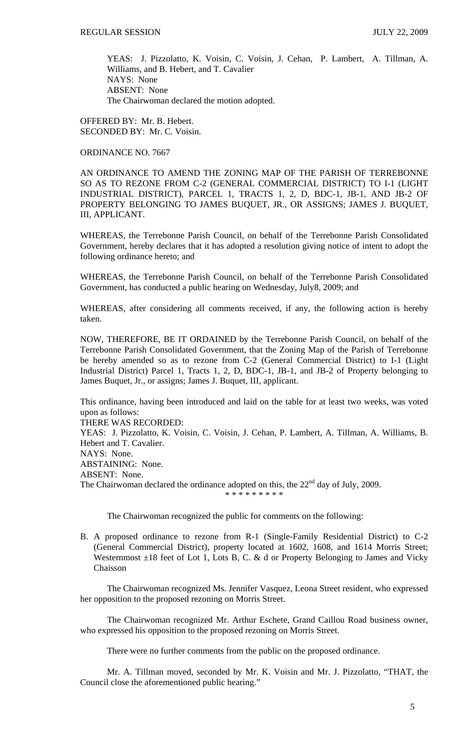YEAS: J. Pizzolatto, K. Voisin, C. Voisin, J. Cehan, P. Lambert, A. Tillman, A. Williams, and B. Hebert, and T. Cavalier
NAYS: None
ABSENT: None
The Chairwoman declared the motion adopted.

OFFERED BY: Mr. B. Hebert.
SECONDED BY: Mr. C. Voisin.

ORDINANCE NO. 7667

AN ORDINANCE TO AMEND THE ZONING MAP OF THE PARISH OF TERREBONNE SO AS TO REZONE FROM C-2 (GENERAL COMMERCIAL DISTRICT) TO I-1 (LIGHT INDUSTRIAL DISTRICT), PARCEL 1, TRACTS 1, 2, D, BDC-1, JB-1, AND JB-2 OF PROPERTY BELONGING TO JAMES BUQUET, JR., OR ASSIGNS; JAMES J. BUQUET, III, APPLICANT.

WHEREAS, the Terrebonne Parish Council, on behalf of the Terrebonne Parish Consolidated Government, hereby declares that it has adopted a resolution giving notice of intent to adopt the following ordinance hereto; and

WHEREAS, the Terrebonne Parish Council, on behalf of the Terrebonne Parish Consolidated Government, has conducted a public hearing on Wednesday, July8, 2009; and

WHEREAS, after considering all comments received, if any, the following action is hereby taken.

NOW, THEREFORE, BE IT ORDAINED by the Terrebonne Parish Council, on behalf of the Terrebonne Parish Consolidated Government, that the Zoning Map of the Parish of Terrebonne be hereby amended so as to rezone from C-2 (General Commercial District) to I-1 (Light Industrial District) Parcel 1, Tracts 1, 2, D, BDC-1, JB-1, and JB-2 of Property belonging to James Buquet, Jr., or assigns; James J. Buquet, III, applicant.

This ordinance, having been introduced and laid on the table for at least two weeks, was voted upon as follows:
THERE WAS RECORDED:
YEAS: J. Pizzolatto, K. Voisin, C. Voisin, J. Cehan, P. Lambert, A. Tillman, A. Williams, B. Hebert and T. Cavalier.
NAYS: None.
ABSTAINING: None.
ABSENT: None.
The Chairwoman declared the ordinance adopted on this, the 22nd day of July, 2009.

\* \* \* \* \* \* \* \* \*

The Chairwoman recognized the public for comments on the following:

B. A proposed ordinance to rezone from R-1 (Single-Family Residential District) to C-2 (General Commercial District), property located at 1602, 1608, and 1614 Morris Street; Westernmost ±18 feet of Lot 1, Lots B, C. & d or Property Belonging to James and Vicky Chaisson

The Chairwoman recognized Ms. Jennifer Vasquez, Leona Street resident, who expressed her opposition to the proposed rezoning on Morris Street.

The Chairwoman recognized Mr. Arthur Eschete, Grand Caillou Road business owner, who expressed his opposition to the proposed rezoning on Morris Street.

There were no further comments from the public on the proposed ordinance.

Mr. A. Tillman moved, seconded by Mr. K. Voisin and Mr. J. Pizzolatto, "THAT, the Council close the aforementioned public hearing."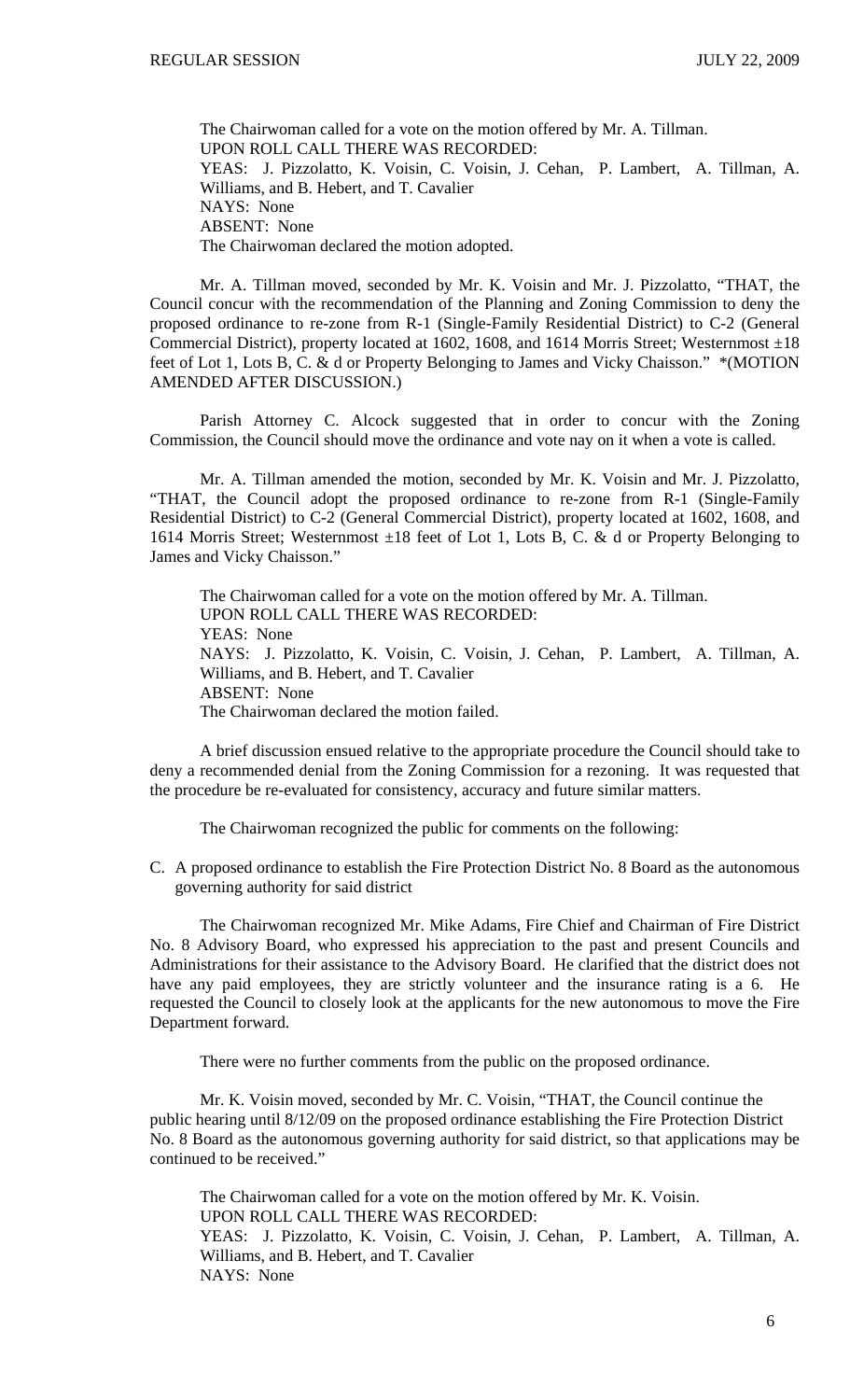The Chairwoman called for a vote on the motion offered by Mr. A. Tillman.
UPON ROLL CALL THERE WAS RECORDED:
YEAS: J. Pizzolatto, K. Voisin, C. Voisin, J. Cehan, P. Lambert, A. Tillman, A. Williams, and B. Hebert, and T. Cavalier
NAYS: None
ABSENT: None
The Chairwoman declared the motion adopted.

Mr. A. Tillman moved, seconded by Mr. K. Voisin and Mr. J. Pizzolatto, "THAT, the Council concur with the recommendation of the Planning and Zoning Commission to deny the proposed ordinance to re-zone from R-1 (Single-Family Residential District) to C-2 (General Commercial District), property located at 1602, 1608, and 1614 Morris Street; Westernmost ±18 feet of Lot 1, Lots B, C. & d or Property Belonging to James and Vicky Chaisson." *(MOTION AMENDED AFTER DISCUSSION.)

Parish Attorney C. Alcock suggested that in order to concur with the Zoning Commission, the Council should move the ordinance and vote nay on it when a vote is called.

Mr. A. Tillman amended the motion, seconded by Mr. K. Voisin and Mr. J. Pizzolatto, "THAT, the Council adopt the proposed ordinance to re-zone from R-1 (Single-Family Residential District) to C-2 (General Commercial District), property located at 1602, 1608, and 1614 Morris Street; Westernmost ±18 feet of Lot 1, Lots B, C. & d or Property Belonging to James and Vicky Chaisson."

The Chairwoman called for a vote on the motion offered by Mr. A. Tillman.
UPON ROLL CALL THERE WAS RECORDED:
YEAS: None
NAYS: J. Pizzolatto, K. Voisin, C. Voisin, J. Cehan, P. Lambert, A. Tillman, A. Williams, and B. Hebert, and T. Cavalier
ABSENT: None
The Chairwoman declared the motion failed.

A brief discussion ensued relative to the appropriate procedure the Council should take to deny a recommended denial from the Zoning Commission for a rezoning. It was requested that the procedure be re-evaluated for consistency, accuracy and future similar matters.

The Chairwoman recognized the public for comments on the following:

C. A proposed ordinance to establish the Fire Protection District No. 8 Board as the autonomous governing authority for said district

The Chairwoman recognized Mr. Mike Adams, Fire Chief and Chairman of Fire District No. 8 Advisory Board, who expressed his appreciation to the past and present Councils and Administrations for their assistance to the Advisory Board. He clarified that the district does not have any paid employees, they are strictly volunteer and the insurance rating is a 6. He requested the Council to closely look at the applicants for the new autonomous to move the Fire Department forward.

There were no further comments from the public on the proposed ordinance.

Mr. K. Voisin moved, seconded by Mr. C. Voisin, "THAT, the Council continue the public hearing until 8/12/09 on the proposed ordinance establishing the Fire Protection District No. 8 Board as the autonomous governing authority for said district, so that applications may be continued to be received."

The Chairwoman called for a vote on the motion offered by Mr. K. Voisin.
UPON ROLL CALL THERE WAS RECORDED:
YEAS: J. Pizzolatto, K. Voisin, C. Voisin, J. Cehan, P. Lambert, A. Tillman, A. Williams, and B. Hebert, and T. Cavalier
NAYS: None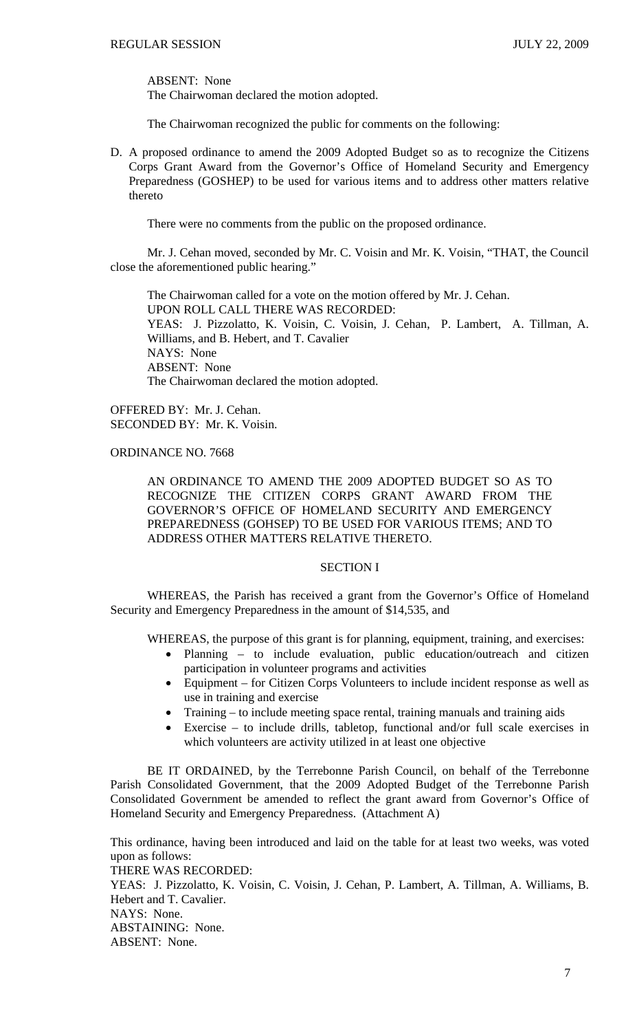ABSENT: None
The Chairwoman declared the motion adopted.

The Chairwoman recognized the public for comments on the following:

D. A proposed ordinance to amend the 2009 Adopted Budget so as to recognize the Citizens Corps Grant Award from the Governor's Office of Homeland Security and Emergency Preparedness (GOSHEP) to be used for various items and to address other matters relative thereto

There were no comments from the public on the proposed ordinance.

Mr. J. Cehan moved, seconded by Mr. C. Voisin and Mr. K. Voisin, "THAT, the Council close the aforementioned public hearing."

The Chairwoman called for a vote on the motion offered by Mr. J. Cehan.
UPON ROLL CALL THERE WAS RECORDED:
YEAS: J. Pizzolatto, K. Voisin, C. Voisin, J. Cehan, P. Lambert, A. Tillman, A. Williams, and B. Hebert, and T. Cavalier
NAYS: None
ABSENT: None
The Chairwoman declared the motion adopted.

OFFERED BY: Mr. J. Cehan.
SECONDED BY: Mr. K. Voisin.

ORDINANCE NO. 7668

AN ORDINANCE TO AMEND THE 2009 ADOPTED BUDGET SO AS TO RECOGNIZE THE CITIZEN CORPS GRANT AWARD FROM THE GOVERNOR'S OFFICE OF HOMELAND SECURITY AND EMERGENCY PREPAREDNESS (GOHSEP) TO BE USED FOR VARIOUS ITEMS; AND TO ADDRESS OTHER MATTERS RELATIVE THERETO.

SECTION I

WHEREAS, the Parish has received a grant from the Governor's Office of Homeland Security and Emergency Preparedness in the amount of $14,535, and

WHEREAS, the purpose of this grant is for planning, equipment, training, and exercises:

- Planning – to include evaluation, public education/outreach and citizen participation in volunteer programs and activities
- Equipment – for Citizen Corps Volunteers to include incident response as well as use in training and exercise
- Training – to include meeting space rental, training manuals and training aids
- Exercise – to include drills, tabletop, functional and/or full scale exercises in which volunteers are activity utilized in at least one objective

BE IT ORDAINED, by the Terrebonne Parish Council, on behalf of the Terrebonne Parish Consolidated Government, that the 2009 Adopted Budget of the Terrebonne Parish Consolidated Government be amended to reflect the grant award from Governor's Office of Homeland Security and Emergency Preparedness. (Attachment A)

This ordinance, having been introduced and laid on the table for at least two weeks, was voted upon as follows:
THERE WAS RECORDED:
YEAS: J. Pizzolatto, K. Voisin, C. Voisin, J. Cehan, P. Lambert, A. Tillman, A. Williams, B. Hebert and T. Cavalier.
NAYS: None.
ABSTAINING: None.
ABSENT: None.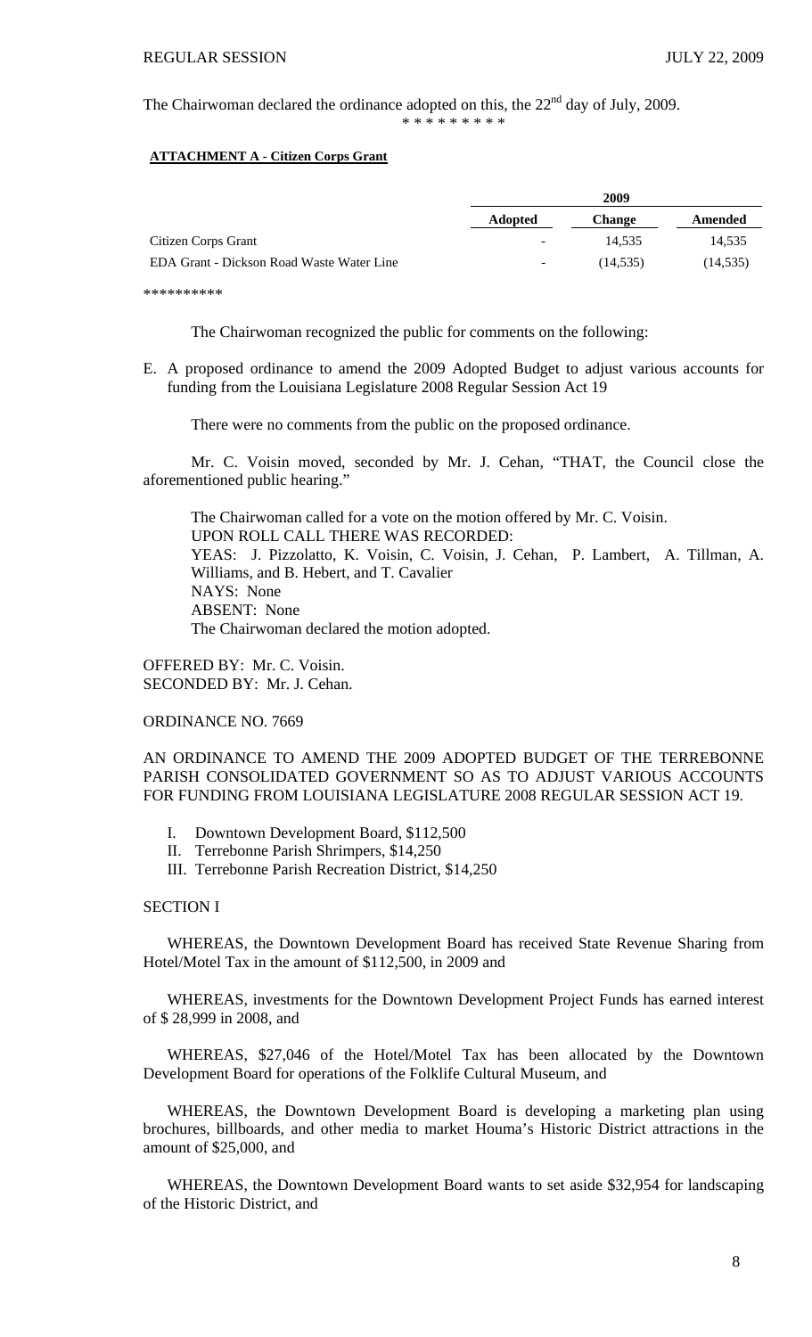The Chairwoman declared the ordinance adopted on this, the 22nd day of July, 2009.

\* \* \* \* \* \* \* \* \*

**ATTACHMENT A - Citizen Corps Grant**

| | 2009 | | |
|---|---|---|---|
| | **Adopted** | **Change** | **Amended** |
| Citizen Corps Grant | - | 14,535 | 14,535 |
| EDA Grant - Dickson Road Waste Water Line | - | (14,535) | (14,535) |

\*\*\*\*\*\*\*\*\*\*

The Chairwoman recognized the public for comments on the following:

E. A proposed ordinance to amend the 2009 Adopted Budget to adjust various accounts for funding from the Louisiana Legislature 2008 Regular Session Act 19

There were no comments from the public on the proposed ordinance.

Mr. C. Voisin moved, seconded by Mr. J. Cehan, "THAT, the Council close the aforementioned public hearing."

The Chairwoman called for a vote on the motion offered by Mr. C. Voisin.
UPON ROLL CALL THERE WAS RECORDED:
YEAS: J. Pizzolatto, K. Voisin, C. Voisin, J. Cehan, P. Lambert, A. Tillman, A. Williams, and B. Hebert, and T. Cavalier
NAYS: None
ABSENT: None
The Chairwoman declared the motion adopted.

OFFERED BY: Mr. C. Voisin.
SECONDED BY: Mr. J. Cehan.

ORDINANCE NO. 7669

AN ORDINANCE TO AMEND THE 2009 ADOPTED BUDGET OF THE TERREBONNE PARISH CONSOLIDATED GOVERNMENT SO AS TO ADJUST VARIOUS ACCOUNTS FOR FUNDING FROM LOUISIANA LEGISLATURE 2008 REGULAR SESSION ACT 19.

I. Downtown Development Board, $112,500
II. Terrebonne Parish Shrimpers, $14,250
III. Terrebonne Parish Recreation District, $14,250

SECTION I

WHEREAS, the Downtown Development Board has received State Revenue Sharing from Hotel/Motel Tax in the amount of $112,500, in 2009 and

WHEREAS, investments for the Downtown Development Project Funds has earned interest of $ 28,999 in 2008, and

WHEREAS, $27,046 of the Hotel/Motel Tax has been allocated by the Downtown Development Board for operations of the Folklife Cultural Museum, and

WHEREAS, the Downtown Development Board is developing a marketing plan using brochures, billboards, and other media to market Houma's Historic District attractions in the amount of $25,000, and

WHEREAS, the Downtown Development Board wants to set aside $32,954 for landscaping of the Historic District, and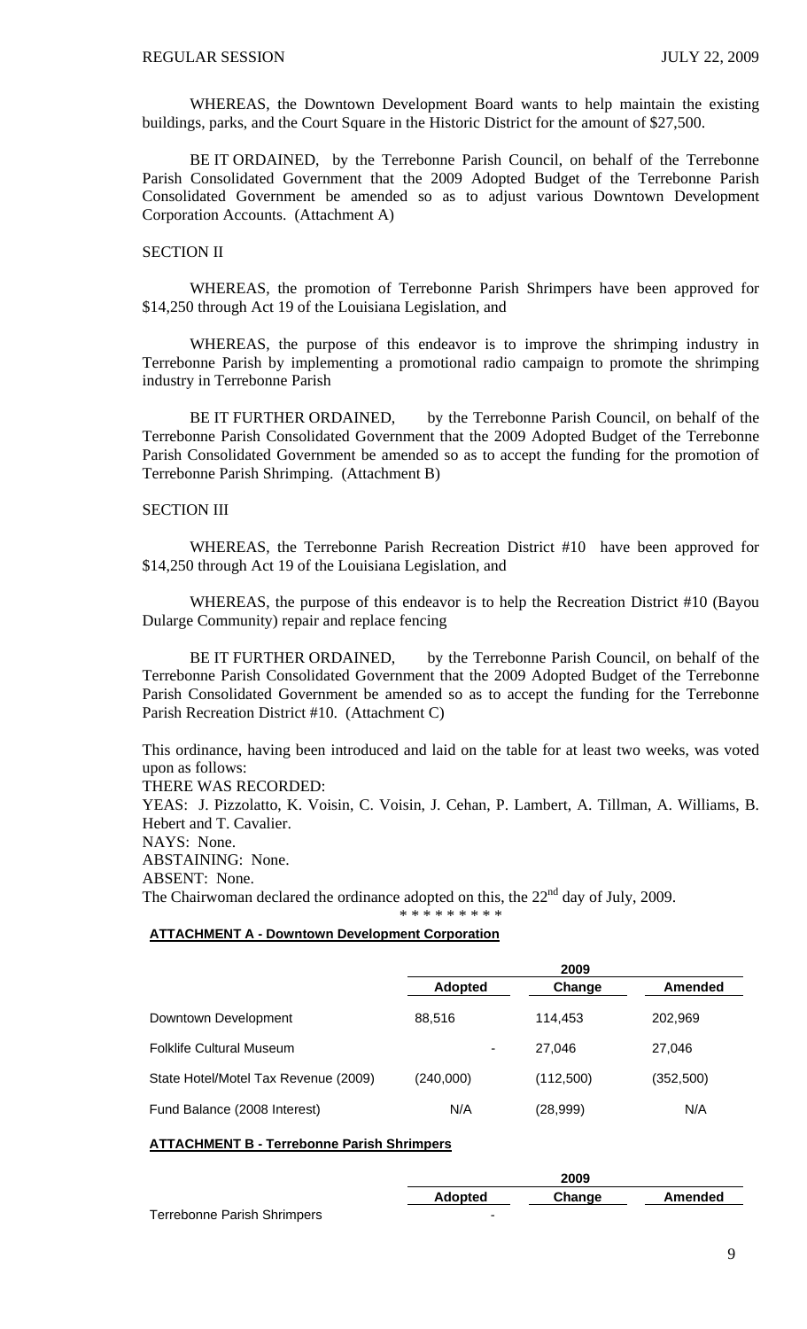WHEREAS, the Downtown Development Board wants to help maintain the existing buildings, parks, and the Court Square in the Historic District for the amount of $27,500.

BE IT ORDAINED, by the Terrebonne Parish Council, on behalf of the Terrebonne Parish Consolidated Government that the 2009 Adopted Budget of the Terrebonne Parish Consolidated Government be amended so as to adjust various Downtown Development Corporation Accounts. (Attachment A)

SECTION II

WHEREAS, the promotion of Terrebonne Parish Shrimpers have been approved for $14,250 through Act 19 of the Louisiana Legislation, and

WHEREAS, the purpose of this endeavor is to improve the shrimping industry in Terrebonne Parish by implementing a promotional radio campaign to promote the shrimping industry in Terrebonne Parish

BE IT FURTHER ORDAINED, by the Terrebonne Parish Council, on behalf of the Terrebonne Parish Consolidated Government that the 2009 Adopted Budget of the Terrebonne Parish Consolidated Government be amended so as to accept the funding for the promotion of Terrebonne Parish Shrimping. (Attachment B)

SECTION III

WHEREAS, the Terrebonne Parish Recreation District #10 have been approved for $14,250 through Act 19 of the Louisiana Legislation, and

WHEREAS, the purpose of this endeavor is to help the Recreation District #10 (Bayou Dularge Community) repair and replace fencing

BE IT FURTHER ORDAINED, by the Terrebonne Parish Council, on behalf of the Terrebonne Parish Consolidated Government that the 2009 Adopted Budget of the Terrebonne Parish Consolidated Government be amended so as to accept the funding for the Terrebonne Parish Recreation District #10. (Attachment C)

This ordinance, having been introduced and laid on the table for at least two weeks, was voted upon as follows:
THERE WAS RECORDED:
YEAS: J. Pizzolatto, K. Voisin, C. Voisin, J. Cehan, P. Lambert, A. Tillman, A. Williams, B. Hebert and T. Cavalier.
NAYS: None.
ABSTAINING: None.
ABSENT: None.
The Chairwoman declared the ordinance adopted on this, the 22nd day of July, 2009.

\* \* \* \* \* \* \* \* \*

**ATTACHMENT A - Downtown Development Corporation**

| | 2009 | | |
|---|---|---|---|
| | **Adopted** | **Change** | **Amended** |
| Downtown Development | 88,516 | 114,453 | 202,969 |
| Folklife Cultural Museum | - | 27,046 | 27,046 |
| State Hotel/Motel Tax Revenue (2009) | (240,000) | (112,500) | (352,500) |
| Fund Balance (2008 Interest) | N/A | (28,999) | N/A |

**ATTACHMENT B - Terrebonne Parish Shrimpers**

| | 2009 | | |
|---|---|---|---|
| | **Adopted** | **Change** | **Amended** |
| Terrebonne Parish Shrimpers | - | | |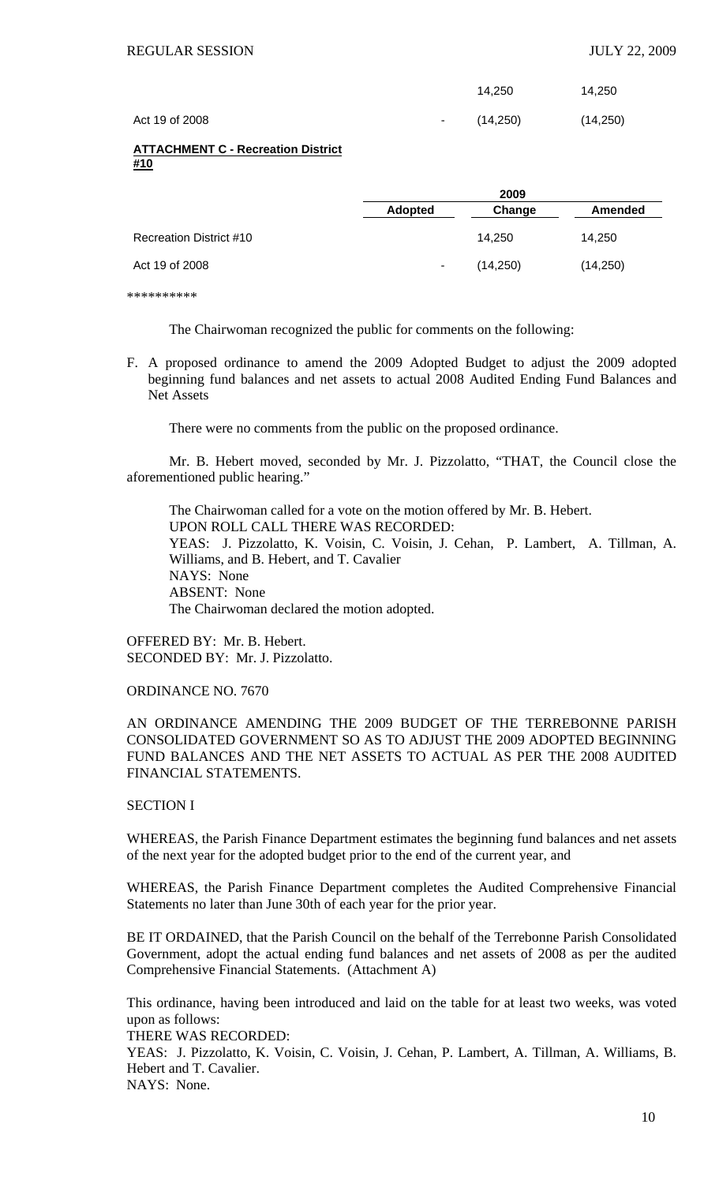| | | | |
|---|---|---|---|
| | | 14,250 | 14,250 |
| Act 19 of 2008 | - | (14,250) | (14,250) |

**ATTACHMENT C - Recreation District #10**

| | 2009 | | |
|---|---|---|---|
| | **Adopted** | **Change** | **Amended** |
| Recreation District #10 | | 14,250 | 14,250 |
| Act 19 of 2008 | - | (14,250) | (14,250) |

**********

The Chairwoman recognized the public for comments on the following:

F. A proposed ordinance to amend the 2009 Adopted Budget to adjust the 2009 adopted beginning fund balances and net assets to actual 2008 Audited Ending Fund Balances and Net Assets

There were no comments from the public on the proposed ordinance.

Mr. B. Hebert moved, seconded by Mr. J. Pizzolatto, "THAT, the Council close the aforementioned public hearing."

The Chairwoman called for a vote on the motion offered by Mr. B. Hebert.
UPON ROLL CALL THERE WAS RECORDED:
YEAS: J. Pizzolatto, K. Voisin, C. Voisin, J. Cehan, P. Lambert, A. Tillman, A. Williams, and B. Hebert, and T. Cavalier
NAYS: None
ABSENT: None
The Chairwoman declared the motion adopted.

OFFERED BY: Mr. B. Hebert.
SECONDED BY: Mr. J. Pizzolatto.

ORDINANCE NO. 7670

AN ORDINANCE AMENDING THE 2009 BUDGET OF THE TERREBONNE PARISH CONSOLIDATED GOVERNMENT SO AS TO ADJUST THE 2009 ADOPTED BEGINNING FUND BALANCES AND THE NET ASSETS TO ACTUAL AS PER THE 2008 AUDITED FINANCIAL STATEMENTS.

SECTION I

WHEREAS, the Parish Finance Department estimates the beginning fund balances and net assets of the next year for the adopted budget prior to the end of the current year, and

WHEREAS, the Parish Finance Department completes the Audited Comprehensive Financial Statements no later than June 30th of each year for the prior year.

BE IT ORDAINED, that the Parish Council on the behalf of the Terrebonne Parish Consolidated Government, adopt the actual ending fund balances and net assets of 2008 as per the audited Comprehensive Financial Statements. (Attachment A)

This ordinance, having been introduced and laid on the table for at least two weeks, was voted upon as follows:
THERE WAS RECORDED:
YEAS: J. Pizzolatto, K. Voisin, C. Voisin, J. Cehan, P. Lambert, A. Tillman, A. Williams, B. Hebert and T. Cavalier.
NAYS: None.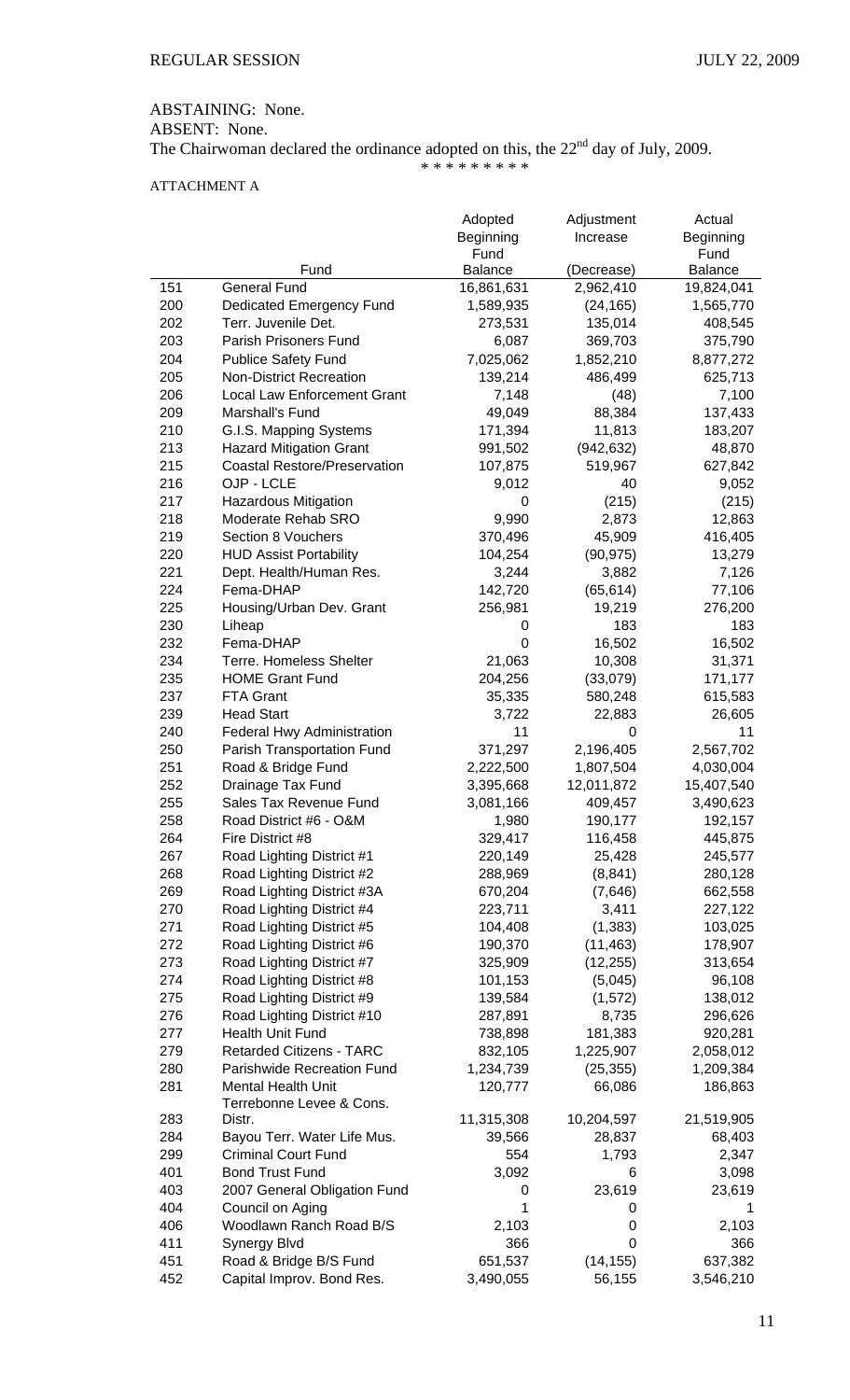ABSTAINING: None.

ABSENT: None.

The Chairwoman declared the ordinance adopted on this, the 22nd day of July, 2009.

\* \* \* \* \* \* \* \* \*

ATTACHMENT A

| | Fund | Adopted Beginning Fund Balance | Adjustment Increase (Decrease) | Actual Beginning Fund Balance |
|---|---|---|---|---|
| 151 | General Fund | 16,861,631 | 2,962,410 | 19,824,041 |
| 200 | Dedicated Emergency Fund | 1,589,935 | (24,165) | 1,565,770 |
| 202 | Terr. Juvenile Det. | 273,531 | 135,014 | 408,545 |
| 203 | Parish Prisoners Fund | 6,087 | 369,703 | 375,790 |
| 204 | Publice Safety Fund | 7,025,062 | 1,852,210 | 8,877,272 |
| 205 | Non-District Recreation | 139,214 | 486,499 | 625,713 |
| 206 | Local Law Enforcement Grant | 7,148 | (48) | 7,100 |
| 209 | Marshall's Fund | 49,049 | 88,384 | 137,433 |
| 210 | G.I.S. Mapping Systems | 171,394 | 11,813 | 183,207 |
| 213 | Hazard Mitigation Grant | 991,502 | (942,632) | 48,870 |
| 215 | Coastal Restore/Preservation | 107,875 | 519,967 | 627,842 |
| 216 | OJP - LCLE | 9,012 | 40 | 9,052 |
| 217 | Hazardous Mitigation | 0 | (215) | (215) |
| 218 | Moderate Rehab SRO | 9,990 | 2,873 | 12,863 |
| 219 | Section 8 Vouchers | 370,496 | 45,909 | 416,405 |
| 220 | HUD Assist Portability | 104,254 | (90,975) | 13,279 |
| 221 | Dept. Health/Human Res. | 3,244 | 3,882 | 7,126 |
| 224 | Fema-DHAP | 142,720 | (65,614) | 77,106 |
| 225 | Housing/Urban Dev. Grant | 256,981 | 19,219 | 276,200 |
| 230 | Liheap | 0 | 183 | 183 |
| 232 | Fema-DHAP | 0 | 16,502 | 16,502 |
| 234 | Terre. Homeless Shelter | 21,063 | 10,308 | 31,371 |
| 235 | HOME Grant Fund | 204,256 | (33,079) | 171,177 |
| 237 | FTA Grant | 35,335 | 580,248 | 615,583 |
| 239 | Head Start | 3,722 | 22,883 | 26,605 |
| 240 | Federal Hwy Administration | 11 | 0 | 11 |
| 250 | Parish Transportation Fund | 371,297 | 2,196,405 | 2,567,702 |
| 251 | Road & Bridge Fund | 2,222,500 | 1,807,504 | 4,030,004 |
| 252 | Drainage Tax Fund | 3,395,668 | 12,011,872 | 15,407,540 |
| 255 | Sales Tax Revenue Fund | 3,081,166 | 409,457 | 3,490,623 |
| 258 | Road District #6 - O&M | 1,980 | 190,177 | 192,157 |
| 264 | Fire District #8 | 329,417 | 116,458 | 445,875 |
| 267 | Road Lighting District #1 | 220,149 | 25,428 | 245,577 |
| 268 | Road Lighting District #2 | 288,969 | (8,841) | 280,128 |
| 269 | Road Lighting District #3A | 670,204 | (7,646) | 662,558 |
| 270 | Road Lighting District #4 | 223,711 | 3,411 | 227,122 |
| 271 | Road Lighting District #5 | 104,408 | (1,383) | 103,025 |
| 272 | Road Lighting District #6 | 190,370 | (11,463) | 178,907 |
| 273 | Road Lighting District #7 | 325,909 | (12,255) | 313,654 |
| 274 | Road Lighting District #8 | 101,153 | (5,045) | 96,108 |
| 275 | Road Lighting District #9 | 139,584 | (1,572) | 138,012 |
| 276 | Road Lighting District #10 | 287,891 | 8,735 | 296,626 |
| 277 | Health Unit Fund | 738,898 | 181,383 | 920,281 |
| 279 | Retarded Citizens - TARC | 832,105 | 1,225,907 | 2,058,012 |
| 280 | Parishwide Recreation Fund | 1,234,739 | (25,355) | 1,209,384 |
| 281 | Mental Health Unit | 120,777 | 66,086 | 186,863 |
| 283 | Terrebonne Levee & Cons. Distr. | 11,315,308 | 10,204,597 | 21,519,905 |
| 284 | Bayou Terr. Water Life Mus. | 39,566 | 28,837 | 68,403 |
| 299 | Criminal Court Fund | 554 | 1,793 | 2,347 |
| 401 | Bond Trust Fund | 3,092 | 6 | 3,098 |
| 403 | 2007 General Obligation Fund | 0 | 23,619 | 23,619 |
| 404 | Council on Aging | 1 | 0 | 1 |
| 406 | Woodlawn Ranch Road B/S | 2,103 | 0 | 2,103 |
| 411 | Synergy Blvd | 366 | 0 | 366 |
| 451 | Road & Bridge B/S Fund | 651,537 | (14,155) | 637,382 |
| 452 | Capital Improv. Bond Res. | 3,490,055 | 56,155 | 3,546,210 |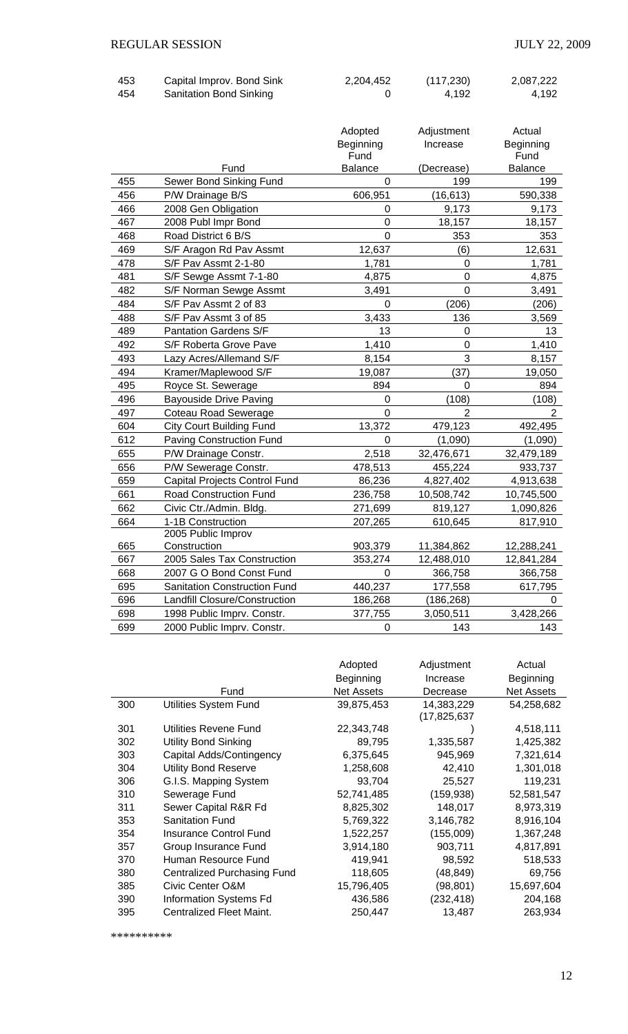| | | | | |
|---|---|---|---|---|
| 453 | Capital Improv. Bond Sink | 2,204,452 | (117,230) | 2,087,222 |
| 454 | Sanitation Bond Sinking | 0 | 4,192 | 4,192 |

| | Fund | Adopted Beginning Fund Balance | Adjustment Increase (Decrease) | Actual Beginning Fund Balance |
|---|---|---|---|---|
| 455 | Sewer Bond Sinking Fund | 0 | 199 | 199 |
| 456 | P/W Drainage B/S | 606,951 | (16,613) | 590,338 |
| 466 | 2008 Gen Obligation | 0 | 9,173 | 9,173 |
| 467 | 2008 Publ Impr Bond | 0 | 18,157 | 18,157 |
| 468 | Road District 6 B/S | 0 | 353 | 353 |
| 469 | S/F Aragon Rd Pav Assmt | 12,637 | (6) | 12,631 |
| 478 | S/F Pav Assmt 2-1-80 | 1,781 | 0 | 1,781 |
| 481 | S/F Sewge Assmt 7-1-80 | 4,875 | 0 | 4,875 |
| 482 | S/F Norman Sewge Assmt | 3,491 | 0 | 3,491 |
| 484 | S/F Pav Assmt 2 of 83 | 0 | (206) | (206) |
| 488 | S/F Pav Assmt 3 of 85 | 3,433 | 136 | 3,569 |
| 489 | Pantation Gardens S/F | 13 | 0 | 13 |
| 492 | S/F Roberta Grove Pave | 1,410 | 0 | 1,410 |
| 493 | Lazy Acres/Allemand S/F | 8,154 | 3 | 8,157 |
| 494 | Kramer/Maplewood S/F | 19,087 | (37) | 19,050 |
| 495 | Royce St. Sewerage | 894 | 0 | 894 |
| 496 | Bayouside Drive Paving | 0 | (108) | (108) |
| 497 | Coteau Road Sewerage | 0 | 2 | 2 |
| 604 | City Court Building Fund | 13,372 | 479,123 | 492,495 |
| 612 | Paving Construction Fund | 0 | (1,090) | (1,090) |
| 655 | P/W Drainage Constr. | 2,518 | 32,476,671 | 32,479,189 |
| 656 | P/W Sewerage Constr. | 478,513 | 455,224 | 933,737 |
| 659 | Capital Projects Control Fund | 86,236 | 4,827,402 | 4,913,638 |
| 661 | Road Construction Fund | 236,758 | 10,508,742 | 10,745,500 |
| 662 | Civic Ctr./Admin. Bldg. | 271,699 | 819,127 | 1,090,826 |
| 664 | 1-1B Construction | 207,265 | 610,645 | 817,910 |
| 665 | 2005 Public Improv Construction | 903,379 | 11,384,862 | 12,288,241 |
| 667 | 2005 Sales Tax Construction | 353,274 | 12,488,010 | 12,841,284 |
| 668 | 2007 G O Bond Const Fund | 0 | 366,758 | 366,758 |
| 695 | Sanitation Construction Fund | 440,237 | 177,558 | 617,795 |
| 696 | Landfill Closure/Construction | 186,268 | (186,268) | 0 |
| 698 | 1998 Public Imprv. Constr. | 377,755 | 3,050,511 | 3,428,266 |
| 699 | 2000 Public Imprv. Constr. | 0 | 143 | 143 |

| | Fund | Adopted Beginning Net Assets | Adjustment Increase Decrease | Actual Beginning Net Assets |
|---|---|---|---|---|
| 300 | Utilities System Fund | 39,875,453 | 14,383,229 | 54,258,682 |
| 301 | Utilities Revene Fund | 22,343,748 | (17,825,637) | 4,518,111 |
| 302 | Utility Bond Sinking | 89,795 | 1,335,587 | 1,425,382 |
| 303 | Capital Adds/Contingency | 6,375,645 | 945,969 | 7,321,614 |
| 304 | Utility Bond Reserve | 1,258,608 | 42,410 | 1,301,018 |
| 306 | G.I.S. Mapping System | 93,704 | 25,527 | 119,231 |
| 310 | Sewerage Fund | 52,741,485 | (159,938) | 52,581,547 |
| 311 | Sewer Capital R&R Fd | 8,825,302 | 148,017 | 8,973,319 |
| 353 | Sanitation Fund | 5,769,322 | 3,146,782 | 8,916,104 |
| 354 | Insurance Control Fund | 1,522,257 | (155,009) | 1,367,248 |
| 357 | Group Insurance Fund | 3,914,180 | 903,711 | 4,817,891 |
| 370 | Human Resource Fund | 419,941 | 98,592 | 518,533 |
| 380 | Centralized Purchasing Fund | 118,605 | (48,849) | 69,756 |
| 385 | Civic Center O&M | 15,796,405 | (98,801) | 15,697,604 |
| 390 | Information Systems Fd | 436,586 | (232,418) | 204,168 |
| 395 | Centralized Fleet Maint. | 250,447 | 13,487 | 263,934 |

**********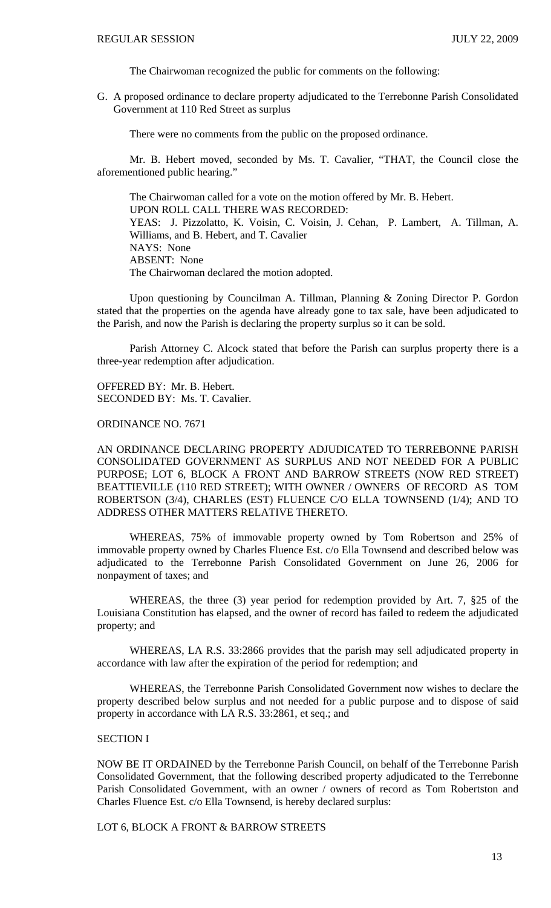The Chairwoman recognized the public for comments on the following:

G. A proposed ordinance to declare property adjudicated to the Terrebonne Parish Consolidated Government at 110 Red Street as surplus

There were no comments from the public on the proposed ordinance.

Mr. B. Hebert moved, seconded by Ms. T. Cavalier, "THAT, the Council close the aforementioned public hearing."

The Chairwoman called for a vote on the motion offered by Mr. B. Hebert.
UPON ROLL CALL THERE WAS RECORDED:
YEAS: J. Pizzolatto, K. Voisin, C. Voisin, J. Cehan, P. Lambert, A. Tillman, A. Williams, and B. Hebert, and T. Cavalier
NAYS: None
ABSENT: None
The Chairwoman declared the motion adopted.

Upon questioning by Councilman A. Tillman, Planning & Zoning Director P. Gordon stated that the properties on the agenda have already gone to tax sale, have been adjudicated to the Parish, and now the Parish is declaring the property surplus so it can be sold.

Parish Attorney C. Alcock stated that before the Parish can surplus property there is a three-year redemption after adjudication.

OFFERED BY: Mr. B. Hebert.
SECONDED BY: Ms. T. Cavalier.

ORDINANCE NO. 7671

AN ORDINANCE DECLARING PROPERTY ADJUDICATED TO TERREBONNE PARISH CONSOLIDATED GOVERNMENT AS SURPLUS AND NOT NEEDED FOR A PUBLIC PURPOSE; LOT 6, BLOCK A FRONT AND BARROW STREETS (NOW RED STREET) BEATTIEVILLE (110 RED STREET); WITH OWNER / OWNERS OF RECORD AS TOM ROBERTSON (3/4), CHARLES (EST) FLUENCE C/O ELLA TOWNSEND (1/4); AND TO ADDRESS OTHER MATTERS RELATIVE THERETO.

WHEREAS, 75% of immovable property owned by Tom Robertson and 25% of immovable property owned by Charles Fluence Est. c/o Ella Townsend and described below was adjudicated to the Terrebonne Parish Consolidated Government on June 26, 2006 for nonpayment of taxes; and

WHEREAS, the three (3) year period for redemption provided by Art. 7, §25 of the Louisiana Constitution has elapsed, and the owner of record has failed to redeem the adjudicated property; and

WHEREAS, LA R.S. 33:2866 provides that the parish may sell adjudicated property in accordance with law after the expiration of the period for redemption; and

WHEREAS, the Terrebonne Parish Consolidated Government now wishes to declare the property described below surplus and not needed for a public purpose and to dispose of said property in accordance with LA R.S. 33:2861, et seq.; and

SECTION I

NOW BE IT ORDAINED by the Terrebonne Parish Council, on behalf of the Terrebonne Parish Consolidated Government, that the following described property adjudicated to the Terrebonne Parish Consolidated Government, with an owner / owners of record as Tom Robertston and Charles Fluence Est. c/o Ella Townsend, is hereby declared surplus:

LOT 6, BLOCK A FRONT & BARROW STREETS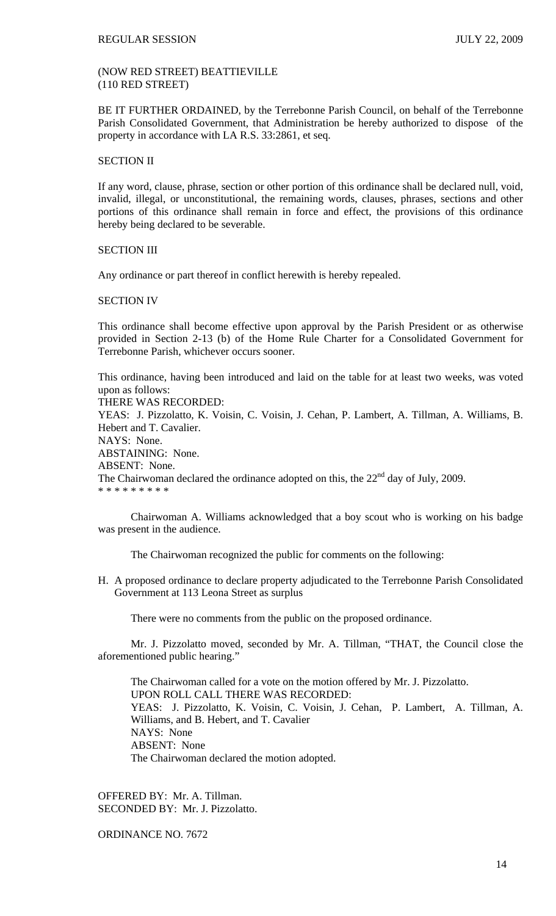(NOW RED STREET) BEATTIEVILLE
(110 RED STREET)

BE IT FURTHER ORDAINED, by the Terrebonne Parish Council, on behalf of the Terrebonne Parish Consolidated Government, that Administration be hereby authorized to dispose of the property in accordance with LA R.S. 33:2861, et seq.

SECTION II

If any word, clause, phrase, section or other portion of this ordinance shall be declared null, void, invalid, illegal, or unconstitutional, the remaining words, clauses, phrases, sections and other portions of this ordinance shall remain in force and effect, the provisions of this ordinance hereby being declared to be severable.

SECTION III

Any ordinance or part thereof in conflict herewith is hereby repealed.

SECTION IV

This ordinance shall become effective upon approval by the Parish President or as otherwise provided in Section 2-13 (b) of the Home Rule Charter for a Consolidated Government for Terrebonne Parish, whichever occurs sooner.

This ordinance, having been introduced and laid on the table for at least two weeks, was voted upon as follows:
THERE WAS RECORDED:
YEAS: J. Pizzolatto, K. Voisin, C. Voisin, J. Cehan, P. Lambert, A. Tillman, A. Williams, B. Hebert and T. Cavalier.
NAYS: None.
ABSTAINING: None.
ABSENT: None.
The Chairwoman declared the ordinance adopted on this, the 22nd day of July, 2009.
* * * * * * * * *

Chairwoman A. Williams acknowledged that a boy scout who is working on his badge was present in the audience.

The Chairwoman recognized the public for comments on the following:

H. A proposed ordinance to declare property adjudicated to the Terrebonne Parish Consolidated Government at 113 Leona Street as surplus

There were no comments from the public on the proposed ordinance.

Mr. J. Pizzolatto moved, seconded by Mr. A. Tillman, "THAT, the Council close the aforementioned public hearing."

The Chairwoman called for a vote on the motion offered by Mr. J. Pizzolatto.
UPON ROLL CALL THERE WAS RECORDED:
YEAS: J. Pizzolatto, K. Voisin, C. Voisin, J. Cehan, P. Lambert, A. Tillman, A. Williams, and B. Hebert, and T. Cavalier
NAYS: None
ABSENT: None
The Chairwoman declared the motion adopted.

OFFERED BY: Mr. A. Tillman.
SECONDED BY: Mr. J. Pizzolatto.

ORDINANCE NO. 7672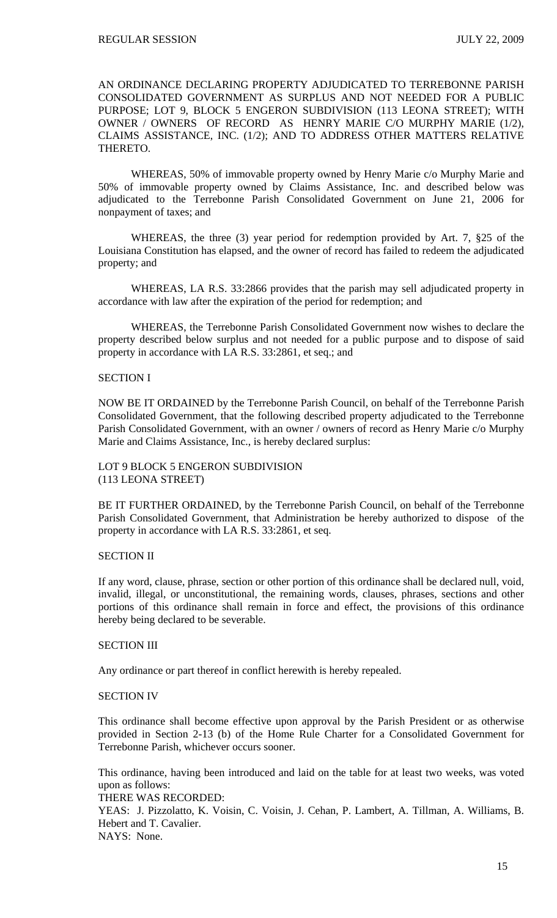AN ORDINANCE DECLARING PROPERTY ADJUDICATED TO TERREBONNE PARISH CONSOLIDATED GOVERNMENT AS SURPLUS AND NOT NEEDED FOR A PUBLIC PURPOSE; LOT 9, BLOCK 5 ENGERON SUBDIVISION (113 LEONA STREET); WITH OWNER / OWNERS OF RECORD AS HENRY MARIE C/O MURPHY MARIE (1/2), CLAIMS ASSISTANCE, INC. (1/2); AND TO ADDRESS OTHER MATTERS RELATIVE THERETO.

WHEREAS, 50% of immovable property owned by Henry Marie c/o Murphy Marie and 50% of immovable property owned by Claims Assistance, Inc. and described below was adjudicated to the Terrebonne Parish Consolidated Government on June 21, 2006 for nonpayment of taxes; and

WHEREAS, the three (3) year period for redemption provided by Art. 7, §25 of the Louisiana Constitution has elapsed, and the owner of record has failed to redeem the adjudicated property; and

WHEREAS, LA R.S. 33:2866 provides that the parish may sell adjudicated property in accordance with law after the expiration of the period for redemption; and

WHEREAS, the Terrebonne Parish Consolidated Government now wishes to declare the property described below surplus and not needed for a public purpose and to dispose of said property in accordance with LA R.S. 33:2861, et seq.; and

SECTION I

NOW BE IT ORDAINED by the Terrebonne Parish Council, on behalf of the Terrebonne Parish Consolidated Government, that the following described property adjudicated to the Terrebonne Parish Consolidated Government, with an owner / owners of record as Henry Marie c/o Murphy Marie and Claims Assistance, Inc., is hereby declared surplus:

LOT 9 BLOCK 5 ENGERON SUBDIVISION
(113 LEONA STREET)

BE IT FURTHER ORDAINED, by the Terrebonne Parish Council, on behalf of the Terrebonne Parish Consolidated Government, that Administration be hereby authorized to dispose of the property in accordance with LA R.S. 33:2861, et seq.

SECTION II

If any word, clause, phrase, section or other portion of this ordinance shall be declared null, void, invalid, illegal, or unconstitutional, the remaining words, clauses, phrases, sections and other portions of this ordinance shall remain in force and effect, the provisions of this ordinance hereby being declared to be severable.

SECTION III

Any ordinance or part thereof in conflict herewith is hereby repealed.

SECTION IV

This ordinance shall become effective upon approval by the Parish President or as otherwise provided in Section 2-13 (b) of the Home Rule Charter for a Consolidated Government for Terrebonne Parish, whichever occurs sooner.

This ordinance, having been introduced and laid on the table for at least two weeks, was voted upon as follows:

THERE WAS RECORDED:

YEAS: J. Pizzolatto, K. Voisin, C. Voisin, J. Cehan, P. Lambert, A. Tillman, A. Williams, B. Hebert and T. Cavalier.

NAYS: None.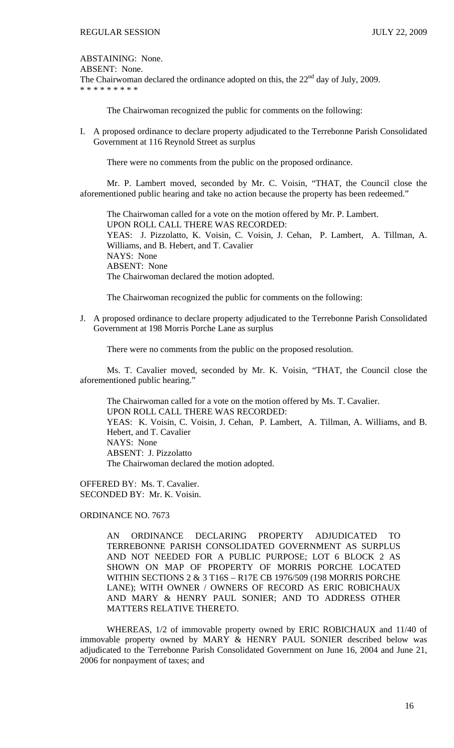ABSTAINING: None.
ABSENT: None.
The Chairwoman declared the ordinance adopted on this, the 22nd day of July, 2009.
\* \* \* \* \* \* \* \* \*

The Chairwoman recognized the public for comments on the following:

I. A proposed ordinance to declare property adjudicated to the Terrebonne Parish Consolidated Government at 116 Reynold Street as surplus

There were no comments from the public on the proposed ordinance.

Mr. P. Lambert moved, seconded by Mr. C. Voisin, "THAT, the Council close the aforementioned public hearing and take no action because the property has been redeemed."

The Chairwoman called for a vote on the motion offered by Mr. P. Lambert.
UPON ROLL CALL THERE WAS RECORDED:
YEAS: J. Pizzolatto, K. Voisin, C. Voisin, J. Cehan, P. Lambert, A. Tillman, A. Williams, and B. Hebert, and T. Cavalier
NAYS: None
ABSENT: None
The Chairwoman declared the motion adopted.

The Chairwoman recognized the public for comments on the following:

J. A proposed ordinance to declare property adjudicated to the Terrebonne Parish Consolidated Government at 198 Morris Porche Lane as surplus

There were no comments from the public on the proposed resolution.

Ms. T. Cavalier moved, seconded by Mr. K. Voisin, "THAT, the Council close the aforementioned public hearing."

The Chairwoman called for a vote on the motion offered by Ms. T. Cavalier.
UPON ROLL CALL THERE WAS RECORDED:
YEAS: K. Voisin, C. Voisin, J. Cehan, P. Lambert, A. Tillman, A. Williams, and B. Hebert, and T. Cavalier
NAYS: None
ABSENT: J. Pizzolatto
The Chairwoman declared the motion adopted.

OFFERED BY: Ms. T. Cavalier.
SECONDED BY: Mr. K. Voisin.

ORDINANCE NO. 7673

AN ORDINANCE DECLARING PROPERTY ADJUDICATED TO TERREBONNE PARISH CONSOLIDATED GOVERNMENT AS SURPLUS AND NOT NEEDED FOR A PUBLIC PURPOSE; LOT 6 BLOCK 2 AS SHOWN ON MAP OF PROPERTY OF MORRIS PORCHE LOCATED WITHIN SECTIONS 2 & 3 T16S – R17E CB 1976/509 (198 MORRIS PORCHE LANE); WITH OWNER / OWNERS OF RECORD AS ERIC ROBICHAUX AND MARY & HENRY PAUL SONIER; AND TO ADDRESS OTHER MATTERS RELATIVE THERETO.

WHEREAS, 1/2 of immovable property owned by ERIC ROBICHAUX and 11/40 of immovable property owned by MARY & HENRY PAUL SONIER described below was adjudicated to the Terrebonne Parish Consolidated Government on June 16, 2004 and June 21, 2006 for nonpayment of taxes; and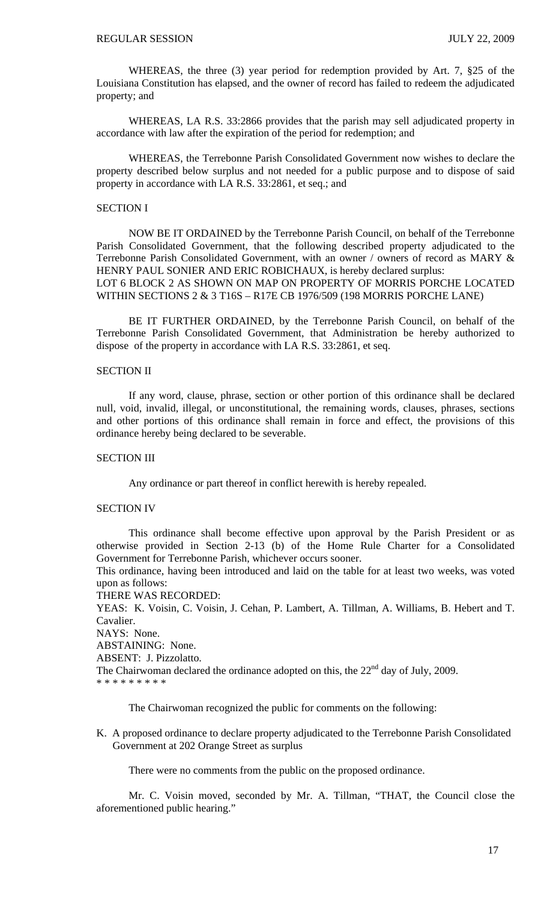WHEREAS, the three (3) year period for redemption provided by Art. 7, §25 of the Louisiana Constitution has elapsed, and the owner of record has failed to redeem the adjudicated property; and

WHEREAS, LA R.S. 33:2866 provides that the parish may sell adjudicated property in accordance with law after the expiration of the period for redemption; and

WHEREAS, the Terrebonne Parish Consolidated Government now wishes to declare the property described below surplus and not needed for a public purpose and to dispose of said property in accordance with LA R.S. 33:2861, et seq.; and

SECTION I

NOW BE IT ORDAINED by the Terrebonne Parish Council, on behalf of the Terrebonne Parish Consolidated Government, that the following described property adjudicated to the Terrebonne Parish Consolidated Government, with an owner / owners of record as MARY & HENRY PAUL SONIER AND ERIC ROBICHAUX, is hereby declared surplus:
LOT 6 BLOCK 2 AS SHOWN ON MAP ON PROPERTY OF MORRIS PORCHE LOCATED WITHIN SECTIONS 2 & 3 T16S – R17E CB 1976/509 (198 MORRIS PORCHE LANE)

BE IT FURTHER ORDAINED, by the Terrebonne Parish Council, on behalf of the Terrebonne Parish Consolidated Government, that Administration be hereby authorized to dispose of the property in accordance with LA R.S. 33:2861, et seq.

SECTION II

If any word, clause, phrase, section or other portion of this ordinance shall be declared null, void, invalid, illegal, or unconstitutional, the remaining words, clauses, phrases, sections and other portions of this ordinance shall remain in force and effect, the provisions of this ordinance hereby being declared to be severable.

SECTION III

Any ordinance or part thereof in conflict herewith is hereby repealed.

SECTION IV

This ordinance shall become effective upon approval by the Parish President or as otherwise provided in Section 2-13 (b) of the Home Rule Charter for a Consolidated Government for Terrebonne Parish, whichever occurs sooner.
This ordinance, having been introduced and laid on the table for at least two weeks, was voted upon as follows:
THERE WAS RECORDED:
YEAS: K. Voisin, C. Voisin, J. Cehan, P. Lambert, A. Tillman, A. Williams, B. Hebert and T. Cavalier.
NAYS: None.
ABSTAINING: None.
ABSENT: J. Pizzolatto.
The Chairwoman declared the ordinance adopted on this, the 22nd day of July, 2009.
* * * * * * * * *

The Chairwoman recognized the public for comments on the following:

K. A proposed ordinance to declare property adjudicated to the Terrebonne Parish Consolidated Government at 202 Orange Street as surplus

There were no comments from the public on the proposed ordinance.

Mr. C. Voisin moved, seconded by Mr. A. Tillman, "THAT, the Council close the aforementioned public hearing."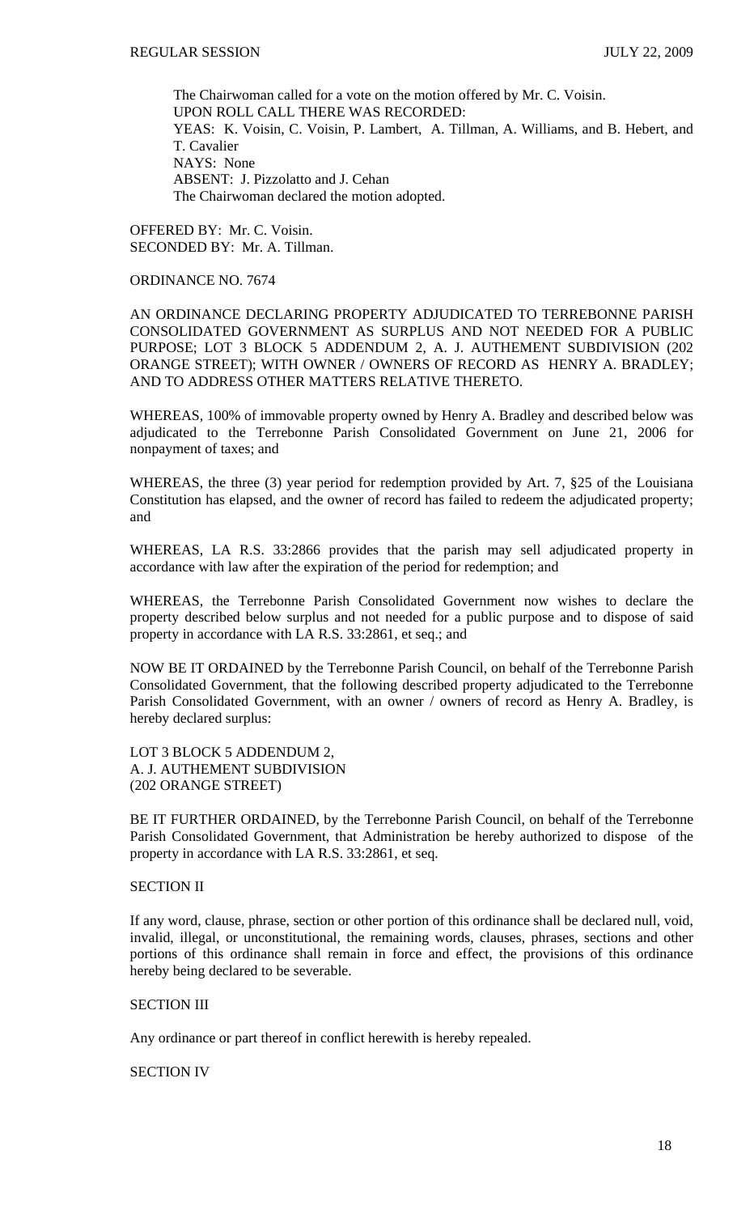The Chairwoman called for a vote on the motion offered by Mr. C. Voisin.
UPON ROLL CALL THERE WAS RECORDED:
YEAS: K. Voisin, C. Voisin, P. Lambert, A. Tillman, A. Williams, and B. Hebert, and T. Cavalier
NAYS: None
ABSENT: J. Pizzolatto and J. Cehan
The Chairwoman declared the motion adopted.

OFFERED BY: Mr. C. Voisin.
SECONDED BY: Mr. A. Tillman.

ORDINANCE NO. 7674

AN ORDINANCE DECLARING PROPERTY ADJUDICATED TO TERREBONNE PARISH CONSOLIDATED GOVERNMENT AS SURPLUS AND NOT NEEDED FOR A PUBLIC PURPOSE; LOT 3 BLOCK 5 ADDENDUM 2, A. J. AUTHEMENT SUBDIVISION (202 ORANGE STREET); WITH OWNER / OWNERS OF RECORD AS HENRY A. BRADLEY; AND TO ADDRESS OTHER MATTERS RELATIVE THERETO.

WHEREAS, 100% of immovable property owned by Henry A. Bradley and described below was adjudicated to the Terrebonne Parish Consolidated Government on June 21, 2006 for nonpayment of taxes; and

WHEREAS, the three (3) year period for redemption provided by Art. 7, §25 of the Louisiana Constitution has elapsed, and the owner of record has failed to redeem the adjudicated property; and

WHEREAS, LA R.S. 33:2866 provides that the parish may sell adjudicated property in accordance with law after the expiration of the period for redemption; and

WHEREAS, the Terrebonne Parish Consolidated Government now wishes to declare the property described below surplus and not needed for a public purpose and to dispose of said property in accordance with LA R.S. 33:2861, et seq.; and

NOW BE IT ORDAINED by the Terrebonne Parish Council, on behalf of the Terrebonne Parish Consolidated Government, that the following described property adjudicated to the Terrebonne Parish Consolidated Government, with an owner / owners of record as Henry A. Bradley, is hereby declared surplus:

LOT 3 BLOCK 5 ADDENDUM 2,
A. J. AUTHEMENT SUBDIVISION
(202 ORANGE STREET)

BE IT FURTHER ORDAINED, by the Terrebonne Parish Council, on behalf of the Terrebonne Parish Consolidated Government, that Administration be hereby authorized to dispose of the property in accordance with LA R.S. 33:2861, et seq.

SECTION II

If any word, clause, phrase, section or other portion of this ordinance shall be declared null, void, invalid, illegal, or unconstitutional, the remaining words, clauses, phrases, sections and other portions of this ordinance shall remain in force and effect, the provisions of this ordinance hereby being declared to be severable.

SECTION III

Any ordinance or part thereof in conflict herewith is hereby repealed.

SECTION IV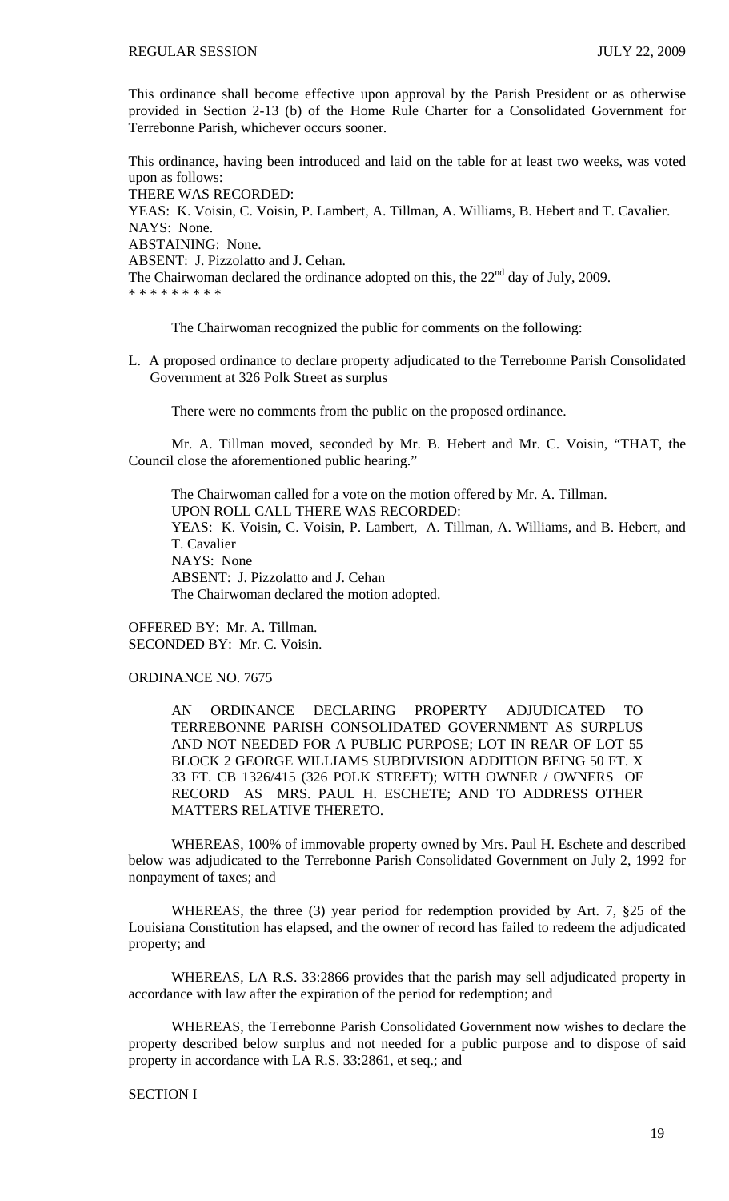This ordinance shall become effective upon approval by the Parish President or as otherwise provided in Section 2-13 (b) of the Home Rule Charter for a Consolidated Government for Terrebonne Parish, whichever occurs sooner.

This ordinance, having been introduced and laid on the table for at least two weeks, was voted upon as follows:

THERE WAS RECORDED:

YEAS: K. Voisin, C. Voisin, P. Lambert, A. Tillman, A. Williams, B. Hebert and T. Cavalier.

NAYS: None.

ABSTAINING: None.

ABSENT: J. Pizzolatto and J. Cehan.

The Chairwoman declared the ordinance adopted on this, the 22nd day of July, 2009.

* * * * * * * * *

The Chairwoman recognized the public for comments on the following:

L. A proposed ordinance to declare property adjudicated to the Terrebonne Parish Consolidated Government at 326 Polk Street as surplus

There were no comments from the public on the proposed ordinance.

Mr. A. Tillman moved, seconded by Mr. B. Hebert and Mr. C. Voisin, "THAT, the Council close the aforementioned public hearing."

The Chairwoman called for a vote on the motion offered by Mr. A. Tillman.

UPON ROLL CALL THERE WAS RECORDED:

YEAS: K. Voisin, C. Voisin, P. Lambert, A. Tillman, A. Williams, and B. Hebert, and T. Cavalier

NAYS: None

ABSENT: J. Pizzolatto and J. Cehan

The Chairwoman declared the motion adopted.

OFFERED BY: Mr. A. Tillman.

SECONDED BY: Mr. C. Voisin.

ORDINANCE NO. 7675

AN ORDINANCE DECLARING PROPERTY ADJUDICATED TO TERREBONNE PARISH CONSOLIDATED GOVERNMENT AS SURPLUS AND NOT NEEDED FOR A PUBLIC PURPOSE; LOT IN REAR OF LOT 55 BLOCK 2 GEORGE WILLIAMS SUBDIVISION ADDITION BEING 50 FT. X 33 FT. CB 1326/415 (326 POLK STREET); WITH OWNER / OWNERS OF RECORD AS MRS. PAUL H. ESCHETE; AND TO ADDRESS OTHER MATTERS RELATIVE THERETO.

WHEREAS, 100% of immovable property owned by Mrs. Paul H. Eschete and described below was adjudicated to the Terrebonne Parish Consolidated Government on July 2, 1992 for nonpayment of taxes; and

WHEREAS, the three (3) year period for redemption provided by Art. 7, §25 of the Louisiana Constitution has elapsed, and the owner of record has failed to redeem the adjudicated property; and

WHEREAS, LA R.S. 33:2866 provides that the parish may sell adjudicated property in accordance with law after the expiration of the period for redemption; and

WHEREAS, the Terrebonne Parish Consolidated Government now wishes to declare the property described below surplus and not needed for a public purpose and to dispose of said property in accordance with LA R.S. 33:2861, et seq.; and

SECTION I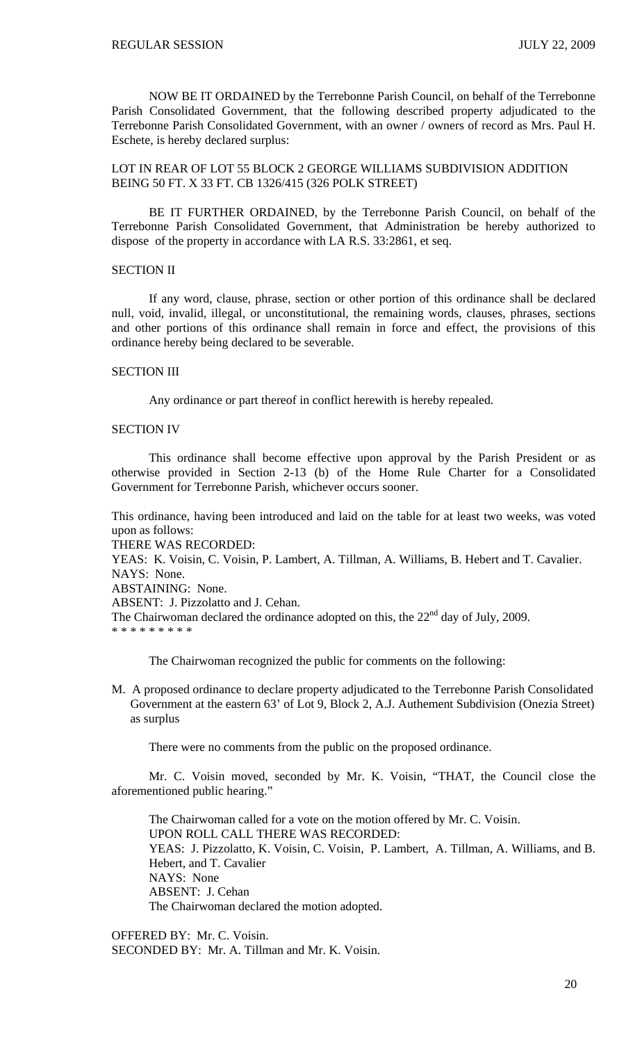NOW BE IT ORDAINED by the Terrebonne Parish Council, on behalf of the Terrebonne Parish Consolidated Government, that the following described property adjudicated to the Terrebonne Parish Consolidated Government, with an owner / owners of record as Mrs. Paul H. Eschete, is hereby declared surplus:

LOT IN REAR OF LOT 55 BLOCK 2 GEORGE WILLIAMS SUBDIVISION ADDITION BEING 50 FT. X 33 FT. CB 1326/415 (326 POLK STREET)

BE IT FURTHER ORDAINED, by the Terrebonne Parish Council, on behalf of the Terrebonne Parish Consolidated Government, that Administration be hereby authorized to dispose of the property in accordance with LA R.S. 33:2861, et seq.

SECTION II

If any word, clause, phrase, section or other portion of this ordinance shall be declared null, void, invalid, illegal, or unconstitutional, the remaining words, clauses, phrases, sections and other portions of this ordinance shall remain in force and effect, the provisions of this ordinance hereby being declared to be severable.

SECTION III

Any ordinance or part thereof in conflict herewith is hereby repealed.

SECTION IV

This ordinance shall become effective upon approval by the Parish President or as otherwise provided in Section 2-13 (b) of the Home Rule Charter for a Consolidated Government for Terrebonne Parish, whichever occurs sooner.

This ordinance, having been introduced and laid on the table for at least two weeks, was voted upon as follows:
THERE WAS RECORDED:
YEAS: K. Voisin, C. Voisin, P. Lambert, A. Tillman, A. Williams, B. Hebert and T. Cavalier.
NAYS: None.
ABSTAINING: None.
ABSENT: J. Pizzolatto and J. Cehan.
The Chairwoman declared the ordinance adopted on this, the 22nd day of July, 2009.
* * * * * * * * *

The Chairwoman recognized the public for comments on the following:

M. A proposed ordinance to declare property adjudicated to the Terrebonne Parish Consolidated Government at the eastern 63' of Lot 9, Block 2, A.J. Authement Subdivision (Onezia Street) as surplus

There were no comments from the public on the proposed ordinance.

Mr. C. Voisin moved, seconded by Mr. K. Voisin, "THAT, the Council close the aforementioned public hearing."

The Chairwoman called for a vote on the motion offered by Mr. C. Voisin.
UPON ROLL CALL THERE WAS RECORDED:
YEAS: J. Pizzolatto, K. Voisin, C. Voisin, P. Lambert, A. Tillman, A. Williams, and B. Hebert, and T. Cavalier
NAYS: None
ABSENT: J. Cehan
The Chairwoman declared the motion adopted.

OFFERED BY: Mr. C. Voisin.
SECONDED BY: Mr. A. Tillman and Mr. K. Voisin.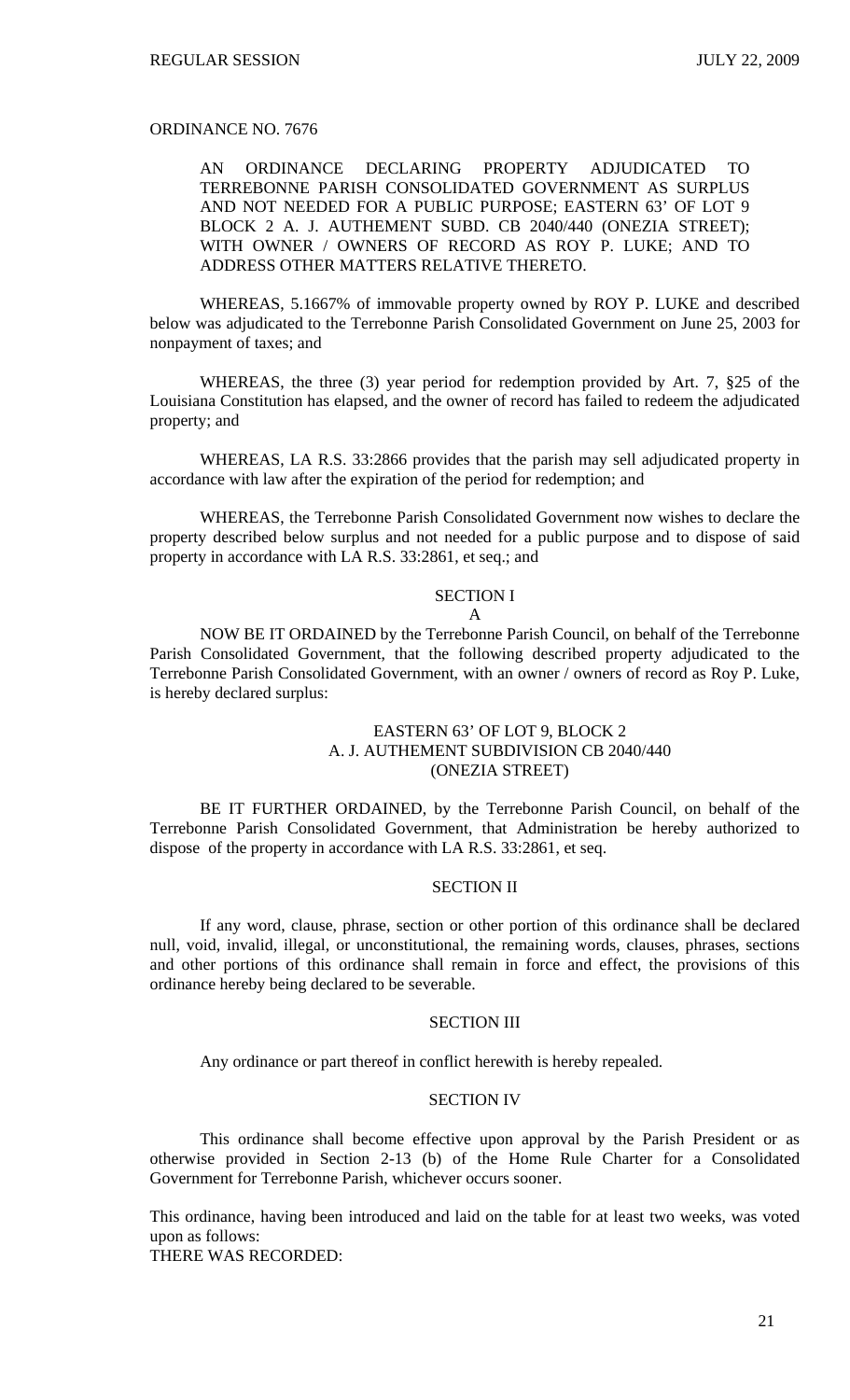ORDINANCE NO. 7676

AN ORDINANCE DECLARING PROPERTY ADJUDICATED TO TERREBONNE PARISH CONSOLIDATED GOVERNMENT AS SURPLUS AND NOT NEEDED FOR A PUBLIC PURPOSE; EASTERN 63' OF LOT 9 BLOCK 2 A. J. AUTHEMENT SUBD. CB 2040/440 (ONEZIA STREET); WITH OWNER / OWNERS OF RECORD AS ROY P. LUKE; AND TO ADDRESS OTHER MATTERS RELATIVE THERETO.

WHEREAS, 5.1667% of immovable property owned by ROY P. LUKE and described below was adjudicated to the Terrebonne Parish Consolidated Government on June 25, 2003 for nonpayment of taxes; and

WHEREAS, the three (3) year period for redemption provided by Art. 7, §25 of the Louisiana Constitution has elapsed, and the owner of record has failed to redeem the adjudicated property; and

WHEREAS, LA R.S. 33:2866 provides that the parish may sell adjudicated property in accordance with law after the expiration of the period for redemption; and

WHEREAS, the Terrebonne Parish Consolidated Government now wishes to declare the property described below surplus and not needed for a public purpose and to dispose of said property in accordance with LA R.S. 33:2861, et seq.; and

SECTION I

A

NOW BE IT ORDAINED by the Terrebonne Parish Council, on behalf of the Terrebonne Parish Consolidated Government, that the following described property adjudicated to the Terrebonne Parish Consolidated Government, with an owner / owners of record as Roy P. Luke, is hereby declared surplus:

EASTERN 63' OF LOT 9, BLOCK 2
A. J. AUTHEMENT SUBDIVISION CB 2040/440
(ONEZIA STREET)

BE IT FURTHER ORDAINED, by the Terrebonne Parish Council, on behalf of the Terrebonne Parish Consolidated Government, that Administration be hereby authorized to dispose of the property in accordance with LA R.S. 33:2861, et seq.

SECTION II

If any word, clause, phrase, section or other portion of this ordinance shall be declared null, void, invalid, illegal, or unconstitutional, the remaining words, clauses, phrases, sections and other portions of this ordinance shall remain in force and effect, the provisions of this ordinance hereby being declared to be severable.

SECTION III

Any ordinance or part thereof in conflict herewith is hereby repealed.

SECTION IV

This ordinance shall become effective upon approval by the Parish President or as otherwise provided in Section 2-13 (b) of the Home Rule Charter for a Consolidated Government for Terrebonne Parish, whichever occurs sooner.

This ordinance, having been introduced and laid on the table for at least two weeks, was voted upon as follows:

THERE WAS RECORDED: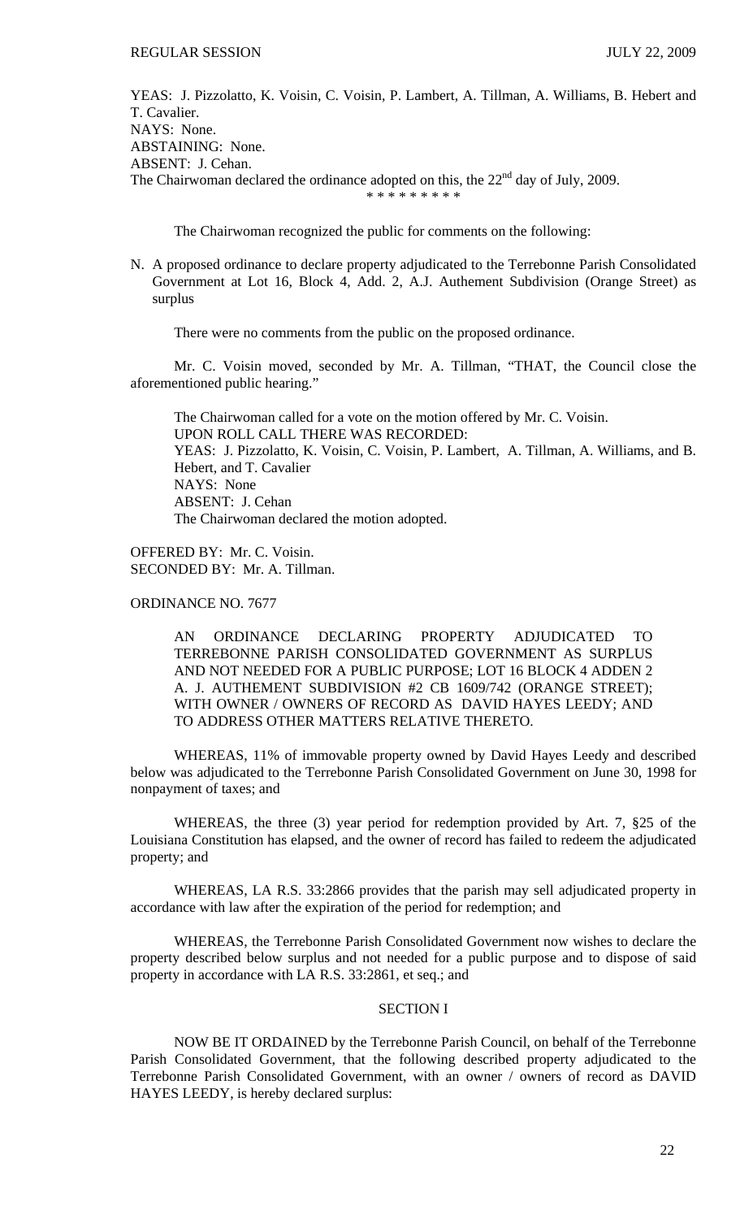YEAS: J. Pizzolatto, K. Voisin, C. Voisin, P. Lambert, A. Tillman, A. Williams, B. Hebert and T. Cavalier.
NAYS: None.
ABSTAINING: None.
ABSENT: J. Cehan.
The Chairwoman declared the ordinance adopted on this, the 22nd day of July, 2009.

\* \* \* \* \* \* \* \* \*

The Chairwoman recognized the public for comments on the following:

N. A proposed ordinance to declare property adjudicated to the Terrebonne Parish Consolidated Government at Lot 16, Block 4, Add. 2, A.J. Authement Subdivision (Orange Street) as surplus

There were no comments from the public on the proposed ordinance.

Mr. C. Voisin moved, seconded by Mr. A. Tillman, "THAT, the Council close the aforementioned public hearing."

The Chairwoman called for a vote on the motion offered by Mr. C. Voisin.
UPON ROLL CALL THERE WAS RECORDED:
YEAS: J. Pizzolatto, K. Voisin, C. Voisin, P. Lambert, A. Tillman, A. Williams, and B. Hebert, and T. Cavalier
NAYS: None
ABSENT: J. Cehan
The Chairwoman declared the motion adopted.

OFFERED BY: Mr. C. Voisin.
SECONDED BY: Mr. A. Tillman.

ORDINANCE NO. 7677

AN ORDINANCE DECLARING PROPERTY ADJUDICATED TO TERREBONNE PARISH CONSOLIDATED GOVERNMENT AS SURPLUS AND NOT NEEDED FOR A PUBLIC PURPOSE; LOT 16 BLOCK 4 ADDEN 2 A. J. AUTHEMENT SUBDIVISION #2 CB 1609/742 (ORANGE STREET); WITH OWNER / OWNERS OF RECORD AS DAVID HAYES LEEDY; AND TO ADDRESS OTHER MATTERS RELATIVE THERETO.

WHEREAS, 11% of immovable property owned by David Hayes Leedy and described below was adjudicated to the Terrebonne Parish Consolidated Government on June 30, 1998 for nonpayment of taxes; and

WHEREAS, the three (3) year period for redemption provided by Art. 7, §25 of the Louisiana Constitution has elapsed, and the owner of record has failed to redeem the adjudicated property; and

WHEREAS, LA R.S. 33:2866 provides that the parish may sell adjudicated property in accordance with law after the expiration of the period for redemption; and

WHEREAS, the Terrebonne Parish Consolidated Government now wishes to declare the property described below surplus and not needed for a public purpose and to dispose of said property in accordance with LA R.S. 33:2861, et seq.; and

SECTION I

NOW BE IT ORDAINED by the Terrebonne Parish Council, on behalf of the Terrebonne Parish Consolidated Government, that the following described property adjudicated to the Terrebonne Parish Consolidated Government, with an owner / owners of record as DAVID HAYES LEEDY, is hereby declared surplus: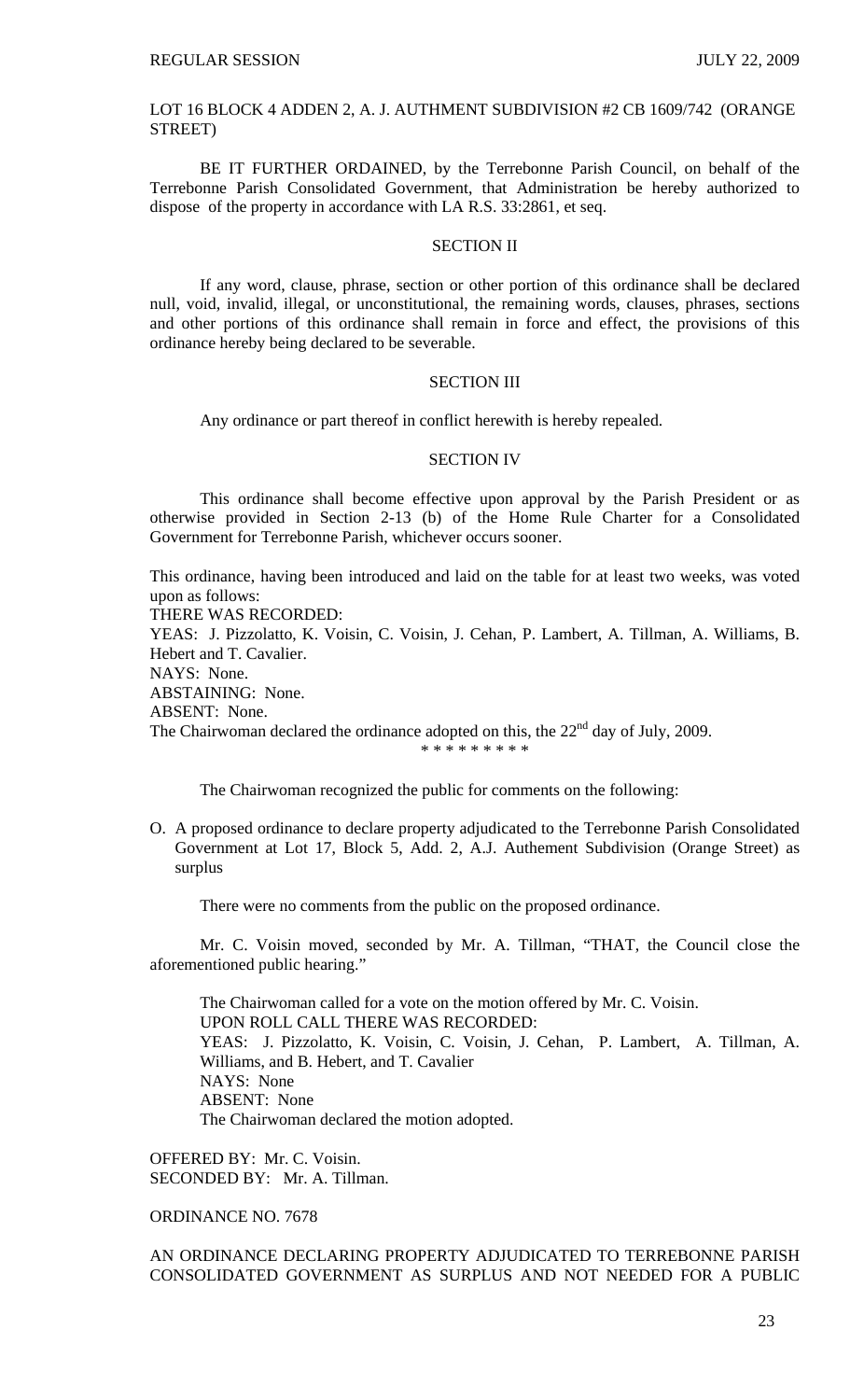LOT 16 BLOCK 4 ADDEN 2, A. J. AUTHMENT SUBDIVISION #2 CB 1609/742 (ORANGE STREET)

BE IT FURTHER ORDAINED, by the Terrebonne Parish Council, on behalf of the Terrebonne Parish Consolidated Government, that Administration be hereby authorized to dispose of the property in accordance with LA R.S. 33:2861, et seq.

SECTION II

If any word, clause, phrase, section or other portion of this ordinance shall be declared null, void, invalid, illegal, or unconstitutional, the remaining words, clauses, phrases, sections and other portions of this ordinance shall remain in force and effect, the provisions of this ordinance hereby being declared to be severable.

SECTION III

Any ordinance or part thereof in conflict herewith is hereby repealed.

SECTION IV

This ordinance shall become effective upon approval by the Parish President or as otherwise provided in Section 2-13 (b) of the Home Rule Charter for a Consolidated Government for Terrebonne Parish, whichever occurs sooner.

This ordinance, having been introduced and laid on the table for at least two weeks, was voted upon as follows:
THERE WAS RECORDED:
YEAS: J. Pizzolatto, K. Voisin, C. Voisin, J. Cehan, P. Lambert, A. Tillman, A. Williams, B. Hebert and T. Cavalier.
NAYS: None.
ABSTAINING: None.
ABSENT: None.
The Chairwoman declared the ordinance adopted on this, the 22nd day of July, 2009.

\* \* \* \* \* \* \* \* \*

The Chairwoman recognized the public for comments on the following:

O. A proposed ordinance to declare property adjudicated to the Terrebonne Parish Consolidated Government at Lot 17, Block 5, Add. 2, A.J. Authement Subdivision (Orange Street) as surplus

There were no comments from the public on the proposed ordinance.

Mr. C. Voisin moved, seconded by Mr. A. Tillman, "THAT, the Council close the aforementioned public hearing."

The Chairwoman called for a vote on the motion offered by Mr. C. Voisin.
UPON ROLL CALL THERE WAS RECORDED:
YEAS: J. Pizzolatto, K. Voisin, C. Voisin, J. Cehan, P. Lambert, A. Tillman, A. Williams, and B. Hebert, and T. Cavalier
NAYS: None
ABSENT: None
The Chairwoman declared the motion adopted.

OFFERED BY: Mr. C. Voisin.
SECONDED BY: Mr. A. Tillman.

ORDINANCE NO. 7678

AN ORDINANCE DECLARING PROPERTY ADJUDICATED TO TERREBONNE PARISH CONSOLIDATED GOVERNMENT AS SURPLUS AND NOT NEEDED FOR A PUBLIC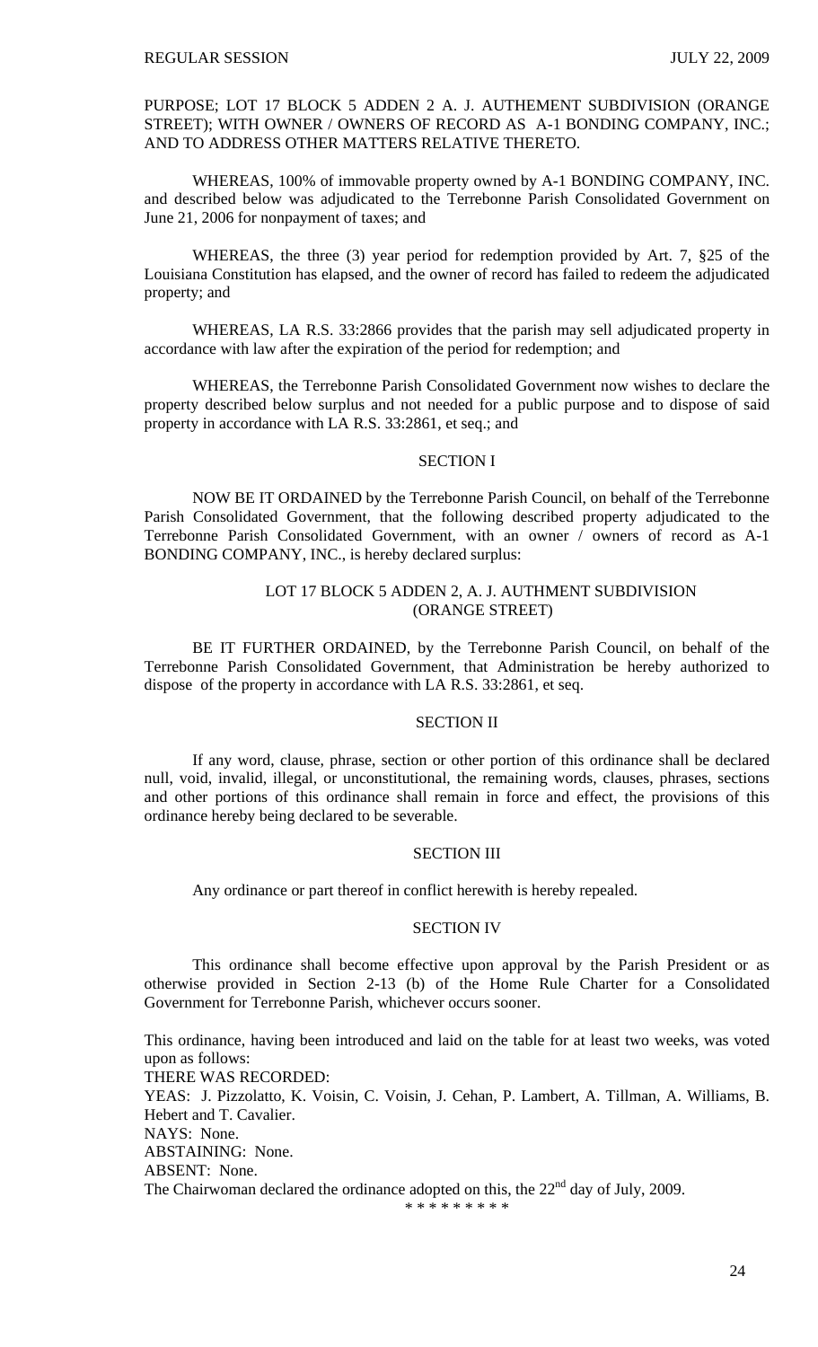PURPOSE; LOT 17 BLOCK 5 ADDEN 2 A. J. AUTHEMENT SUBDIVISION (ORANGE STREET); WITH OWNER / OWNERS OF RECORD AS A-1 BONDING COMPANY, INC.; AND TO ADDRESS OTHER MATTERS RELATIVE THERETO.

WHEREAS, 100% of immovable property owned by A-1 BONDING COMPANY, INC. and described below was adjudicated to the Terrebonne Parish Consolidated Government on June 21, 2006 for nonpayment of taxes; and

WHEREAS, the three (3) year period for redemption provided by Art. 7, §25 of the Louisiana Constitution has elapsed, and the owner of record has failed to redeem the adjudicated property; and

WHEREAS, LA R.S. 33:2866 provides that the parish may sell adjudicated property in accordance with law after the expiration of the period for redemption; and

WHEREAS, the Terrebonne Parish Consolidated Government now wishes to declare the property described below surplus and not needed for a public purpose and to dispose of said property in accordance with LA R.S. 33:2861, et seq.; and

SECTION I

NOW BE IT ORDAINED by the Terrebonne Parish Council, on behalf of the Terrebonne Parish Consolidated Government, that the following described property adjudicated to the Terrebonne Parish Consolidated Government, with an owner / owners of record as A-1 BONDING COMPANY, INC., is hereby declared surplus:

LOT 17 BLOCK 5 ADDEN 2, A. J. AUTHMENT SUBDIVISION
(ORANGE STREET)

BE IT FURTHER ORDAINED, by the Terrebonne Parish Council, on behalf of the Terrebonne Parish Consolidated Government, that Administration be hereby authorized to dispose of the property in accordance with LA R.S. 33:2861, et seq.

SECTION II

If any word, clause, phrase, section or other portion of this ordinance shall be declared null, void, invalid, illegal, or unconstitutional, the remaining words, clauses, phrases, sections and other portions of this ordinance shall remain in force and effect, the provisions of this ordinance hereby being declared to be severable.

SECTION III

Any ordinance or part thereof in conflict herewith is hereby repealed.

SECTION IV

This ordinance shall become effective upon approval by the Parish President or as otherwise provided in Section 2-13 (b) of the Home Rule Charter for a Consolidated Government for Terrebonne Parish, whichever occurs sooner.

This ordinance, having been introduced and laid on the table for at least two weeks, was voted upon as follows:
THERE WAS RECORDED:
YEAS: J. Pizzolatto, K. Voisin, C. Voisin, J. Cehan, P. Lambert, A. Tillman, A. Williams, B. Hebert and T. Cavalier.
NAYS: None.
ABSTAINING: None.
ABSENT: None.
The Chairwoman declared the ordinance adopted on this, the 22nd day of July, 2009.

* * * * * * * * *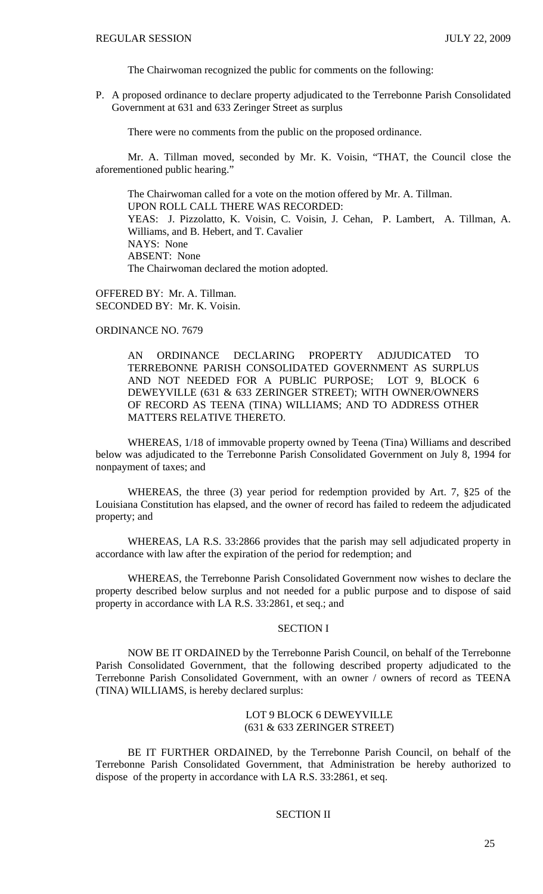The Chairwoman recognized the public for comments on the following:

P. A proposed ordinance to declare property adjudicated to the Terrebonne Parish Consolidated Government at 631 and 633 Zeringer Street as surplus

There were no comments from the public on the proposed ordinance.

Mr. A. Tillman moved, seconded by Mr. K. Voisin, "THAT, the Council close the aforementioned public hearing."

The Chairwoman called for a vote on the motion offered by Mr. A. Tillman.
UPON ROLL CALL THERE WAS RECORDED:
YEAS: J. Pizzolatto, K. Voisin, C. Voisin, J. Cehan, P. Lambert, A. Tillman, A. Williams, and B. Hebert, and T. Cavalier
NAYS: None
ABSENT: None
The Chairwoman declared the motion adopted.

OFFERED BY: Mr. A. Tillman.
SECONDED BY: Mr. K. Voisin.

ORDINANCE NO. 7679

AN ORDINANCE DECLARING PROPERTY ADJUDICATED TO TERREBONNE PARISH CONSOLIDATED GOVERNMENT AS SURPLUS AND NOT NEEDED FOR A PUBLIC PURPOSE; LOT 9, BLOCK 6 DEWEYVILLE (631 & 633 ZERINGER STREET); WITH OWNER/OWNERS OF RECORD AS TEENA (TINA) WILLIAMS; AND TO ADDRESS OTHER MATTERS RELATIVE THERETO.

WHEREAS, 1/18 of immovable property owned by Teena (Tina) Williams and described below was adjudicated to the Terrebonne Parish Consolidated Government on July 8, 1994 for nonpayment of taxes; and

WHEREAS, the three (3) year period for redemption provided by Art. 7, §25 of the Louisiana Constitution has elapsed, and the owner of record has failed to redeem the adjudicated property; and

WHEREAS, LA R.S. 33:2866 provides that the parish may sell adjudicated property in accordance with law after the expiration of the period for redemption; and

WHEREAS, the Terrebonne Parish Consolidated Government now wishes to declare the property described below surplus and not needed for a public purpose and to dispose of said property in accordance with LA R.S. 33:2861, et seq.; and

SECTION I

NOW BE IT ORDAINED by the Terrebonne Parish Council, on behalf of the Terrebonne Parish Consolidated Government, that the following described property adjudicated to the Terrebonne Parish Consolidated Government, with an owner / owners of record as TEENA (TINA) WILLIAMS, is hereby declared surplus:

LOT 9 BLOCK 6 DEWEYVILLE
(631 & 633 ZERINGER STREET)

BE IT FURTHER ORDAINED, by the Terrebonne Parish Council, on behalf of the Terrebonne Parish Consolidated Government, that Administration be hereby authorized to dispose of the property in accordance with LA R.S. 33:2861, et seq.

SECTION II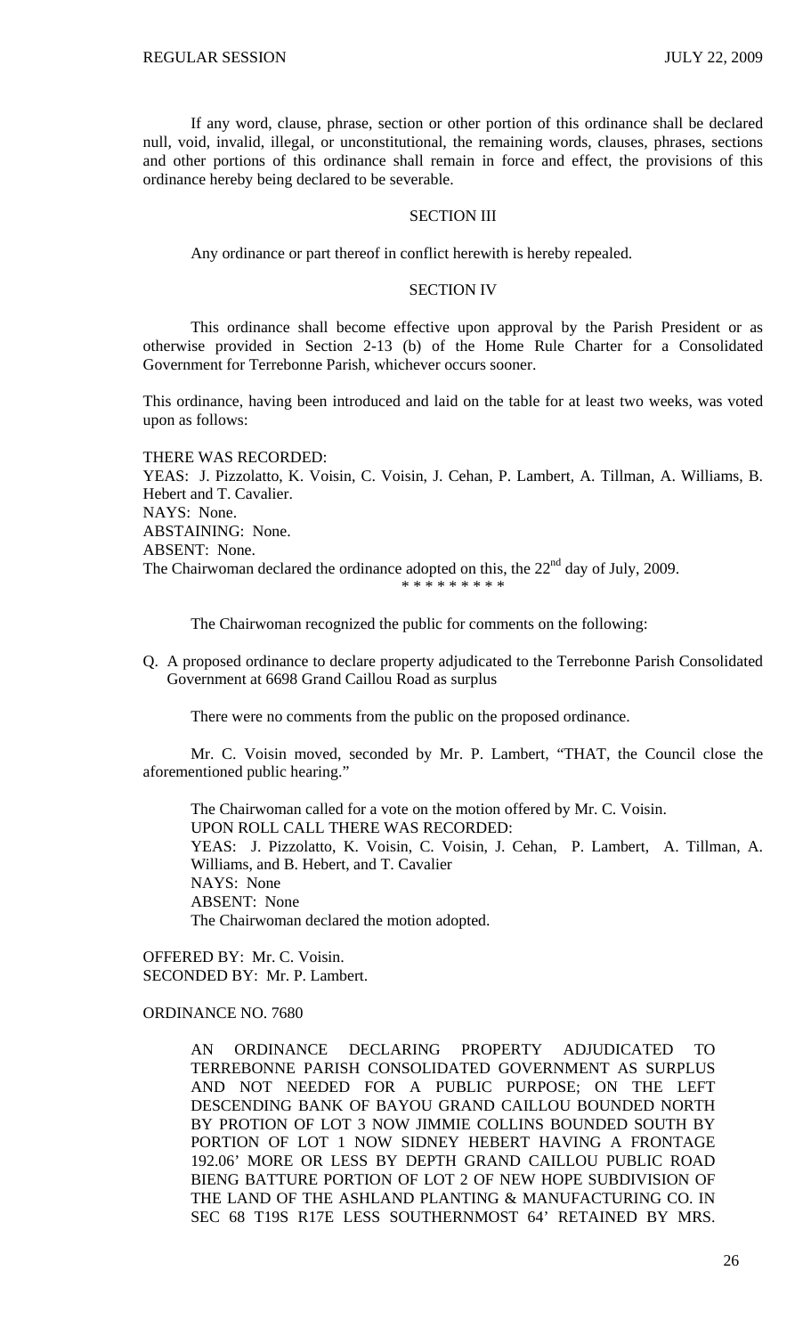If any word, clause, phrase, section or other portion of this ordinance shall be declared null, void, invalid, illegal, or unconstitutional, the remaining words, clauses, phrases, sections and other portions of this ordinance shall remain in force and effect, the provisions of this ordinance hereby being declared to be severable.

SECTION III

Any ordinance or part thereof in conflict herewith is hereby repealed.

SECTION IV

This ordinance shall become effective upon approval by the Parish President or as otherwise provided in Section 2-13 (b) of the Home Rule Charter for a Consolidated Government for Terrebonne Parish, whichever occurs sooner.

This ordinance, having been introduced and laid on the table for at least two weeks, was voted upon as follows:

THERE WAS RECORDED:
YEAS: J. Pizzolatto, K. Voisin, C. Voisin, J. Cehan, P. Lambert, A. Tillman, A. Williams, B. Hebert and T. Cavalier.
NAYS: None.
ABSTAINING: None.
ABSENT: None.
The Chairwoman declared the ordinance adopted on this, the 22nd day of July, 2009.

\* \* \* \* \* \* \* \* \*

The Chairwoman recognized the public for comments on the following:

Q. A proposed ordinance to declare property adjudicated to the Terrebonne Parish Consolidated Government at 6698 Grand Caillou Road as surplus

There were no comments from the public on the proposed ordinance.

Mr. C. Voisin moved, seconded by Mr. P. Lambert, "THAT, the Council close the aforementioned public hearing."

The Chairwoman called for a vote on the motion offered by Mr. C. Voisin.
UPON ROLL CALL THERE WAS RECORDED:
YEAS: J. Pizzolatto, K. Voisin, C. Voisin, J. Cehan, P. Lambert, A. Tillman, A. Williams, and B. Hebert, and T. Cavalier
NAYS: None
ABSENT: None
The Chairwoman declared the motion adopted.

OFFERED BY: Mr. C. Voisin.
SECONDED BY: Mr. P. Lambert.

ORDINANCE NO. 7680

AN ORDINANCE DECLARING PROPERTY ADJUDICATED TO TERREBONNE PARISH CONSOLIDATED GOVERNMENT AS SURPLUS AND NOT NEEDED FOR A PUBLIC PURPOSE; ON THE LEFT DESCENDING BANK OF BAYOU GRAND CAILLOU BOUNDED NORTH BY PROTION OF LOT 3 NOW JIMMIE COLLINS BOUNDED SOUTH BY PORTION OF LOT 1 NOW SIDNEY HEBERT HAVING A FRONTAGE 192.06' MORE OR LESS BY DEPTH GRAND CAILLOU PUBLIC ROAD BIENG BATTURE PORTION OF LOT 2 OF NEW HOPE SUBDIVISION OF THE LAND OF THE ASHLAND PLANTING & MANUFACTURING CO. IN SEC 68 T19S R17E LESS SOUTHERNMOST 64' RETAINED BY MRS.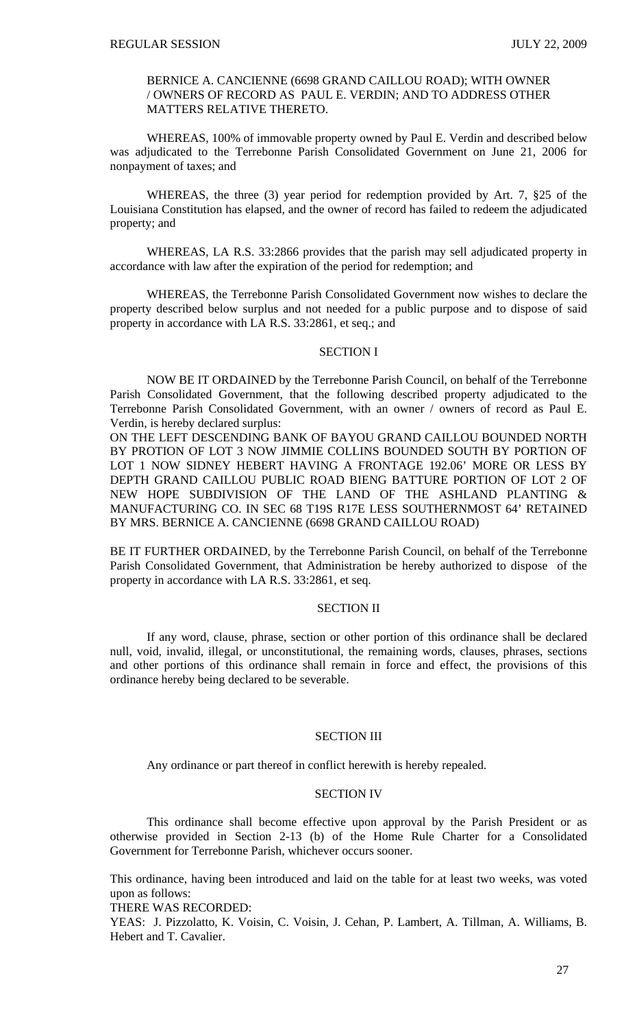BERNICE A. CANCIENNE (6698 GRAND CAILLOU ROAD); WITH OWNER / OWNERS OF RECORD AS PAUL E. VERDIN; AND TO ADDRESS OTHER MATTERS RELATIVE THERETO.

WHEREAS, 100% of immovable property owned by Paul E. Verdin and described below was adjudicated to the Terrebonne Parish Consolidated Government on June 21, 2006 for nonpayment of taxes; and

WHEREAS, the three (3) year period for redemption provided by Art. 7, §25 of the Louisiana Constitution has elapsed, and the owner of record has failed to redeem the adjudicated property; and

WHEREAS, LA R.S. 33:2866 provides that the parish may sell adjudicated property in accordance with law after the expiration of the period for redemption; and

WHEREAS, the Terrebonne Parish Consolidated Government now wishes to declare the property described below surplus and not needed for a public purpose and to dispose of said property in accordance with LA R.S. 33:2861, et seq.; and

SECTION I

NOW BE IT ORDAINED by the Terrebonne Parish Council, on behalf of the Terrebonne Parish Consolidated Government, that the following described property adjudicated to the Terrebonne Parish Consolidated Government, with an owner / owners of record as Paul E. Verdin, is hereby declared surplus:

ON THE LEFT DESCENDING BANK OF BAYOU GRAND CAILLOU BOUNDED NORTH BY PROTION OF LOT 3 NOW JIMMIE COLLINS BOUNDED SOUTH BY PORTION OF LOT 1 NOW SIDNEY HEBERT HAVING A FRONTAGE 192.06' MORE OR LESS BY DEPTH GRAND CAILLOU PUBLIC ROAD BIENG BATTURE PORTION OF LOT 2 OF NEW HOPE SUBDIVISION OF THE LAND OF THE ASHLAND PLANTING & MANUFACTURING CO. IN SEC 68 T19S R17E LESS SOUTHERNMOST 64' RETAINED BY MRS. BERNICE A. CANCIENNE (6698 GRAND CAILLOU ROAD)

BE IT FURTHER ORDAINED, by the Terrebonne Parish Council, on behalf of the Terrebonne Parish Consolidated Government, that Administration be hereby authorized to dispose of the property in accordance with LA R.S. 33:2861, et seq.

SECTION II

If any word, clause, phrase, section or other portion of this ordinance shall be declared null, void, invalid, illegal, or unconstitutional, the remaining words, clauses, phrases, sections and other portions of this ordinance shall remain in force and effect, the provisions of this ordinance hereby being declared to be severable.

SECTION III

Any ordinance or part thereof in conflict herewith is hereby repealed.

SECTION IV

This ordinance shall become effective upon approval by the Parish President or as otherwise provided in Section 2-13 (b) of the Home Rule Charter for a Consolidated Government for Terrebonne Parish, whichever occurs sooner.

This ordinance, having been introduced and laid on the table for at least two weeks, was voted upon as follows:

THERE WAS RECORDED:

YEAS: J. Pizzolatto, K. Voisin, C. Voisin, J. Cehan, P. Lambert, A. Tillman, A. Williams, B. Hebert and T. Cavalier.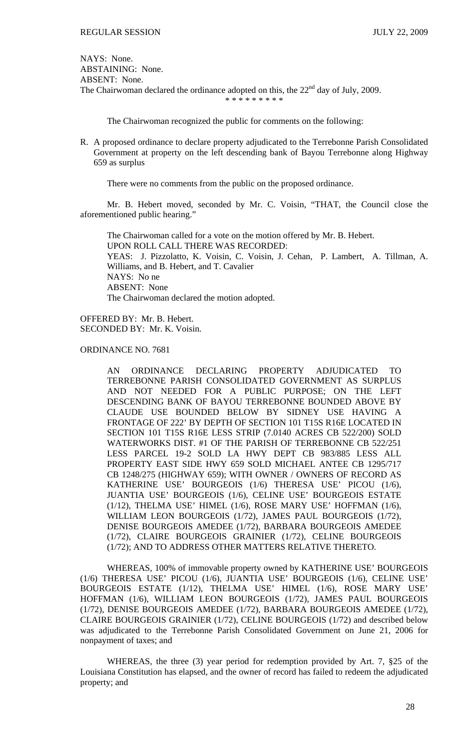NAYS: None.
ABSTAINING: None.
ABSENT: None.
The Chairwoman declared the ordinance adopted on this, the 22nd day of July, 2009.

\* \* \* \* \* \* \* \* \*

The Chairwoman recognized the public for comments on the following:

R. A proposed ordinance to declare property adjudicated to the Terrebonne Parish Consolidated Government at property on the left descending bank of Bayou Terrebonne along Highway 659 as surplus

There were no comments from the public on the proposed ordinance.

Mr. B. Hebert moved, seconded by Mr. C. Voisin, "THAT, the Council close the aforementioned public hearing."

The Chairwoman called for a vote on the motion offered by Mr. B. Hebert.
UPON ROLL CALL THERE WAS RECORDED:
YEAS: J. Pizzolatto, K. Voisin, C. Voisin, J. Cehan, P. Lambert, A. Tillman, A. Williams, and B. Hebert, and T. Cavalier
NAYS: No ne
ABSENT: None
The Chairwoman declared the motion adopted.

OFFERED BY: Mr. B. Hebert.
SECONDED BY: Mr. K. Voisin.

ORDINANCE NO. 7681

AN ORDINANCE DECLARING PROPERTY ADJUDICATED TO TERREBONNE PARISH CONSOLIDATED GOVERNMENT AS SURPLUS AND NOT NEEDED FOR A PUBLIC PURPOSE; ON THE LEFT DESCENDING BANK OF BAYOU TERREBONNE BOUNDED ABOVE BY CLAUDE USE BOUNDED BELOW BY SIDNEY USE HAVING A FRONTAGE OF 222' BY DEPTH OF SECTION 101 T15S R16E LOCATED IN SECTION 101 T15S R16E LESS STRIP (7.0140 ACRES CB 522/200) SOLD WATERWORKS DIST. #1 OF THE PARISH OF TERREBONNE CB 522/251 LESS PARCEL 19-2 SOLD LA HWY DEPT CB 983/885 LESS ALL PROPERTY EAST SIDE HWY 659 SOLD MICHAEL ANTEE CB 1295/717 CB 1248/275 (HIGHWAY 659); WITH OWNER / OWNERS OF RECORD AS KATHERINE USE' BOURGEOIS (1/6) THERESA USE' PICOU (1/6), JUANTIA USE' BOURGEOIS (1/6), CELINE USE' BOURGEOIS ESTATE (1/12), THELMA USE' HIMEL (1/6), ROSE MARY USE' HOFFMAN (1/6), WILLIAM LEON BOURGEOIS (1/72), JAMES PAUL BOURGEOIS (1/72), DENISE BOURGEOIS AMEDEE (1/72), BARBARA BOURGEOIS AMEDEE (1/72), CLAIRE BOURGEOIS GRAINIER (1/72), CELINE BOURGEOIS (1/72); AND TO ADDRESS OTHER MATTERS RELATIVE THERETO.

WHEREAS, 100% of immovable property owned by KATHERINE USE' BOURGEOIS (1/6) THERESA USE' PICOU (1/6), JUANTIA USE' BOURGEOIS (1/6), CELINE USE' BOURGEOIS ESTATE (1/12), THELMA USE' HIMEL (1/6), ROSE MARY USE' HOFFMAN (1/6), WILLIAM LEON BOURGEOIS (1/72), JAMES PAUL BOURGEOIS (1/72), DENISE BOURGEOIS AMEDEE (1/72), BARBARA BOURGEOIS AMEDEE (1/72), CLAIRE BOURGEOIS GRAINIER (1/72), CELINE BOURGEOIS (1/72) and described below was adjudicated to the Terrebonne Parish Consolidated Government on June 21, 2006 for nonpayment of taxes; and

WHEREAS, the three (3) year period for redemption provided by Art. 7, §25 of the Louisiana Constitution has elapsed, and the owner of record has failed to redeem the adjudicated property; and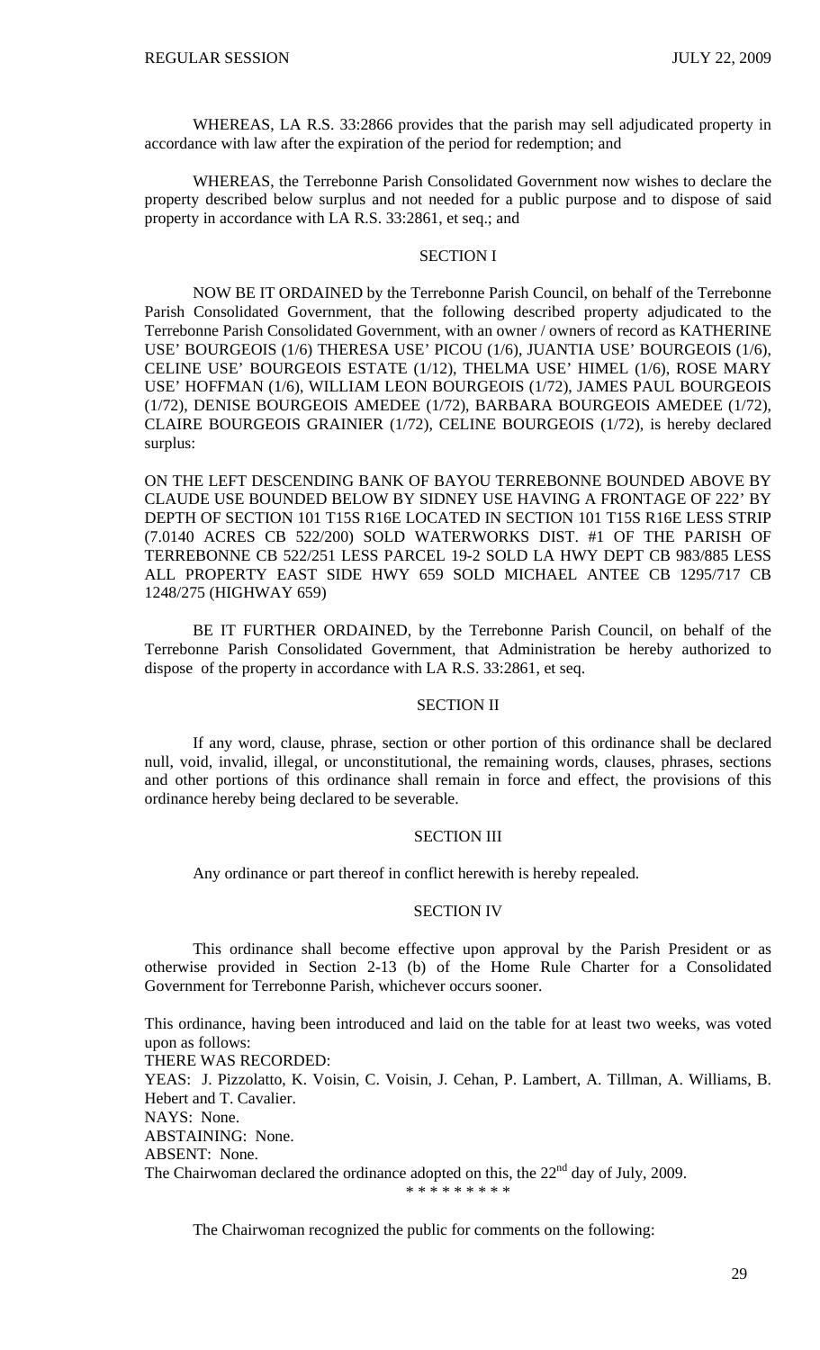WHEREAS, LA R.S. 33:2866 provides that the parish may sell adjudicated property in accordance with law after the expiration of the period for redemption; and

WHEREAS, the Terrebonne Parish Consolidated Government now wishes to declare the property described below surplus and not needed for a public purpose and to dispose of said property in accordance with LA R.S. 33:2861, et seq.; and

SECTION I

NOW BE IT ORDAINED by the Terrebonne Parish Council, on behalf of the Terrebonne Parish Consolidated Government, that the following described property adjudicated to the Terrebonne Parish Consolidated Government, with an owner / owners of record as KATHERINE USE' BOURGEOIS (1/6) THERESA USE' PICOU (1/6), JUANTIA USE' BOURGEOIS (1/6), CELINE USE' BOURGEOIS ESTATE (1/12), THELMA USE' HIMEL (1/6), ROSE MARY USE' HOFFMAN (1/6), WILLIAM LEON BOURGEOIS (1/72), JAMES PAUL BOURGEOIS (1/72), DENISE BOURGEOIS AMEDEE (1/72), BARBARA BOURGEOIS AMEDEE (1/72), CLAIRE BOURGEOIS GRAINIER (1/72), CELINE BOURGEOIS (1/72), is hereby declared surplus:

ON THE LEFT DESCENDING BANK OF BAYOU TERREBONNE BOUNDED ABOVE BY CLAUDE USE BOUNDED BELOW BY SIDNEY USE HAVING A FRONTAGE OF 222' BY DEPTH OF SECTION 101 T15S R16E LOCATED IN SECTION 101 T15S R16E LESS STRIP (7.0140 ACRES CB 522/200) SOLD WATERWORKS DIST. #1 OF THE PARISH OF TERREBONNE CB 522/251 LESS PARCEL 19-2 SOLD LA HWY DEPT CB 983/885 LESS ALL PROPERTY EAST SIDE HWY 659 SOLD MICHAEL ANTEE CB 1295/717 CB 1248/275 (HIGHWAY 659)

BE IT FURTHER ORDAINED, by the Terrebonne Parish Council, on behalf of the Terrebonne Parish Consolidated Government, that Administration be hereby authorized to dispose of the property in accordance with LA R.S. 33:2861, et seq.

SECTION II

If any word, clause, phrase, section or other portion of this ordinance shall be declared null, void, invalid, illegal, or unconstitutional, the remaining words, clauses, phrases, sections and other portions of this ordinance shall remain in force and effect, the provisions of this ordinance hereby being declared to be severable.

SECTION III

Any ordinance or part thereof in conflict herewith is hereby repealed.

SECTION IV

This ordinance shall become effective upon approval by the Parish President or as otherwise provided in Section 2-13 (b) of the Home Rule Charter for a Consolidated Government for Terrebonne Parish, whichever occurs sooner.

This ordinance, having been introduced and laid on the table for at least two weeks, was voted upon as follows:
THERE WAS RECORDED:
YEAS: J. Pizzolatto, K. Voisin, C. Voisin, J. Cehan, P. Lambert, A. Tillman, A. Williams, B. Hebert and T. Cavalier.
NAYS: None.
ABSTAINING: None.
ABSENT: None.
The Chairwoman declared the ordinance adopted on this, the 22nd day of July, 2009.

\* \* \* \* \* \* \* \* \*

The Chairwoman recognized the public for comments on the following: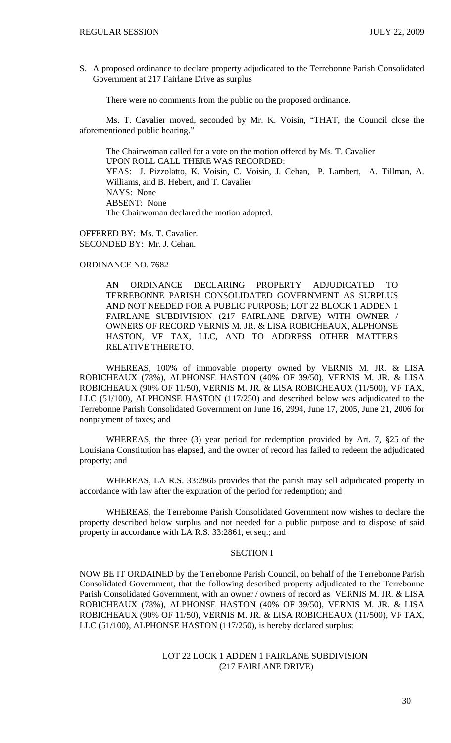S. A proposed ordinance to declare property adjudicated to the Terrebonne Parish Consolidated Government at 217 Fairlane Drive as surplus

There were no comments from the public on the proposed ordinance.

Ms. T. Cavalier moved, seconded by Mr. K. Voisin, "THAT, the Council close the aforementioned public hearing."

The Chairwoman called for a vote on the motion offered by Ms. T. Cavalier
UPON ROLL CALL THERE WAS RECORDED:
YEAS: J. Pizzolatto, K. Voisin, C. Voisin, J. Cehan, P. Lambert, A. Tillman, A. Williams, and B. Hebert, and T. Cavalier
NAYS: None
ABSENT: None
The Chairwoman declared the motion adopted.

OFFERED BY: Ms. T. Cavalier.
SECONDED BY: Mr. J. Cehan.

ORDINANCE NO. 7682

AN ORDINANCE DECLARING PROPERTY ADJUDICATED TO TERREBONNE PARISH CONSOLIDATED GOVERNMENT AS SURPLUS AND NOT NEEDED FOR A PUBLIC PURPOSE; LOT 22 BLOCK 1 ADDEN 1 FAIRLANE SUBDIVISION (217 FAIRLANE DRIVE) WITH OWNER / OWNERS OF RECORD VERNIS M. JR. & LISA ROBICHEAUX, ALPHONSE HASTON, VF TAX, LLC, AND TO ADDRESS OTHER MATTERS RELATIVE THERETO.

WHEREAS, 100% of immovable property owned by VERNIS M. JR. & LISA ROBICHEAUX (78%), ALPHONSE HASTON (40% OF 39/50), VERNIS M. JR. & LISA ROBICHEAUX (90% OF 11/50), VERNIS M. JR. & LISA ROBICHEAUX (11/500), VF TAX, LLC (51/100), ALPHONSE HASTON (117/250) and described below was adjudicated to the Terrebonne Parish Consolidated Government on June 16, 2994, June 17, 2005, June 21, 2006 for nonpayment of taxes; and

WHEREAS, the three (3) year period for redemption provided by Art. 7, §25 of the Louisiana Constitution has elapsed, and the owner of record has failed to redeem the adjudicated property; and

WHEREAS, LA R.S. 33:2866 provides that the parish may sell adjudicated property in accordance with law after the expiration of the period for redemption; and

WHEREAS, the Terrebonne Parish Consolidated Government now wishes to declare the property described below surplus and not needed for a public purpose and to dispose of said property in accordance with LA R.S. 33:2861, et seq.; and

SECTION I

NOW BE IT ORDAINED by the Terrebonne Parish Council, on behalf of the Terrebonne Parish Consolidated Government, that the following described property adjudicated to the Terrebonne Parish Consolidated Government, with an owner / owners of record as VERNIS M. JR. & LISA ROBICHEAUX (78%), ALPHONSE HASTON (40% OF 39/50), VERNIS M. JR. & LISA ROBICHEAUX (90% OF 11/50), VERNIS M. JR. & LISA ROBICHEAUX (11/500), VF TAX, LLC (51/100), ALPHONSE HASTON (117/250), is hereby declared surplus:

LOT 22 LOCK 1 ADDEN 1 FAIRLANE SUBDIVISION
(217 FAIRLANE DRIVE)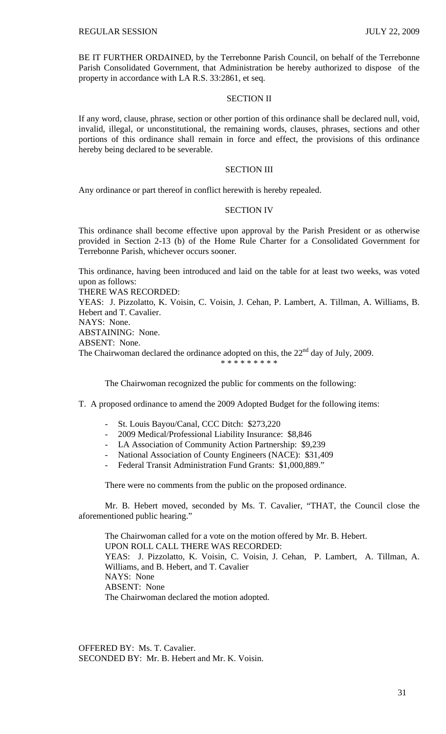BE IT FURTHER ORDAINED, by the Terrebonne Parish Council, on behalf of the Terrebonne Parish Consolidated Government, that Administration be hereby authorized to dispose of the property in accordance with LA R.S. 33:2861, et seq.

SECTION II

If any word, clause, phrase, section or other portion of this ordinance shall be declared null, void, invalid, illegal, or unconstitutional, the remaining words, clauses, phrases, sections and other portions of this ordinance shall remain in force and effect, the provisions of this ordinance hereby being declared to be severable.

SECTION III

Any ordinance or part thereof in conflict herewith is hereby repealed.

SECTION IV

This ordinance shall become effective upon approval by the Parish President or as otherwise provided in Section 2-13 (b) of the Home Rule Charter for a Consolidated Government for Terrebonne Parish, whichever occurs sooner.

This ordinance, having been introduced and laid on the table for at least two weeks, was voted upon as follows:
THERE WAS RECORDED:
YEAS: J. Pizzolatto, K. Voisin, C. Voisin, J. Cehan, P. Lambert, A. Tillman, A. Williams, B. Hebert and T. Cavalier.
NAYS: None.
ABSTAINING: None.
ABSENT: None.
The Chairwoman declared the ordinance adopted on this, the 22nd day of July, 2009.

* * * * * * * * *

The Chairwoman recognized the public for comments on the following:

T. A proposed ordinance to amend the 2009 Adopted Budget for the following items:

- St. Louis Bayou/Canal, CCC Ditch: $273,220
- 2009 Medical/Professional Liability Insurance: $8,846
- LA Association of Community Action Partnership: $9,239
- National Association of County Engineers (NACE): $31,409
- Federal Transit Administration Fund Grants: $1,000,889."

There were no comments from the public on the proposed ordinance.

Mr. B. Hebert moved, seconded by Ms. T. Cavalier, "THAT, the Council close the aforementioned public hearing."

The Chairwoman called for a vote on the motion offered by Mr. B. Hebert.
UPON ROLL CALL THERE WAS RECORDED:
YEAS: J. Pizzolatto, K. Voisin, C. Voisin, J. Cehan, P. Lambert, A. Tillman, A. Williams, and B. Hebert, and T. Cavalier
NAYS: None
ABSENT: None
The Chairwoman declared the motion adopted.

OFFERED BY: Ms. T. Cavalier.
SECONDED BY: Mr. B. Hebert and Mr. K. Voisin.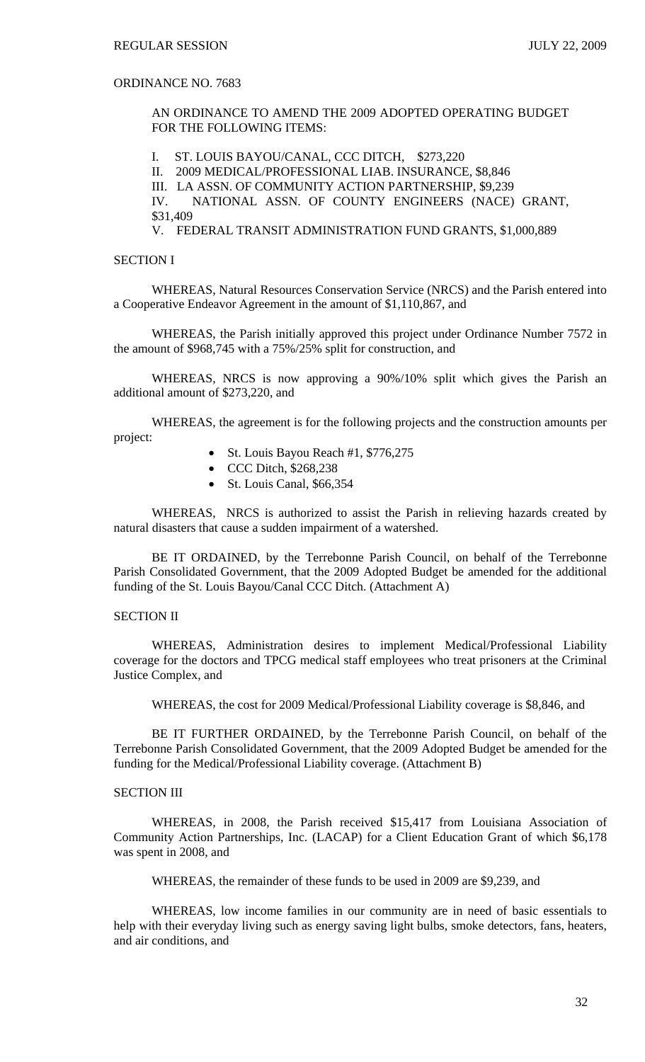ORDINANCE NO. 7683

AN ORDINANCE TO AMEND THE 2009 ADOPTED OPERATING BUDGET FOR THE FOLLOWING ITEMS:

I. ST. LOUIS BAYOU/CANAL, CCC DITCH, $273,220
II. 2009 MEDICAL/PROFESSIONAL LIAB. INSURANCE, $8,846
III. LA ASSN. OF COMMUNITY ACTION PARTNERSHIP, $9,239
IV. NATIONAL ASSN. OF COUNTY ENGINEERS (NACE) GRANT, $31,409
V. FEDERAL TRANSIT ADMINISTRATION FUND GRANTS, $1,000,889

SECTION I

WHEREAS, Natural Resources Conservation Service (NRCS) and the Parish entered into a Cooperative Endeavor Agreement in the amount of $1,110,867, and

WHEREAS, the Parish initially approved this project under Ordinance Number 7572 in the amount of $968,745 with a 75%/25% split for construction, and

WHEREAS, NRCS is now approving a 90%/10% split which gives the Parish an additional amount of $273,220, and

WHEREAS, the agreement is for the following projects and the construction amounts per project:

- St. Louis Bayou Reach #1, $776,275
- CCC Ditch, $268,238
- St. Louis Canal, $66,354

WHEREAS, NRCS is authorized to assist the Parish in relieving hazards created by natural disasters that cause a sudden impairment of a watershed.

BE IT ORDAINED, by the Terrebonne Parish Council, on behalf of the Terrebonne Parish Consolidated Government, that the 2009 Adopted Budget be amended for the additional funding of the St. Louis Bayou/Canal CCC Ditch. (Attachment A)

SECTION II

WHEREAS, Administration desires to implement Medical/Professional Liability coverage for the doctors and TPCG medical staff employees who treat prisoners at the Criminal Justice Complex, and

WHEREAS, the cost for 2009 Medical/Professional Liability coverage is $8,846, and

BE IT FURTHER ORDAINED, by the Terrebonne Parish Council, on behalf of the Terrebonne Parish Consolidated Government, that the 2009 Adopted Budget be amended for the funding for the Medical/Professional Liability coverage. (Attachment B)

SECTION III

WHEREAS, in 2008, the Parish received $15,417 from Louisiana Association of Community Action Partnerships, Inc. (LACAP) for a Client Education Grant of which $6,178 was spent in 2008, and

WHEREAS, the remainder of these funds to be used in 2009 are $9,239, and

WHEREAS, low income families in our community are in need of basic essentials to help with their everyday living such as energy saving light bulbs, smoke detectors, fans, heaters, and air conditions, and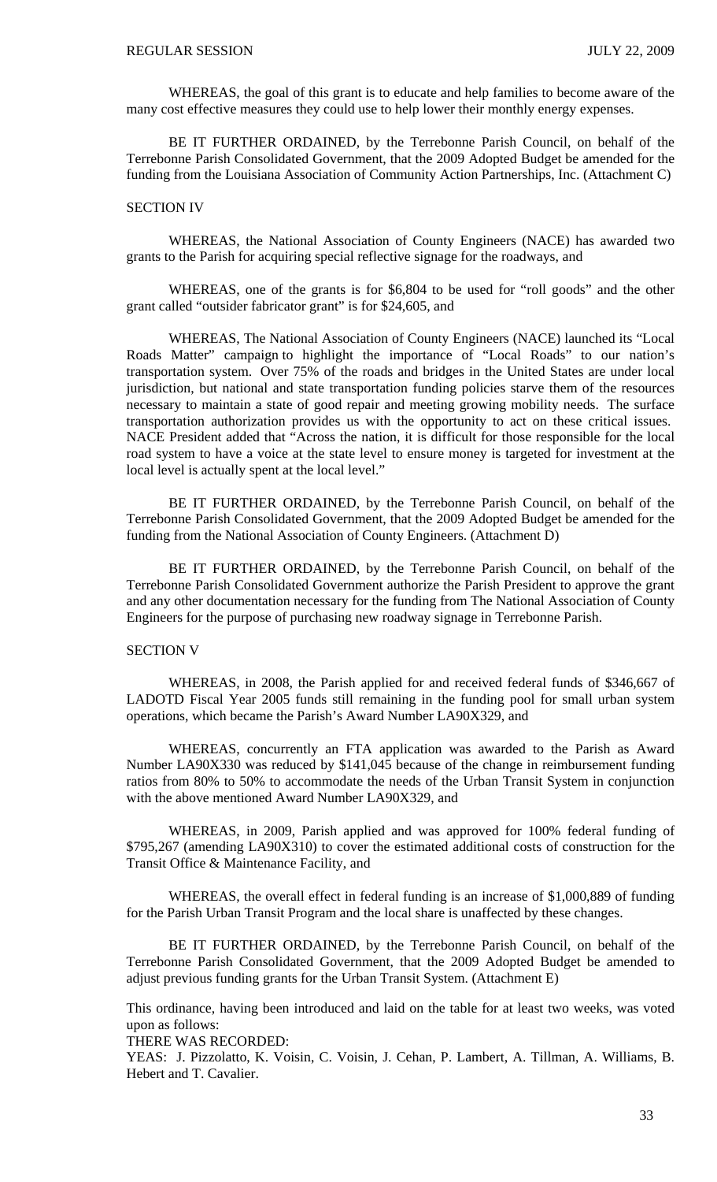WHEREAS, the goal of this grant is to educate and help families to become aware of the many cost effective measures they could use to help lower their monthly energy expenses.

BE IT FURTHER ORDAINED, by the Terrebonne Parish Council, on behalf of the Terrebonne Parish Consolidated Government, that the 2009 Adopted Budget be amended for the funding from the Louisiana Association of Community Action Partnerships, Inc. (Attachment C)

SECTION IV

WHEREAS, the National Association of County Engineers (NACE) has awarded two grants to the Parish for acquiring special reflective signage for the roadways, and

WHEREAS, one of the grants is for $6,804 to be used for "roll goods" and the other grant called "outsider fabricator grant" is for $24,605, and

WHEREAS, The National Association of County Engineers (NACE) launched its "Local Roads Matter" campaign to highlight the importance of "Local Roads" to our nation's transportation system. Over 75% of the roads and bridges in the United States are under local jurisdiction, but national and state transportation funding policies starve them of the resources necessary to maintain a state of good repair and meeting growing mobility needs. The surface transportation authorization provides us with the opportunity to act on these critical issues. NACE President added that "Across the nation, it is difficult for those responsible for the local road system to have a voice at the state level to ensure money is targeted for investment at the local level is actually spent at the local level."

BE IT FURTHER ORDAINED, by the Terrebonne Parish Council, on behalf of the Terrebonne Parish Consolidated Government, that the 2009 Adopted Budget be amended for the funding from the National Association of County Engineers. (Attachment D)

BE IT FURTHER ORDAINED, by the Terrebonne Parish Council, on behalf of the Terrebonne Parish Consolidated Government authorize the Parish President to approve the grant and any other documentation necessary for the funding from The National Association of County Engineers for the purpose of purchasing new roadway signage in Terrebonne Parish.

SECTION V

WHEREAS, in 2008, the Parish applied for and received federal funds of $346,667 of LADOTD Fiscal Year 2005 funds still remaining in the funding pool for small urban system operations, which became the Parish's Award Number LA90X329, and

WHEREAS, concurrently an FTA application was awarded to the Parish as Award Number LA90X330 was reduced by $141,045 because of the change in reimbursement funding ratios from 80% to 50% to accommodate the needs of the Urban Transit System in conjunction with the above mentioned Award Number LA90X329, and

WHEREAS, in 2009, Parish applied and was approved for 100% federal funding of $795,267 (amending LA90X310) to cover the estimated additional costs of construction for the Transit Office & Maintenance Facility, and

WHEREAS, the overall effect in federal funding is an increase of $1,000,889 of funding for the Parish Urban Transit Program and the local share is unaffected by these changes.

BE IT FURTHER ORDAINED, by the Terrebonne Parish Council, on behalf of the Terrebonne Parish Consolidated Government, that the 2009 Adopted Budget be amended to adjust previous funding grants for the Urban Transit System. (Attachment E)

This ordinance, having been introduced and laid on the table for at least two weeks, was voted upon as follows:

THERE WAS RECORDED:

YEAS: J. Pizzolatto, K. Voisin, C. Voisin, J. Cehan, P. Lambert, A. Tillman, A. Williams, B. Hebert and T. Cavalier.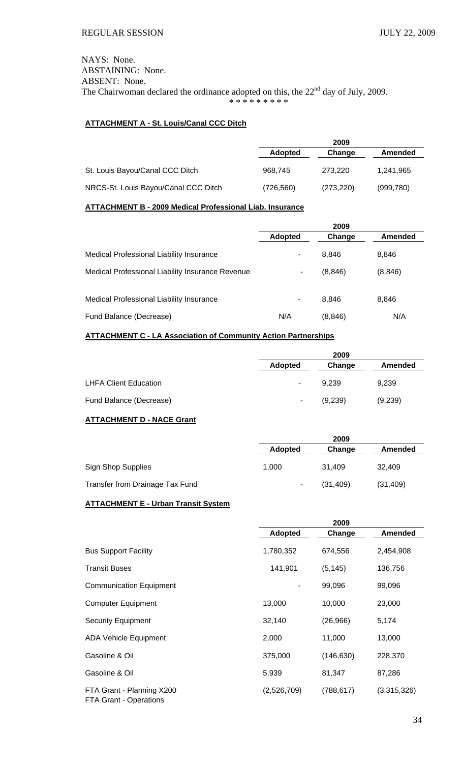NAYS: None.
ABSTAINING: None.
ABSENT: None.
The Chairwoman declared the ordinance adopted on this, the 22nd day of July, 2009.

\* \* \* \* \* \* \* \* \*

**ATTACHMENT A - St. Louis/Canal CCC Ditch**

| | 2009 | | |
|---|---|---|---|
| | **Adopted** | **Change** | **Amended** |
| St. Louis Bayou/Canal CCC Ditch | 968,745 | 273,220 | 1,241,965 |
| NRCS-St. Louis Bayou/Canal CCC Ditch | (726,560) | (273,220) | (999,780) |

**ATTACHMENT B - 2009 Medical Professional Liab. Insurance**

| | 2009 | | |
|---|---|---|---|
| | **Adopted** | **Change** | **Amended** |
| Medical Professional Liability Insurance | - | 8,846 | 8,846 |
| Medical Professional Liability Insurance Revenue | - | (8,846) | (8,846) |
| Medical Professional Liability Insurance | - | 8,846 | 8,846 |
| Fund Balance (Decrease) | N/A | (8,846) | N/A |

**ATTACHMENT C - LA Association of Community Action Partnerships**

| | 2009 | | |
|---|---|---|---|
| | **Adopted** | **Change** | **Amended** |
| LHFA Client Education | - | 9,239 | 9,239 |
| Fund Balance (Decrease) | - | (9,239) | (9,239) |

**ATTACHMENT D - NACE Grant**

| | 2009 | | |
|---|---|---|---|
| | **Adopted** | **Change** | **Amended** |
| Sign Shop Supplies | 1,000 | 31,409 | 32,409 |
| Transfer from Drainage Tax Fund | - | (31,409) | (31,409) |

**ATTACHMENT E - Urban Transit System**

| | 2009 | | |
|---|---|---|---|
| | **Adopted** | **Change** | **Amended** |
| Bus Support Facility | 1,780,352 | 674,556 | 2,454,908 |
| Transit Buses | 141,901 | (5,145) | 136,756 |
| Communication Equipment | - | 99,096 | 99,096 |
| Computer Equipment | 13,000 | 10,000 | 23,000 |
| Security Equipment | 32,140 | (26,966) | 5,174 |
| ADA Vehicle Equipment | 2,000 | 11,000 | 13,000 |
| Gasoline & Oil | 375,000 | (146,630) | 228,370 |
| Gasoline & Oil | 5,939 | 81,347 | 87,286 |
| FTA Grant - Planning X200<br>FTA Grant - Operations | (2,526,709) | (788,617) | (3,315,326) |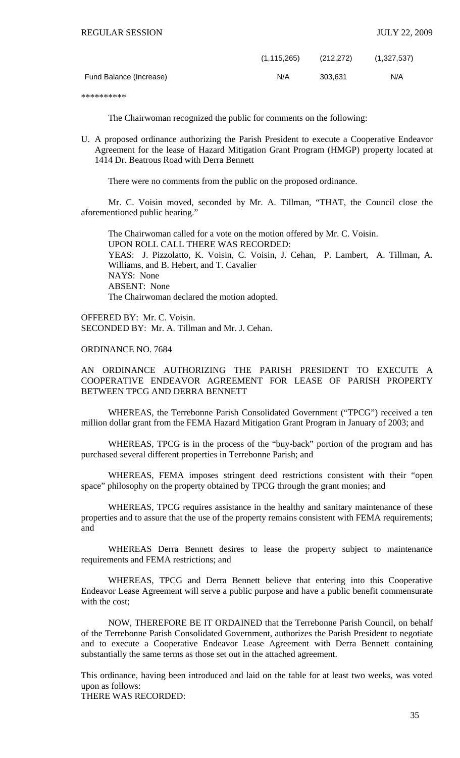| | | | |
|---|---|---|---|
| | (1,115,265) | (212,272) | (1,327,537) |
| Fund Balance (Increase) | N/A | 303,631 | N/A |

**********

The Chairwoman recognized the public for comments on the following:

U. A proposed ordinance authorizing the Parish President to execute a Cooperative Endeavor Agreement for the lease of Hazard Mitigation Grant Program (HMGP) property located at 1414 Dr. Beatrous Road with Derra Bennett

There were no comments from the public on the proposed ordinance.

Mr. C. Voisin moved, seconded by Mr. A. Tillman, "THAT, the Council close the aforementioned public hearing."

The Chairwoman called for a vote on the motion offered by Mr. C. Voisin.
UPON ROLL CALL THERE WAS RECORDED:
YEAS: J. Pizzolatto, K. Voisin, C. Voisin, J. Cehan, P. Lambert, A. Tillman, A. Williams, and B. Hebert, and T. Cavalier
NAYS: None
ABSENT: None
The Chairwoman declared the motion adopted.

OFFERED BY: Mr. C. Voisin.
SECONDED BY: Mr. A. Tillman and Mr. J. Cehan.

ORDINANCE NO. 7684

AN ORDINANCE AUTHORIZING THE PARISH PRESIDENT TO EXECUTE A COOPERATIVE ENDEAVOR AGREEMENT FOR LEASE OF PARISH PROPERTY BETWEEN TPCG AND DERRA BENNETT

WHEREAS, the Terrebonne Parish Consolidated Government ("TPCG") received a ten million dollar grant from the FEMA Hazard Mitigation Grant Program in January of 2003; and

WHEREAS, TPCG is in the process of the "buy-back" portion of the program and has purchased several different properties in Terrebonne Parish; and

WHEREAS, FEMA imposes stringent deed restrictions consistent with their "open space" philosophy on the property obtained by TPCG through the grant monies; and

WHEREAS, TPCG requires assistance in the healthy and sanitary maintenance of these properties and to assure that the use of the property remains consistent with FEMA requirements; and

WHEREAS Derra Bennett desires to lease the property subject to maintenance requirements and FEMA restrictions; and

WHEREAS, TPCG and Derra Bennett believe that entering into this Cooperative Endeavor Lease Agreement will serve a public purpose and have a public benefit commensurate with the cost;

NOW, THEREFORE BE IT ORDAINED that the Terrebonne Parish Council, on behalf of the Terrebonne Parish Consolidated Government, authorizes the Parish President to negotiate and to execute a Cooperative Endeavor Lease Agreement with Derra Bennett containing substantially the same terms as those set out in the attached agreement.

This ordinance, having been introduced and laid on the table for at least two weeks, was voted upon as follows:
THERE WAS RECORDED: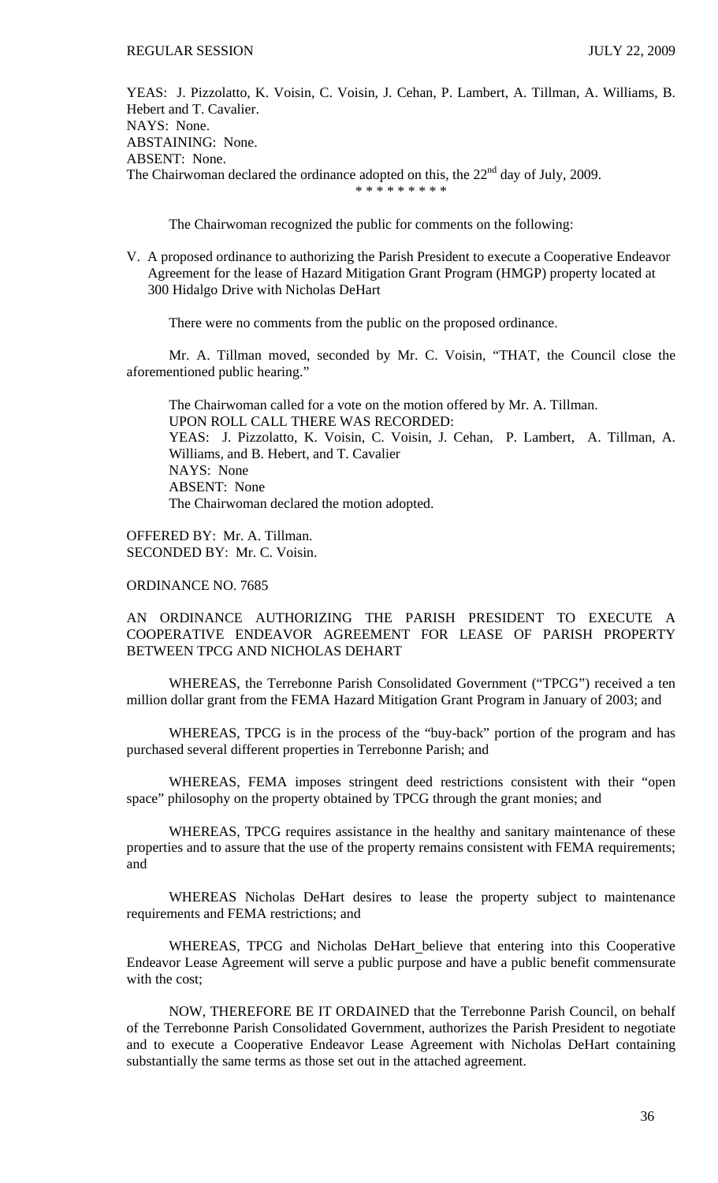YEAS: J. Pizzolatto, K. Voisin, C. Voisin, J. Cehan, P. Lambert, A. Tillman, A. Williams, B. Hebert and T. Cavalier.
NAYS: None.
ABSTAINING: None.
ABSENT: None.
The Chairwoman declared the ordinance adopted on this, the 22nd day of July, 2009.

\* \* \* \* \* \* \* \* \*

The Chairwoman recognized the public for comments on the following:

V. A proposed ordinance to authorizing the Parish President to execute a Cooperative Endeavor Agreement for the lease of Hazard Mitigation Grant Program (HMGP) property located at 300 Hidalgo Drive with Nicholas DeHart

There were no comments from the public on the proposed ordinance.

Mr. A. Tillman moved, seconded by Mr. C. Voisin, "THAT, the Council close the aforementioned public hearing."

The Chairwoman called for a vote on the motion offered by Mr. A. Tillman.
UPON ROLL CALL THERE WAS RECORDED:
YEAS: J. Pizzolatto, K. Voisin, C. Voisin, J. Cehan, P. Lambert, A. Tillman, A. Williams, and B. Hebert, and T. Cavalier
NAYS: None
ABSENT: None
The Chairwoman declared the motion adopted.

OFFERED BY: Mr. A. Tillman.
SECONDED BY: Mr. C. Voisin.

ORDINANCE NO. 7685

AN ORDINANCE AUTHORIZING THE PARISH PRESIDENT TO EXECUTE A COOPERATIVE ENDEAVOR AGREEMENT FOR LEASE OF PARISH PROPERTY BETWEEN TPCG AND NICHOLAS DEHART

WHEREAS, the Terrebonne Parish Consolidated Government ("TPCG") received a ten million dollar grant from the FEMA Hazard Mitigation Grant Program in January of 2003; and

WHEREAS, TPCG is in the process of the "buy-back" portion of the program and has purchased several different properties in Terrebonne Parish; and

WHEREAS, FEMA imposes stringent deed restrictions consistent with their "open space" philosophy on the property obtained by TPCG through the grant monies; and

WHEREAS, TPCG requires assistance in the healthy and sanitary maintenance of these properties and to assure that the use of the property remains consistent with FEMA requirements; and

WHEREAS Nicholas DeHart desires to lease the property subject to maintenance requirements and FEMA restrictions; and

WHEREAS, TPCG and Nicholas DeHart believe that entering into this Cooperative Endeavor Lease Agreement will serve a public purpose and have a public benefit commensurate with the cost;

NOW, THEREFORE BE IT ORDAINED that the Terrebonne Parish Council, on behalf of the Terrebonne Parish Consolidated Government, authorizes the Parish President to negotiate and to execute a Cooperative Endeavor Lease Agreement with Nicholas DeHart containing substantially the same terms as those set out in the attached agreement.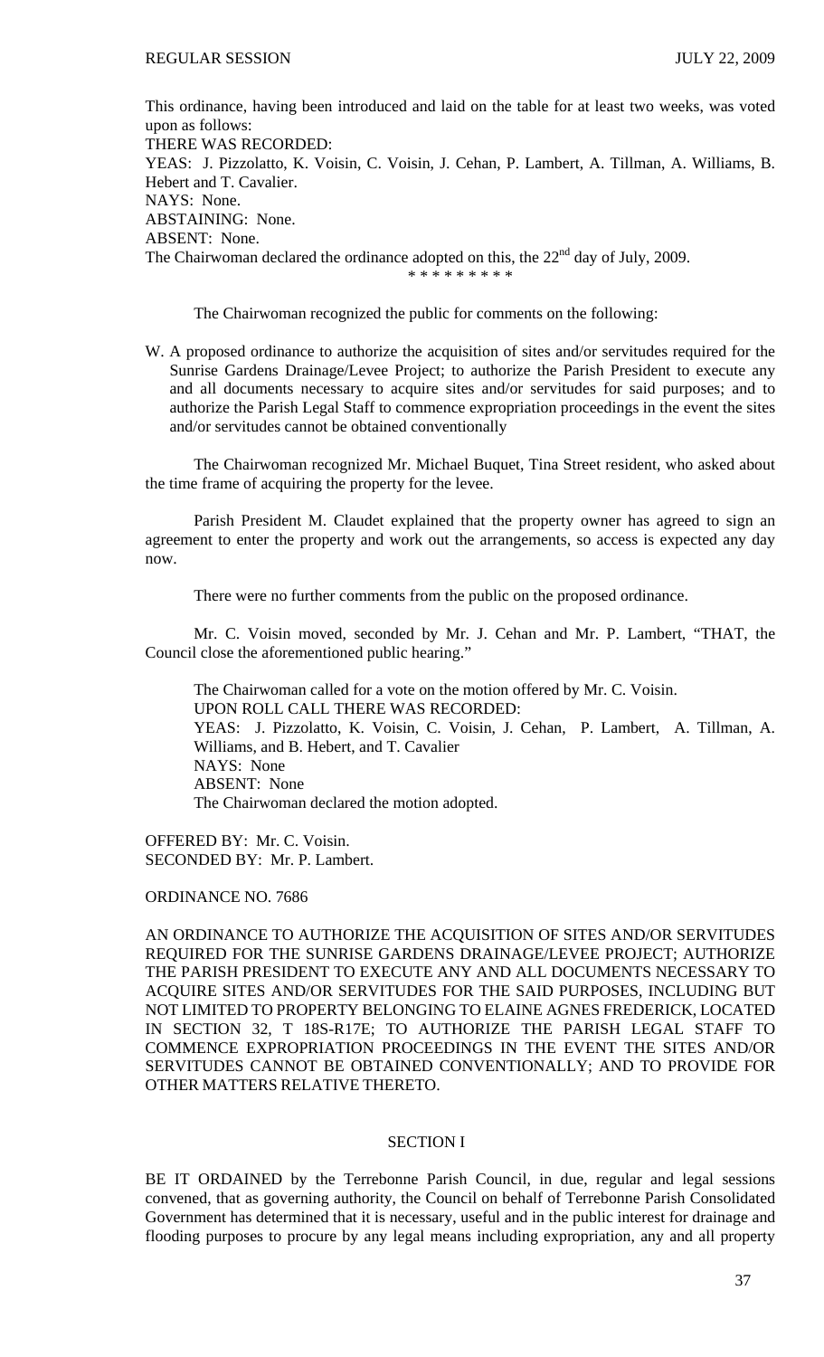This ordinance, having been introduced and laid on the table for at least two weeks, was voted upon as follows:
THERE WAS RECORDED:
YEAS: J. Pizzolatto, K. Voisin, C. Voisin, J. Cehan, P. Lambert, A. Tillman, A. Williams, B. Hebert and T. Cavalier.
NAYS: None.
ABSTAINING: None.
ABSENT: None.
The Chairwoman declared the ordinance adopted on this, the 22nd day of July, 2009.

\* \* \* \* \* \* \* \* \*

The Chairwoman recognized the public for comments on the following:

W. A proposed ordinance to authorize the acquisition of sites and/or servitudes required for the Sunrise Gardens Drainage/Levee Project; to authorize the Parish President to execute any and all documents necessary to acquire sites and/or servitudes for said purposes; and to authorize the Parish Legal Staff to commence expropriation proceedings in the event the sites and/or servitudes cannot be obtained conventionally

The Chairwoman recognized Mr. Michael Buquet, Tina Street resident, who asked about the time frame of acquiring the property for the levee.

Parish President M. Claudet explained that the property owner has agreed to sign an agreement to enter the property and work out the arrangements, so access is expected any day now.

There were no further comments from the public on the proposed ordinance.

Mr. C. Voisin moved, seconded by Mr. J. Cehan and Mr. P. Lambert, "THAT, the Council close the aforementioned public hearing."

The Chairwoman called for a vote on the motion offered by Mr. C. Voisin.
UPON ROLL CALL THERE WAS RECORDED:
YEAS: J. Pizzolatto, K. Voisin, C. Voisin, J. Cehan, P. Lambert, A. Tillman, A. Williams, and B. Hebert, and T. Cavalier
NAYS: None
ABSENT: None
The Chairwoman declared the motion adopted.

OFFERED BY: Mr. C. Voisin.
SECONDED BY: Mr. P. Lambert.

ORDINANCE NO. 7686

AN ORDINANCE TO AUTHORIZE THE ACQUISITION OF SITES AND/OR SERVITUDES REQUIRED FOR THE SUNRISE GARDENS DRAINAGE/LEVEE PROJECT; AUTHORIZE THE PARISH PRESIDENT TO EXECUTE ANY AND ALL DOCUMENTS NECESSARY TO ACQUIRE SITES AND/OR SERVITUDES FOR THE SAID PURPOSES, INCLUDING BUT NOT LIMITED TO PROPERTY BELONGING TO ELAINE AGNES FREDERICK, LOCATED IN SECTION 32, T 18S-R17E; TO AUTHORIZE THE PARISH LEGAL STAFF TO COMMENCE EXPROPRIATION PROCEEDINGS IN THE EVENT THE SITES AND/OR SERVITUDES CANNOT BE OBTAINED CONVENTIONALLY; AND TO PROVIDE FOR OTHER MATTERS RELATIVE THERETO.

SECTION I

BE IT ORDAINED by the Terrebonne Parish Council, in due, regular and legal sessions convened, that as governing authority, the Council on behalf of Terrebonne Parish Consolidated Government has determined that it is necessary, useful and in the public interest for drainage and flooding purposes to procure by any legal means including expropriation, any and all property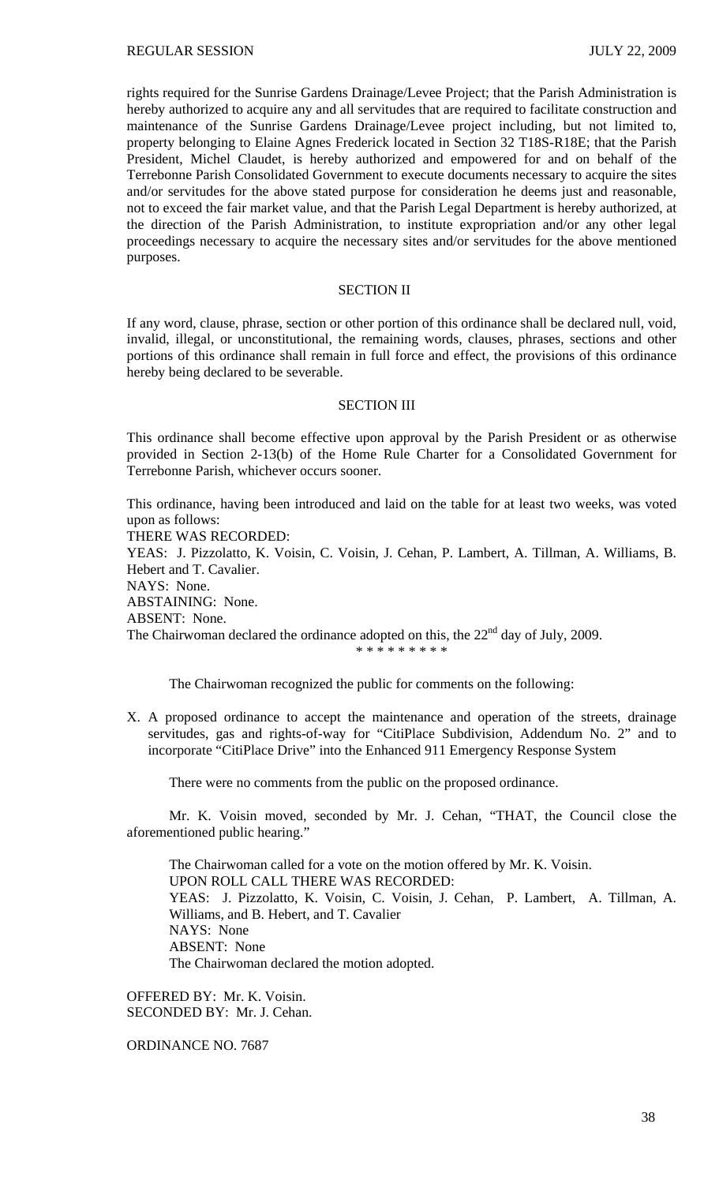rights required for the Sunrise Gardens Drainage/Levee Project; that the Parish Administration is hereby authorized to acquire any and all servitudes that are required to facilitate construction and maintenance of the Sunrise Gardens Drainage/Levee project including, but not limited to, property belonging to Elaine Agnes Frederick located in Section 32 T18S-R18E; that the Parish President, Michel Claudet, is hereby authorized and empowered for and on behalf of the Terrebonne Parish Consolidated Government to execute documents necessary to acquire the sites and/or servitudes for the above stated purpose for consideration he deems just and reasonable, not to exceed the fair market value, and that the Parish Legal Department is hereby authorized, at the direction of the Parish Administration, to institute expropriation and/or any other legal proceedings necessary to acquire the necessary sites and/or servitudes for the above mentioned purposes.

SECTION II

If any word, clause, phrase, section or other portion of this ordinance shall be declared null, void, invalid, illegal, or unconstitutional, the remaining words, clauses, phrases, sections and other portions of this ordinance shall remain in full force and effect, the provisions of this ordinance hereby being declared to be severable.

SECTION III

This ordinance shall become effective upon approval by the Parish President or as otherwise provided in Section 2-13(b) of the Home Rule Charter for a Consolidated Government for Terrebonne Parish, whichever occurs sooner.

This ordinance, having been introduced and laid on the table for at least two weeks, was voted upon as follows:
THERE WAS RECORDED:
YEAS: J. Pizzolatto, K. Voisin, C. Voisin, J. Cehan, P. Lambert, A. Tillman, A. Williams, B. Hebert and T. Cavalier.
NAYS: None.
ABSTAINING: None.
ABSENT: None.
The Chairwoman declared the ordinance adopted on this, the 22nd day of July, 2009.

\* \* \* \* \* \* \* \* \*

The Chairwoman recognized the public for comments on the following:

X. A proposed ordinance to accept the maintenance and operation of the streets, drainage servitudes, gas and rights-of-way for "CitiPlace Subdivision, Addendum No. 2" and to incorporate "CitiPlace Drive" into the Enhanced 911 Emergency Response System

There were no comments from the public on the proposed ordinance.

Mr. K. Voisin moved, seconded by Mr. J. Cehan, "THAT, the Council close the aforementioned public hearing."

The Chairwoman called for a vote on the motion offered by Mr. K. Voisin.
UPON ROLL CALL THERE WAS RECORDED:
YEAS: J. Pizzolatto, K. Voisin, C. Voisin, J. Cehan, P. Lambert, A. Tillman, A. Williams, and B. Hebert, and T. Cavalier
NAYS: None
ABSENT: None
The Chairwoman declared the motion adopted.

OFFERED BY: Mr. K. Voisin.
SECONDED BY: Mr. J. Cehan.

ORDINANCE NO. 7687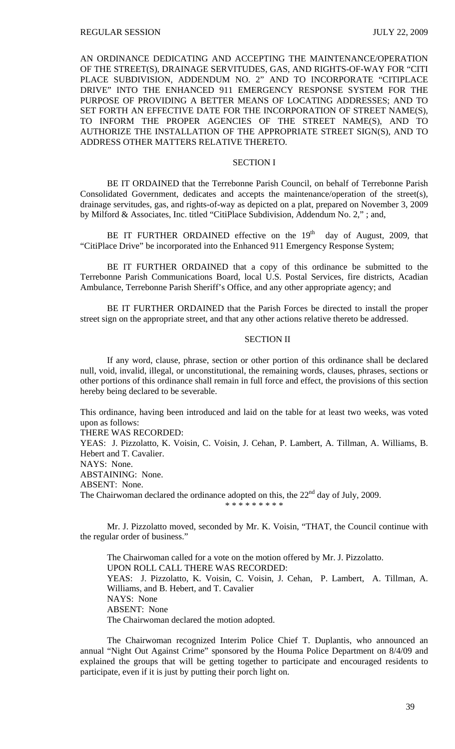AN ORDINANCE DEDICATING AND ACCEPTING THE MAINTENANCE/OPERATION OF THE STREET(S), DRAINAGE SERVITUDES, GAS, AND RIGHTS-OF-WAY FOR "CITI PLACE SUBDIVISION, ADDENDUM NO. 2" AND TO INCORPORATE "CITIPLACE DRIVE" INTO THE ENHANCED 911 EMERGENCY RESPONSE SYSTEM FOR THE PURPOSE OF PROVIDING A BETTER MEANS OF LOCATING ADDRESSES; AND TO SET FORTH AN EFFECTIVE DATE FOR THE INCORPORATION OF STREET NAME(S), TO INFORM THE PROPER AGENCIES OF THE STREET NAME(S), AND TO AUTHORIZE THE INSTALLATION OF THE APPROPRIATE STREET SIGN(S), AND TO ADDRESS OTHER MATTERS RELATIVE THERETO.

SECTION I

BE IT ORDAINED that the Terrebonne Parish Council, on behalf of Terrebonne Parish Consolidated Government, dedicates and accepts the maintenance/operation of the street(s), drainage servitudes, gas, and rights-of-way as depicted on a plat, prepared on November 3, 2009 by Milford & Associates, Inc. titled "CitiPlace Subdivision, Addendum No. 2," ; and,

BE IT FURTHER ORDAINED effective on the 19th day of August, 2009, that "CitiPlace Drive" be incorporated into the Enhanced 911 Emergency Response System;

BE IT FURTHER ORDAINED that a copy of this ordinance be submitted to the Terrebonne Parish Communications Board, local U.S. Postal Services, fire districts, Acadian Ambulance, Terrebonne Parish Sheriff's Office, and any other appropriate agency; and

BE IT FURTHER ORDAINED that the Parish Forces be directed to install the proper street sign on the appropriate street, and that any other actions relative thereto be addressed.

SECTION II

If any word, clause, phrase, section or other portion of this ordinance shall be declared null, void, invalid, illegal, or unconstitutional, the remaining words, clauses, phrases, sections or other portions of this ordinance shall remain in full force and effect, the provisions of this section hereby being declared to be severable.

This ordinance, having been introduced and laid on the table for at least two weeks, was voted upon as follows:
THERE WAS RECORDED:
YEAS: J. Pizzolatto, K. Voisin, C. Voisin, J. Cehan, P. Lambert, A. Tillman, A. Williams, B. Hebert and T. Cavalier.
NAYS: None.
ABSTAINING: None.
ABSENT: None.
The Chairwoman declared the ordinance adopted on this, the 22nd day of July, 2009.

\* \* \* \* \* \* \* \* \*

Mr. J. Pizzolatto moved, seconded by Mr. K. Voisin, "THAT, the Council continue with the regular order of business."

The Chairwoman called for a vote on the motion offered by Mr. J. Pizzolatto.
UPON ROLL CALL THERE WAS RECORDED:
YEAS: J. Pizzolatto, K. Voisin, C. Voisin, J. Cehan, P. Lambert, A. Tillman, A. Williams, and B. Hebert, and T. Cavalier
NAYS: None
ABSENT: None
The Chairwoman declared the motion adopted.

The Chairwoman recognized Interim Police Chief T. Duplantis, who announced an annual "Night Out Against Crime" sponsored by the Houma Police Department on 8/4/09 and explained the groups that will be getting together to participate and encouraged residents to participate, even if it is just by putting their porch light on.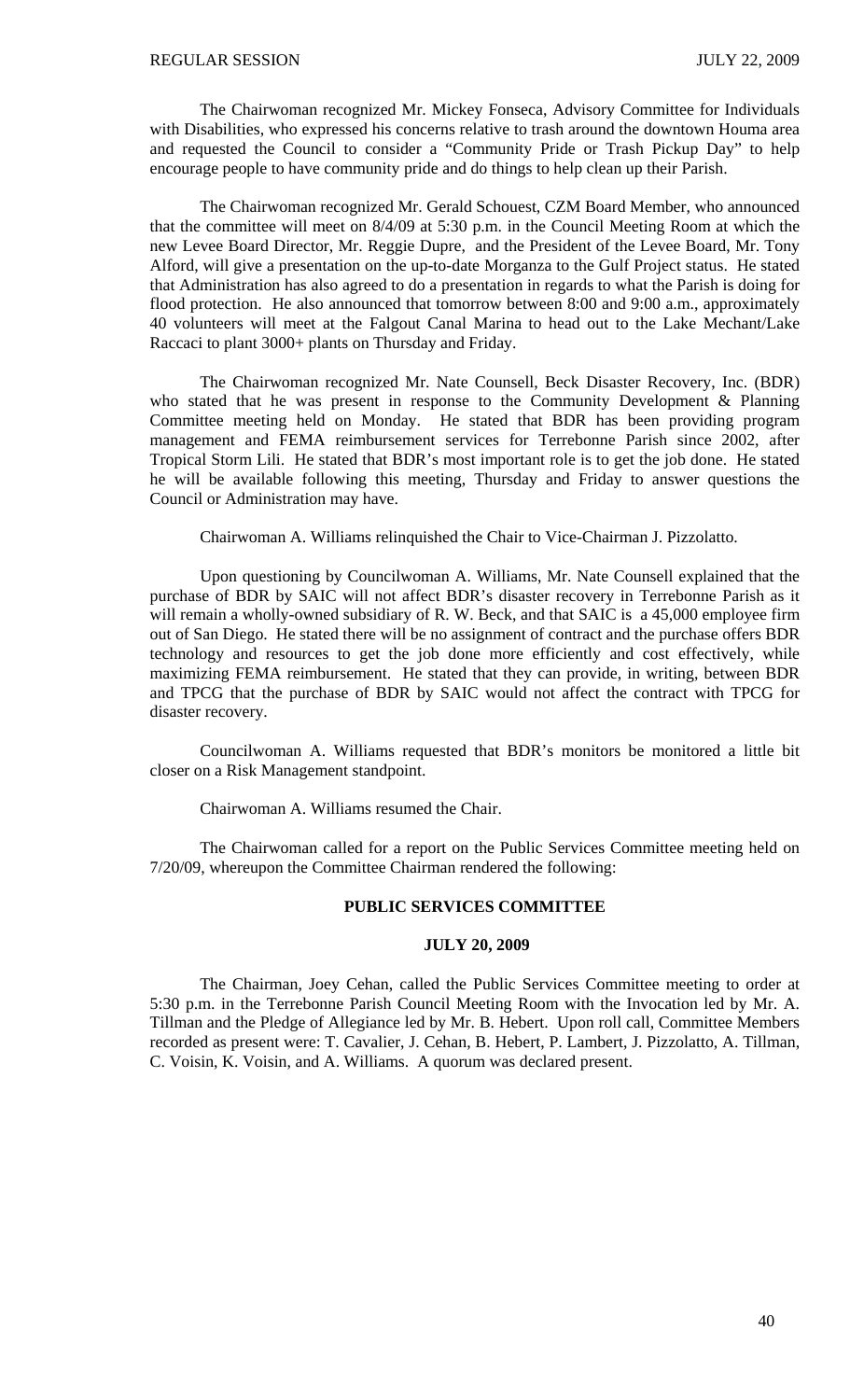The Chairwoman recognized Mr. Mickey Fonseca, Advisory Committee for Individuals with Disabilities, who expressed his concerns relative to trash around the downtown Houma area and requested the Council to consider a "Community Pride or Trash Pickup Day" to help encourage people to have community pride and do things to help clean up their Parish.

The Chairwoman recognized Mr. Gerald Schouest, CZM Board Member, who announced that the committee will meet on 8/4/09 at 5:30 p.m. in the Council Meeting Room at which the new Levee Board Director, Mr. Reggie Dupre, and the President of the Levee Board, Mr. Tony Alford, will give a presentation on the up-to-date Morganza to the Gulf Project status. He stated that Administration has also agreed to do a presentation in regards to what the Parish is doing for flood protection. He also announced that tomorrow between 8:00 and 9:00 a.m., approximately 40 volunteers will meet at the Falgout Canal Marina to head out to the Lake Mechant/Lake Raccaci to plant 3000+ plants on Thursday and Friday.

The Chairwoman recognized Mr. Nate Counsell, Beck Disaster Recovery, Inc. (BDR) who stated that he was present in response to the Community Development & Planning Committee meeting held on Monday. He stated that BDR has been providing program management and FEMA reimbursement services for Terrebonne Parish since 2002, after Tropical Storm Lili. He stated that BDR's most important role is to get the job done. He stated he will be available following this meeting, Thursday and Friday to answer questions the Council or Administration may have.

Chairwoman A. Williams relinquished the Chair to Vice-Chairman J. Pizzolatto.

Upon questioning by Councilwoman A. Williams, Mr. Nate Counsell explained that the purchase of BDR by SAIC will not affect BDR's disaster recovery in Terrebonne Parish as it will remain a wholly-owned subsidiary of R. W. Beck, and that SAIC is a 45,000 employee firm out of San Diego. He stated there will be no assignment of contract and the purchase offers BDR technology and resources to get the job done more efficiently and cost effectively, while maximizing FEMA reimbursement. He stated that they can provide, in writing, between BDR and TPCG that the purchase of BDR by SAIC would not affect the contract with TPCG for disaster recovery.

Councilwoman A. Williams requested that BDR's monitors be monitored a little bit closer on a Risk Management standpoint.

Chairwoman A. Williams resumed the Chair.

The Chairwoman called for a report on the Public Services Committee meeting held on 7/20/09, whereupon the Committee Chairman rendered the following:

## PUBLIC SERVICES COMMITTEE

### JULY 20, 2009

The Chairman, Joey Cehan, called the Public Services Committee meeting to order at 5:30 p.m. in the Terrebonne Parish Council Meeting Room with the Invocation led by Mr. A. Tillman and the Pledge of Allegiance led by Mr. B. Hebert. Upon roll call, Committee Members recorded as present were: T. Cavalier, J. Cehan, B. Hebert, P. Lambert, J. Pizzolatto, A. Tillman, C. Voisin, K. Voisin, and A. Williams. A quorum was declared present.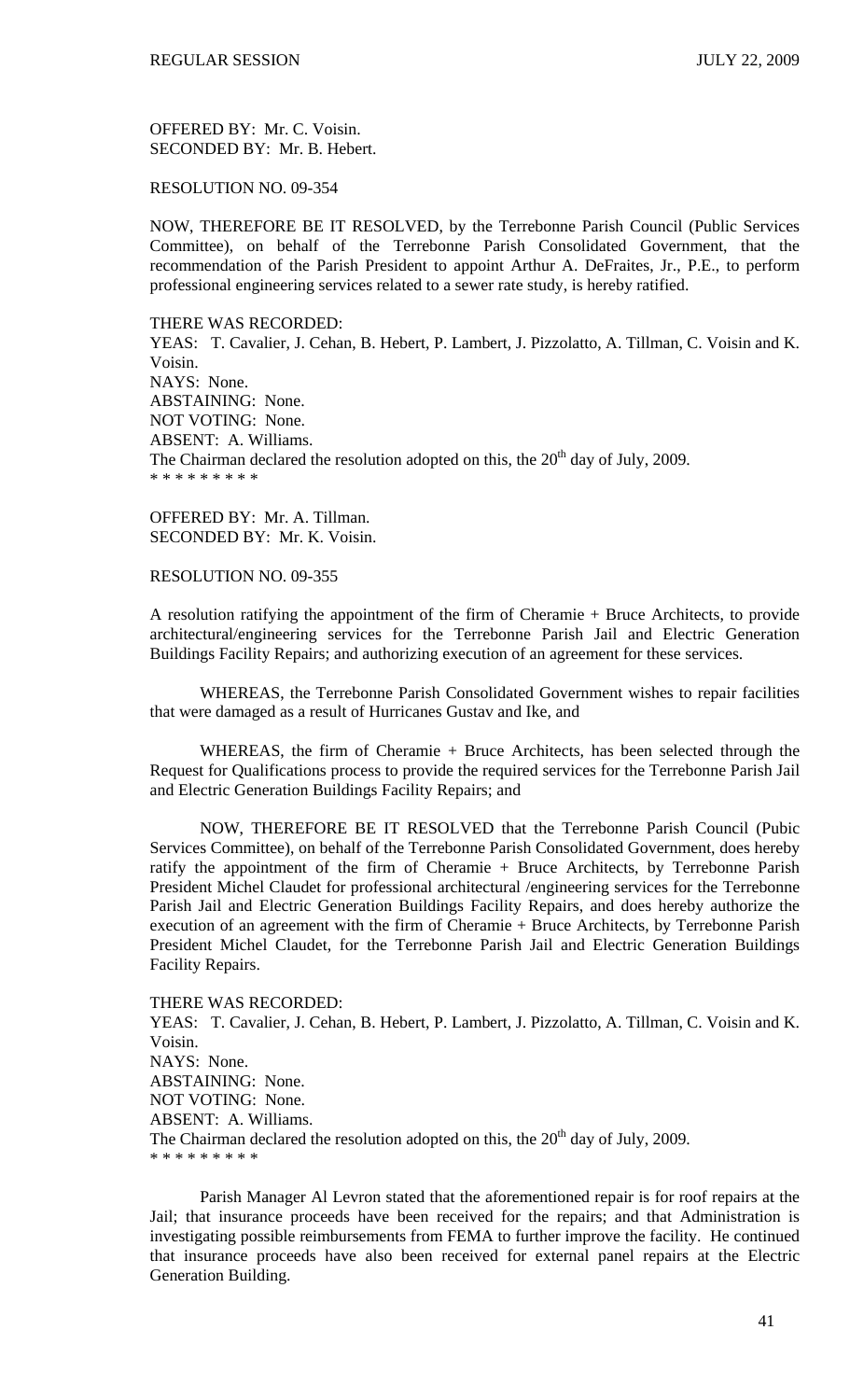OFFERED BY: Mr. C. Voisin.
SECONDED BY: Mr. B. Hebert.

RESOLUTION NO. 09-354

NOW, THEREFORE BE IT RESOLVED, by the Terrebonne Parish Council (Public Services Committee), on behalf of the Terrebonne Parish Consolidated Government, that the recommendation of the Parish President to appoint Arthur A. DeFraites, Jr., P.E., to perform professional engineering services related to a sewer rate study, is hereby ratified.

THERE WAS RECORDED:
YEAS: T. Cavalier, J. Cehan, B. Hebert, P. Lambert, J. Pizzolatto, A. Tillman, C. Voisin and K. Voisin.
NAYS: None.
ABSTAINING: None.
NOT VOTING: None.
ABSENT: A. Williams.
The Chairman declared the resolution adopted on this, the 20th day of July, 2009.
* * * * * * * * *

OFFERED BY: Mr. A. Tillman.
SECONDED BY: Mr. K. Voisin.

RESOLUTION NO. 09-355

A resolution ratifying the appointment of the firm of Cheramie + Bruce Architects, to provide architectural/engineering services for the Terrebonne Parish Jail and Electric Generation Buildings Facility Repairs; and authorizing execution of an agreement for these services.

WHEREAS, the Terrebonne Parish Consolidated Government wishes to repair facilities that were damaged as a result of Hurricanes Gustav and Ike, and

WHEREAS, the firm of Cheramie + Bruce Architects, has been selected through the Request for Qualifications process to provide the required services for the Terrebonne Parish Jail and Electric Generation Buildings Facility Repairs; and

NOW, THEREFORE BE IT RESOLVED that the Terrebonne Parish Council (Pubic Services Committee), on behalf of the Terrebonne Parish Consolidated Government, does hereby ratify the appointment of the firm of Cheramie + Bruce Architects, by Terrebonne Parish President Michel Claudet for professional architectural /engineering services for the Terrebonne Parish Jail and Electric Generation Buildings Facility Repairs, and does hereby authorize the execution of an agreement with the firm of Cheramie + Bruce Architects, by Terrebonne Parish President Michel Claudet, for the Terrebonne Parish Jail and Electric Generation Buildings Facility Repairs.

THERE WAS RECORDED:
YEAS: T. Cavalier, J. Cehan, B. Hebert, P. Lambert, J. Pizzolatto, A. Tillman, C. Voisin and K. Voisin.
NAYS: None.
ABSTAINING: None.
NOT VOTING: None.
ABSENT: A. Williams.
The Chairman declared the resolution adopted on this, the 20th day of July, 2009.
* * * * * * * * *

Parish Manager Al Levron stated that the aforementioned repair is for roof repairs at the Jail; that insurance proceeds have been received for the repairs; and that Administration is investigating possible reimbursements from FEMA to further improve the facility. He continued that insurance proceeds have also been received for external panel repairs at the Electric Generation Building.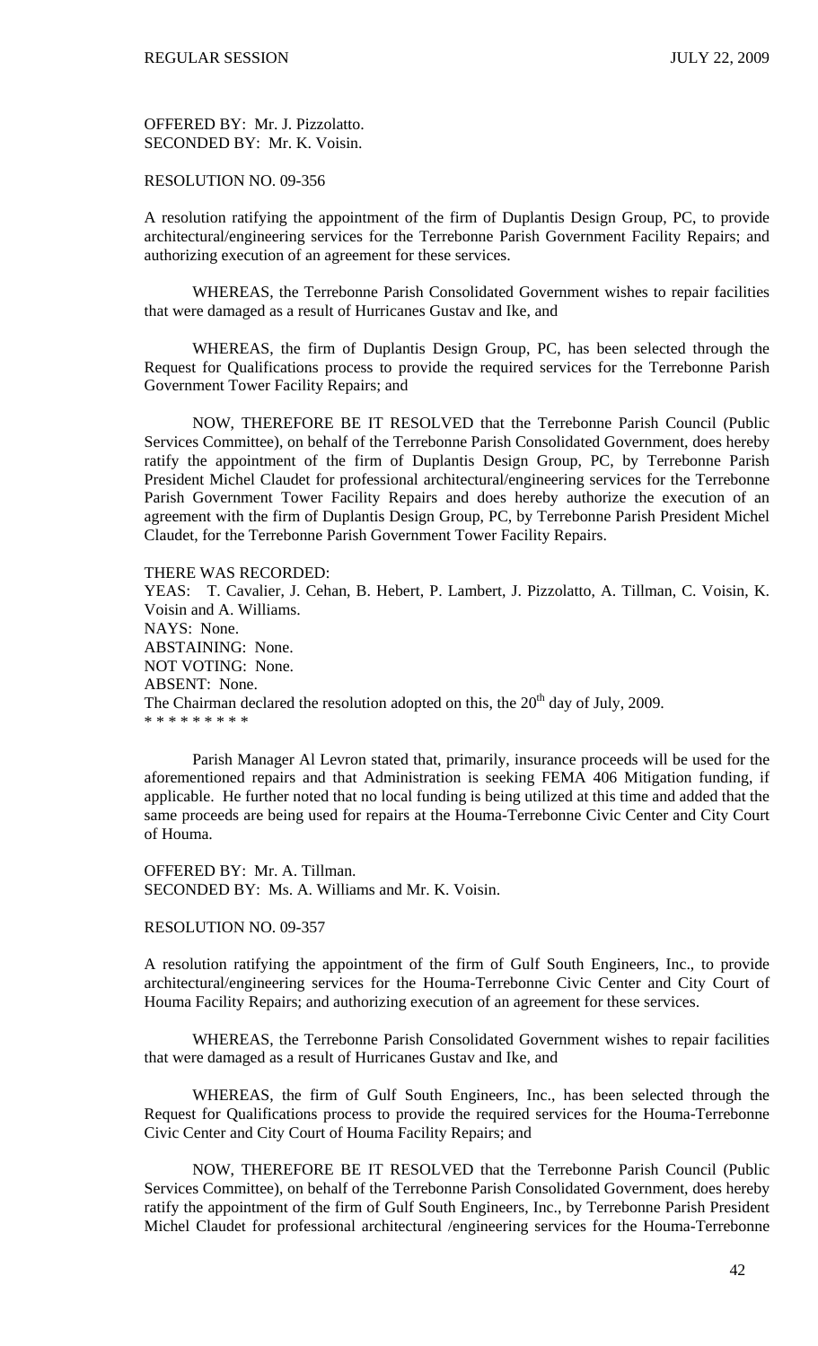OFFERED BY: Mr. J. Pizzolatto.
SECONDED BY: Mr. K. Voisin.

RESOLUTION NO. 09-356

A resolution ratifying the appointment of the firm of Duplantis Design Group, PC, to provide architectural/engineering services for the Terrebonne Parish Government Facility Repairs; and authorizing execution of an agreement for these services.

WHEREAS, the Terrebonne Parish Consolidated Government wishes to repair facilities that were damaged as a result of Hurricanes Gustav and Ike, and

WHEREAS, the firm of Duplantis Design Group, PC, has been selected through the Request for Qualifications process to provide the required services for the Terrebonne Parish Government Tower Facility Repairs; and

NOW, THEREFORE BE IT RESOLVED that the Terrebonne Parish Council (Public Services Committee), on behalf of the Terrebonne Parish Consolidated Government, does hereby ratify the appointment of the firm of Duplantis Design Group, PC, by Terrebonne Parish President Michel Claudet for professional architectural/engineering services for the Terrebonne Parish Government Tower Facility Repairs and does hereby authorize the execution of an agreement with the firm of Duplantis Design Group, PC, by Terrebonne Parish President Michel Claudet, for the Terrebonne Parish Government Tower Facility Repairs.

THERE WAS RECORDED:
YEAS: T. Cavalier, J. Cehan, B. Hebert, P. Lambert, J. Pizzolatto, A. Tillman, C. Voisin, K. Voisin and A. Williams.
NAYS: None.
ABSTAINING: None.
NOT VOTING: None.
ABSENT: None.
The Chairman declared the resolution adopted on this, the 20th day of July, 2009.
\* \* \* \* \* \* \* \* \*

Parish Manager Al Levron stated that, primarily, insurance proceeds will be used for the aforementioned repairs and that Administration is seeking FEMA 406 Mitigation funding, if applicable. He further noted that no local funding is being utilized at this time and added that the same proceeds are being used for repairs at the Houma-Terrebonne Civic Center and City Court of Houma.

OFFERED BY: Mr. A. Tillman.
SECONDED BY: Ms. A. Williams and Mr. K. Voisin.

RESOLUTION NO. 09-357

A resolution ratifying the appointment of the firm of Gulf South Engineers, Inc., to provide architectural/engineering services for the Houma-Terrebonne Civic Center and City Court of Houma Facility Repairs; and authorizing execution of an agreement for these services.

WHEREAS, the Terrebonne Parish Consolidated Government wishes to repair facilities that were damaged as a result of Hurricanes Gustav and Ike, and

WHEREAS, the firm of Gulf South Engineers, Inc., has been selected through the Request for Qualifications process to provide the required services for the Houma-Terrebonne Civic Center and City Court of Houma Facility Repairs; and

NOW, THEREFORE BE IT RESOLVED that the Terrebonne Parish Council (Public Services Committee), on behalf of the Terrebonne Parish Consolidated Government, does hereby ratify the appointment of the firm of Gulf South Engineers, Inc., by Terrebonne Parish President Michel Claudet for professional architectural /engineering services for the Houma-Terrebonne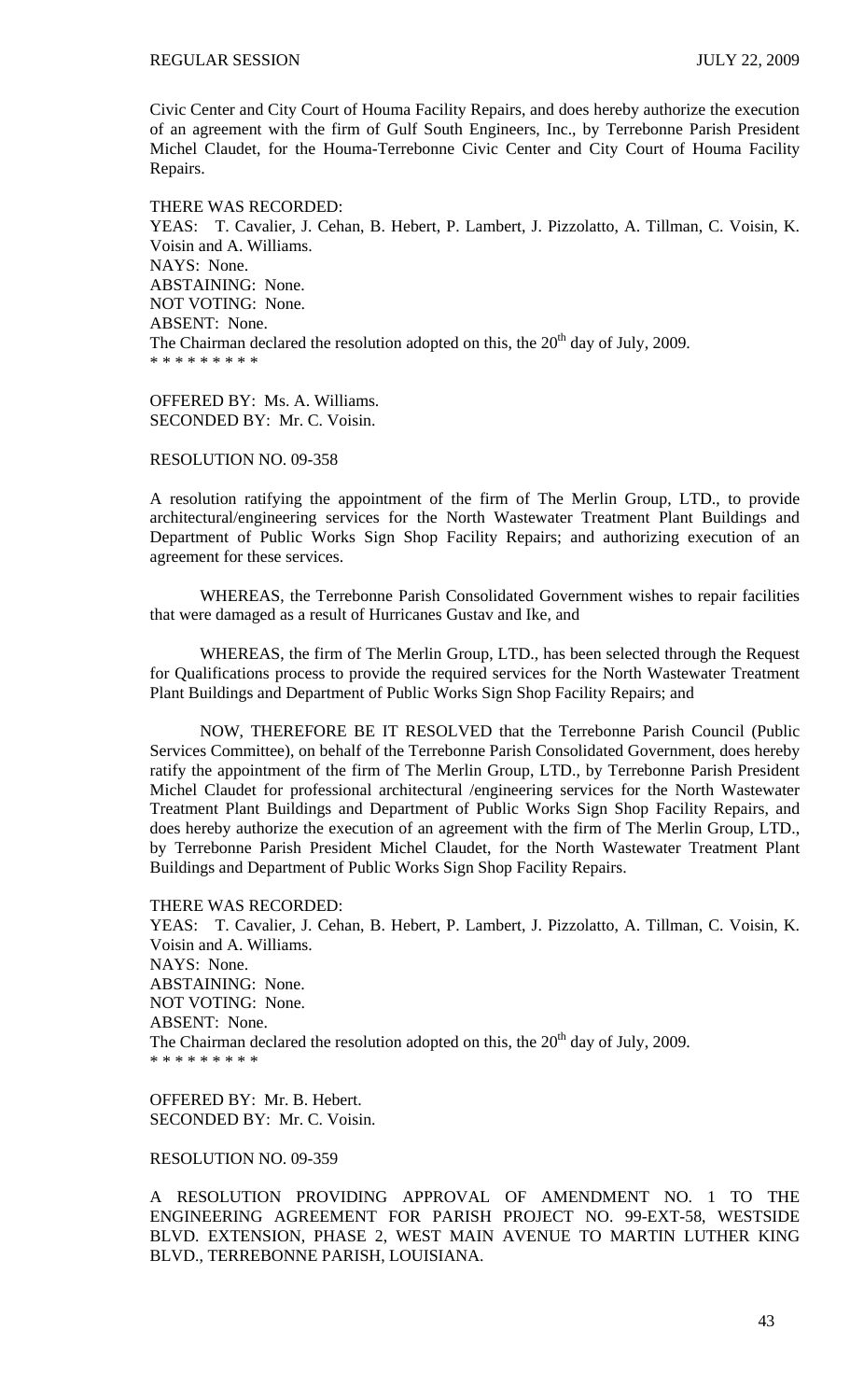Civic Center and City Court of Houma Facility Repairs, and does hereby authorize the execution of an agreement with the firm of Gulf South Engineers, Inc., by Terrebonne Parish President Michel Claudet, for the Houma-Terrebonne Civic Center and City Court of Houma Facility Repairs.

THERE WAS RECORDED:
YEAS: T. Cavalier, J. Cehan, B. Hebert, P. Lambert, J. Pizzolatto, A. Tillman, C. Voisin, K. Voisin and A. Williams.
NAYS: None.
ABSTAINING: None.
NOT VOTING: None.
ABSENT: None.
The Chairman declared the resolution adopted on this, the 20th day of July, 2009.
\* \* \* \* \* \* \* \* \*

OFFERED BY: Ms. A. Williams.
SECONDED BY: Mr. C. Voisin.

RESOLUTION NO. 09-358

A resolution ratifying the appointment of the firm of The Merlin Group, LTD., to provide architectural/engineering services for the North Wastewater Treatment Plant Buildings and Department of Public Works Sign Shop Facility Repairs; and authorizing execution of an agreement for these services.

WHEREAS, the Terrebonne Parish Consolidated Government wishes to repair facilities that were damaged as a result of Hurricanes Gustav and Ike, and

WHEREAS, the firm of The Merlin Group, LTD., has been selected through the Request for Qualifications process to provide the required services for the North Wastewater Treatment Plant Buildings and Department of Public Works Sign Shop Facility Repairs; and

NOW, THEREFORE BE IT RESOLVED that the Terrebonne Parish Council (Public Services Committee), on behalf of the Terrebonne Parish Consolidated Government, does hereby ratify the appointment of the firm of The Merlin Group, LTD., by Terrebonne Parish President Michel Claudet for professional architectural /engineering services for the North Wastewater Treatment Plant Buildings and Department of Public Works Sign Shop Facility Repairs, and does hereby authorize the execution of an agreement with the firm of The Merlin Group, LTD., by Terrebonne Parish President Michel Claudet, for the North Wastewater Treatment Plant Buildings and Department of Public Works Sign Shop Facility Repairs.

THERE WAS RECORDED:
YEAS: T. Cavalier, J. Cehan, B. Hebert, P. Lambert, J. Pizzolatto, A. Tillman, C. Voisin, K. Voisin and A. Williams.
NAYS: None.
ABSTAINING: None.
NOT VOTING: None.
ABSENT: None.
The Chairman declared the resolution adopted on this, the 20th day of July, 2009.
\* \* \* \* \* \* \* \* \*

OFFERED BY: Mr. B. Hebert.
SECONDED BY: Mr. C. Voisin.

RESOLUTION NO. 09-359

A RESOLUTION PROVIDING APPROVAL OF AMENDMENT NO. 1 TO THE ENGINEERING AGREEMENT FOR PARISH PROJECT NO. 99-EXT-58, WESTSIDE BLVD. EXTENSION, PHASE 2, WEST MAIN AVENUE TO MARTIN LUTHER KING BLVD., TERREBONNE PARISH, LOUISIANA.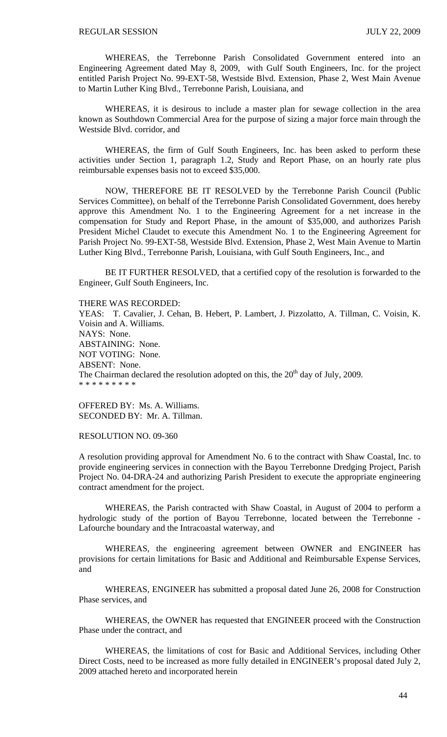WHEREAS, the Terrebonne Parish Consolidated Government entered into an Engineering Agreement dated May 8, 2009, with Gulf South Engineers, Inc. for the project entitled Parish Project No. 99-EXT-58, Westside Blvd. Extension, Phase 2, West Main Avenue to Martin Luther King Blvd., Terrebonne Parish, Louisiana, and

WHEREAS, it is desirous to include a master plan for sewage collection in the area known as Southdown Commercial Area for the purpose of sizing a major force main through the Westside Blvd. corridor, and

WHEREAS, the firm of Gulf South Engineers, Inc. has been asked to perform these activities under Section 1, paragraph 1.2, Study and Report Phase, on an hourly rate plus reimbursable expenses basis not to exceed $35,000.

NOW, THEREFORE BE IT RESOLVED by the Terrebonne Parish Council (Public Services Committee), on behalf of the Terrebonne Parish Consolidated Government, does hereby approve this Amendment No. 1 to the Engineering Agreement for a net increase in the compensation for Study and Report Phase, in the amount of $35,000, and authorizes Parish President Michel Claudet to execute this Amendment No. 1 to the Engineering Agreement for Parish Project No. 99-EXT-58, Westside Blvd. Extension, Phase 2, West Main Avenue to Martin Luther King Blvd., Terrebonne Parish, Louisiana, with Gulf South Engineers, Inc., and

BE IT FURTHER RESOLVED, that a certified copy of the resolution is forwarded to the Engineer, Gulf South Engineers, Inc.

THERE WAS RECORDED:
YEAS: T. Cavalier, J. Cehan, B. Hebert, P. Lambert, J. Pizzolatto, A. Tillman, C. Voisin, K. Voisin and A. Williams.
NAYS: None.
ABSTAINING: None.
NOT VOTING: None.
ABSENT: None.
The Chairman declared the resolution adopted on this, the 20th day of July, 2009.
\* \* \* \* \* \* \* \* \*

OFFERED BY: Ms. A. Williams.
SECONDED BY: Mr. A. Tillman.

RESOLUTION NO. 09-360

A resolution providing approval for Amendment No. 6 to the contract with Shaw Coastal, Inc. to provide engineering services in connection with the Bayou Terrebonne Dredging Project, Parish Project No. 04-DRA-24 and authorizing Parish President to execute the appropriate engineering contract amendment for the project.

WHEREAS, the Parish contracted with Shaw Coastal, in August of 2004 to perform a hydrologic study of the portion of Bayou Terrebonne, located between the Terrebonne - Lafourche boundary and the Intracoastal waterway, and

WHEREAS, the engineering agreement between OWNER and ENGINEER has provisions for certain limitations for Basic and Additional and Reimbursable Expense Services, and

WHEREAS, ENGINEER has submitted a proposal dated June 26, 2008 for Construction Phase services, and

WHEREAS, the OWNER has requested that ENGINEER proceed with the Construction Phase under the contract, and

WHEREAS, the limitations of cost for Basic and Additional Services, including Other Direct Costs, need to be increased as more fully detailed in ENGINEER's proposal dated July 2, 2009 attached hereto and incorporated herein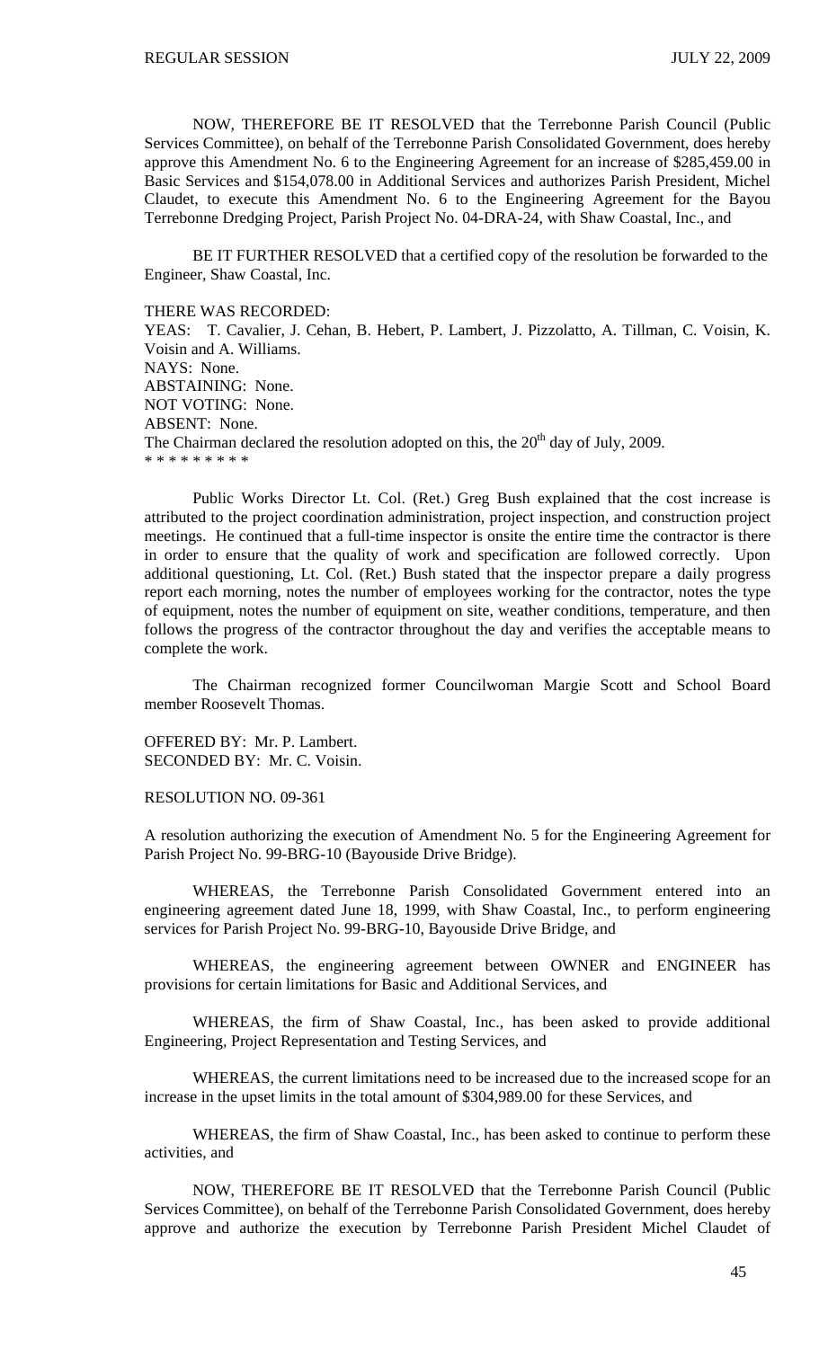NOW, THEREFORE BE IT RESOLVED that the Terrebonne Parish Council (Public Services Committee), on behalf of the Terrebonne Parish Consolidated Government, does hereby approve this Amendment No. 6 to the Engineering Agreement for an increase of $285,459.00 in Basic Services and $154,078.00 in Additional Services and authorizes Parish President, Michel Claudet, to execute this Amendment No. 6 to the Engineering Agreement for the Bayou Terrebonne Dredging Project, Parish Project No. 04-DRA-24, with Shaw Coastal, Inc., and

BE IT FURTHER RESOLVED that a certified copy of the resolution be forwarded to the Engineer, Shaw Coastal, Inc.

THERE WAS RECORDED:
YEAS: T. Cavalier, J. Cehan, B. Hebert, P. Lambert, J. Pizzolatto, A. Tillman, C. Voisin, K. Voisin and A. Williams.
NAYS: None.
ABSTAINING: None.
NOT VOTING: None.
ABSENT: None.
The Chairman declared the resolution adopted on this, the 20th day of July, 2009.
* * * * * * * * *

Public Works Director Lt. Col. (Ret.) Greg Bush explained that the cost increase is attributed to the project coordination administration, project inspection, and construction project meetings. He continued that a full-time inspector is onsite the entire time the contractor is there in order to ensure that the quality of work and specification are followed correctly. Upon additional questioning, Lt. Col. (Ret.) Bush stated that the inspector prepare a daily progress report each morning, notes the number of employees working for the contractor, notes the type of equipment, notes the number of equipment on site, weather conditions, temperature, and then follows the progress of the contractor throughout the day and verifies the acceptable means to complete the work.

The Chairman recognized former Councilwoman Margie Scott and School Board member Roosevelt Thomas.

OFFERED BY: Mr. P. Lambert.
SECONDED BY: Mr. C. Voisin.

RESOLUTION NO. 09-361

A resolution authorizing the execution of Amendment No. 5 for the Engineering Agreement for Parish Project No. 99-BRG-10 (Bayouside Drive Bridge).

WHEREAS, the Terrebonne Parish Consolidated Government entered into an engineering agreement dated June 18, 1999, with Shaw Coastal, Inc., to perform engineering services for Parish Project No. 99-BRG-10, Bayouside Drive Bridge, and

WHEREAS, the engineering agreement between OWNER and ENGINEER has provisions for certain limitations for Basic and Additional Services, and

WHEREAS, the firm of Shaw Coastal, Inc., has been asked to provide additional Engineering, Project Representation and Testing Services, and

WHEREAS, the current limitations need to be increased due to the increased scope for an increase in the upset limits in the total amount of $304,989.00 for these Services, and

WHEREAS, the firm of Shaw Coastal, Inc., has been asked to continue to perform these activities, and

NOW, THEREFORE BE IT RESOLVED that the Terrebonne Parish Council (Public Services Committee), on behalf of the Terrebonne Parish Consolidated Government, does hereby approve and authorize the execution by Terrebonne Parish President Michel Claudet of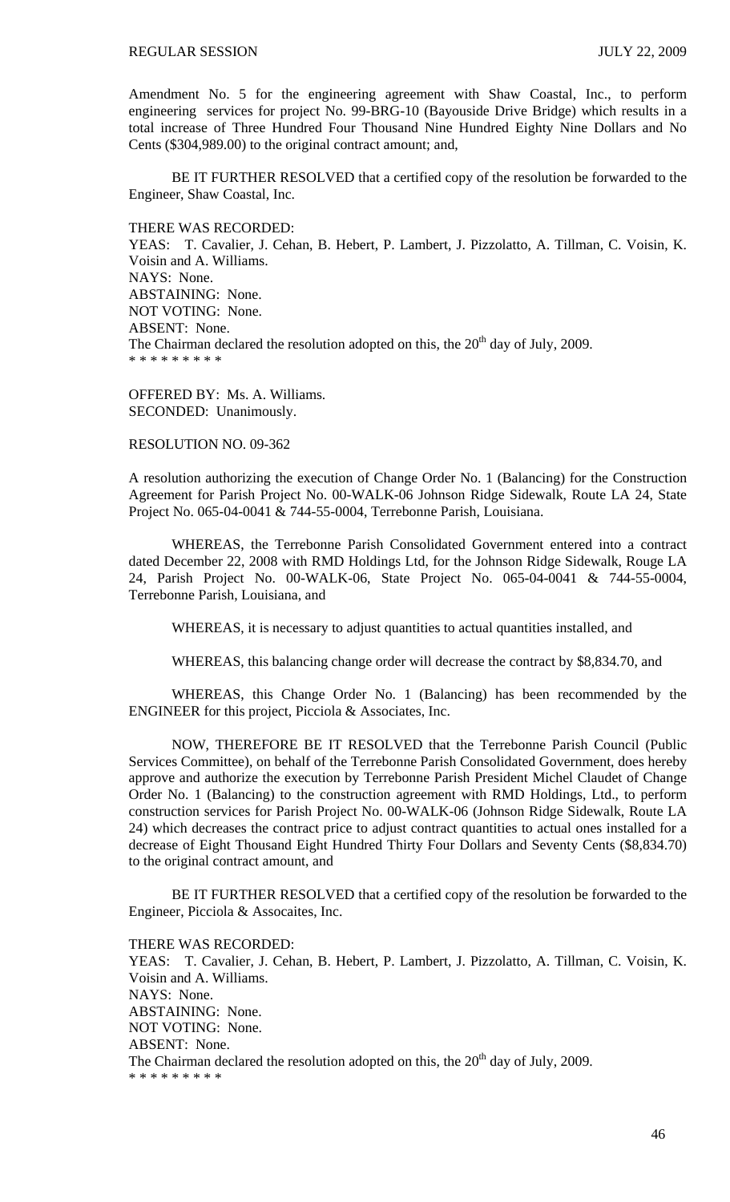Amendment No. 5 for the engineering agreement with Shaw Coastal, Inc., to perform engineering services for project No. 99-BRG-10 (Bayouside Drive Bridge) which results in a total increase of Three Hundred Four Thousand Nine Hundred Eighty Nine Dollars and No Cents ($304,989.00) to the original contract amount; and,

BE IT FURTHER RESOLVED that a certified copy of the resolution be forwarded to the Engineer, Shaw Coastal, Inc.

THERE WAS RECORDED:
YEAS: T. Cavalier, J. Cehan, B. Hebert, P. Lambert, J. Pizzolatto, A. Tillman, C. Voisin, K. Voisin and A. Williams.
NAYS: None.
ABSTAINING: None.
NOT VOTING: None.
ABSENT: None.
The Chairman declared the resolution adopted on this, the 20th day of July, 2009.
* * * * * * * * *

OFFERED BY: Ms. A. Williams.
SECONDED: Unanimously.

RESOLUTION NO. 09-362

A resolution authorizing the execution of Change Order No. 1 (Balancing) for the Construction Agreement for Parish Project No. 00-WALK-06 Johnson Ridge Sidewalk, Route LA 24, State Project No. 065-04-0041 & 744-55-0004, Terrebonne Parish, Louisiana.

WHEREAS, the Terrebonne Parish Consolidated Government entered into a contract dated December 22, 2008 with RMD Holdings Ltd, for the Johnson Ridge Sidewalk, Rouge LA 24, Parish Project No. 00-WALK-06, State Project No. 065-04-0041 & 744-55-0004, Terrebonne Parish, Louisiana, and

WHEREAS, it is necessary to adjust quantities to actual quantities installed, and

WHEREAS, this balancing change order will decrease the contract by $8,834.70, and

WHEREAS, this Change Order No. 1 (Balancing) has been recommended by the ENGINEER for this project, Picciola & Associates, Inc.

NOW, THEREFORE BE IT RESOLVED that the Terrebonne Parish Council (Public Services Committee), on behalf of the Terrebonne Parish Consolidated Government, does hereby approve and authorize the execution by Terrebonne Parish President Michel Claudet of Change Order No. 1 (Balancing) to the construction agreement with RMD Holdings, Ltd., to perform construction services for Parish Project No. 00-WALK-06 (Johnson Ridge Sidewalk, Route LA 24) which decreases the contract price to adjust contract quantities to actual ones installed for a decrease of Eight Thousand Eight Hundred Thirty Four Dollars and Seventy Cents ($8,834.70) to the original contract amount, and

BE IT FURTHER RESOLVED that a certified copy of the resolution be forwarded to the Engineer, Picciola & Assocaites, Inc.

THERE WAS RECORDED:
YEAS: T. Cavalier, J. Cehan, B. Hebert, P. Lambert, J. Pizzolatto, A. Tillman, C. Voisin, K. Voisin and A. Williams.
NAYS: None.
ABSTAINING: None.
NOT VOTING: None.
ABSENT: None.
The Chairman declared the resolution adopted on this, the 20th day of July, 2009.
* * * * * * * * *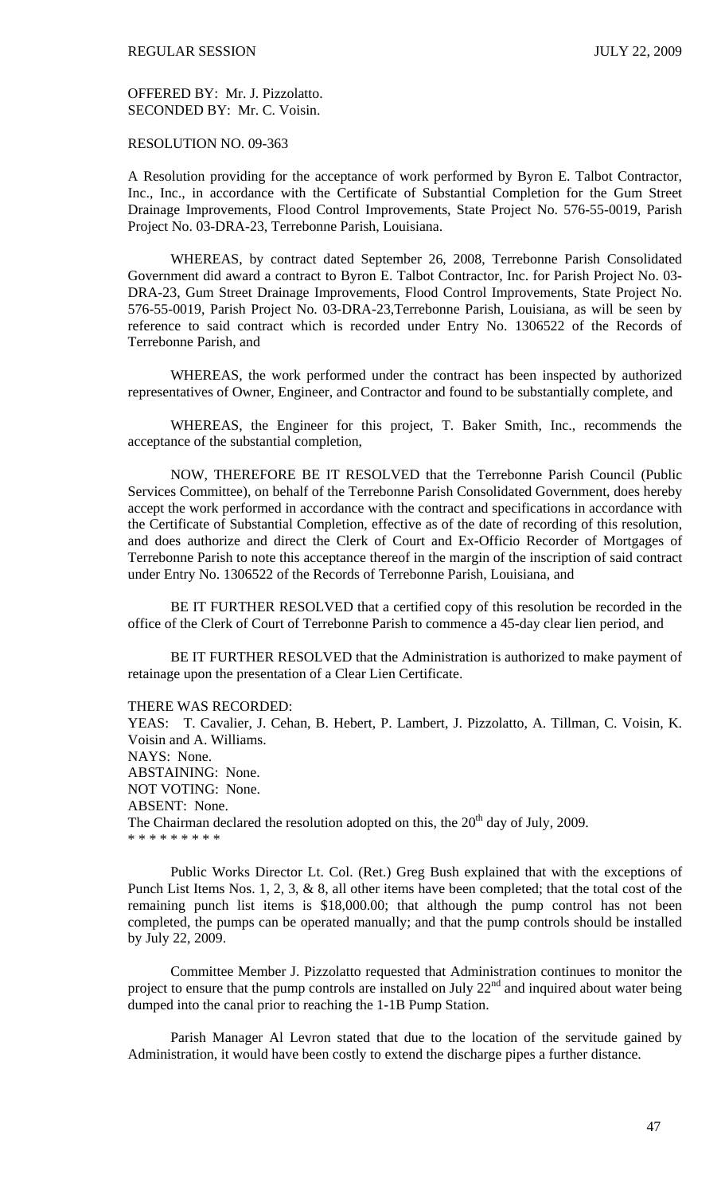OFFERED BY: Mr. J. Pizzolatto.
SECONDED BY: Mr. C. Voisin.

RESOLUTION NO. 09-363

A Resolution providing for the acceptance of work performed by Byron E. Talbot Contractor, Inc., Inc., in accordance with the Certificate of Substantial Completion for the Gum Street Drainage Improvements, Flood Control Improvements, State Project No. 576-55-0019, Parish Project No. 03-DRA-23, Terrebonne Parish, Louisiana.

WHEREAS, by contract dated September 26, 2008, Terrebonne Parish Consolidated Government did award a contract to Byron E. Talbot Contractor, Inc. for Parish Project No. 03-DRA-23, Gum Street Drainage Improvements, Flood Control Improvements, State Project No. 576-55-0019, Parish Project No. 03-DRA-23,Terrebonne Parish, Louisiana, as will be seen by reference to said contract which is recorded under Entry No. 1306522 of the Records of Terrebonne Parish, and

WHEREAS, the work performed under the contract has been inspected by authorized representatives of Owner, Engineer, and Contractor and found to be substantially complete, and

WHEREAS, the Engineer for this project, T. Baker Smith, Inc., recommends the acceptance of the substantial completion,

NOW, THEREFORE BE IT RESOLVED that the Terrebonne Parish Council (Public Services Committee), on behalf of the Terrebonne Parish Consolidated Government, does hereby accept the work performed in accordance with the contract and specifications in accordance with the Certificate of Substantial Completion, effective as of the date of recording of this resolution, and does authorize and direct the Clerk of Court and Ex-Officio Recorder of Mortgages of Terrebonne Parish to note this acceptance thereof in the margin of the inscription of said contract under Entry No. 1306522 of the Records of Terrebonne Parish, Louisiana, and

BE IT FURTHER RESOLVED that a certified copy of this resolution be recorded in the office of the Clerk of Court of Terrebonne Parish to commence a 45-day clear lien period, and

BE IT FURTHER RESOLVED that the Administration is authorized to make payment of retainage upon the presentation of a Clear Lien Certificate.

THERE WAS RECORDED:
YEAS: T. Cavalier, J. Cehan, B. Hebert, P. Lambert, J. Pizzolatto, A. Tillman, C. Voisin, K. Voisin and A. Williams.
NAYS: None.
ABSTAINING: None.
NOT VOTING: None.
ABSENT: None.
The Chairman declared the resolution adopted on this, the 20th day of July, 2009.
* * * * * * * * *

Public Works Director Lt. Col. (Ret.) Greg Bush explained that with the exceptions of Punch List Items Nos. 1, 2, 3, & 8, all other items have been completed; that the total cost of the remaining punch list items is $18,000.00; that although the pump control has not been completed, the pumps can be operated manually; and that the pump controls should be installed by July 22, 2009.

Committee Member J. Pizzolatto requested that Administration continues to monitor the project to ensure that the pump controls are installed on July 22nd and inquired about water being dumped into the canal prior to reaching the 1-1B Pump Station.

Parish Manager Al Levron stated that due to the location of the servitude gained by Administration, it would have been costly to extend the discharge pipes a further distance.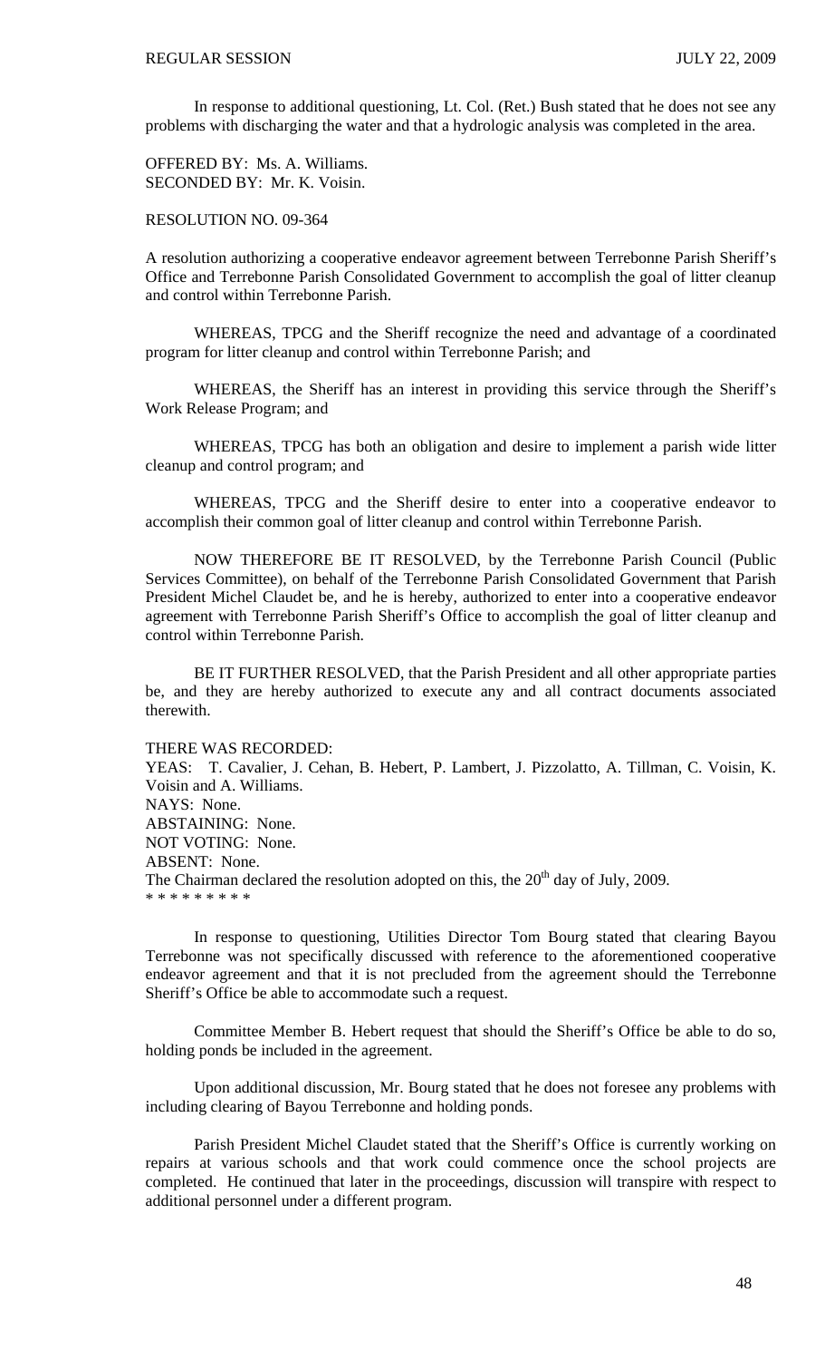In response to additional questioning, Lt. Col. (Ret.) Bush stated that he does not see any problems with discharging the water and that a hydrologic analysis was completed in the area.

OFFERED BY: Ms. A. Williams.
SECONDED BY: Mr. K. Voisin.

RESOLUTION NO. 09-364

A resolution authorizing a cooperative endeavor agreement between Terrebonne Parish Sheriff's Office and Terrebonne Parish Consolidated Government to accomplish the goal of litter cleanup and control within Terrebonne Parish.

WHEREAS, TPCG and the Sheriff recognize the need and advantage of a coordinated program for litter cleanup and control within Terrebonne Parish; and

WHEREAS, the Sheriff has an interest in providing this service through the Sheriff's Work Release Program; and

WHEREAS, TPCG has both an obligation and desire to implement a parish wide litter cleanup and control program; and

WHEREAS, TPCG and the Sheriff desire to enter into a cooperative endeavor to accomplish their common goal of litter cleanup and control within Terrebonne Parish.

NOW THEREFORE BE IT RESOLVED, by the Terrebonne Parish Council (Public Services Committee), on behalf of the Terrebonne Parish Consolidated Government that Parish President Michel Claudet be, and he is hereby, authorized to enter into a cooperative endeavor agreement with Terrebonne Parish Sheriff's Office to accomplish the goal of litter cleanup and control within Terrebonne Parish.

BE IT FURTHER RESOLVED, that the Parish President and all other appropriate parties be, and they are hereby authorized to execute any and all contract documents associated therewith.

THERE WAS RECORDED:
YEAS: T. Cavalier, J. Cehan, B. Hebert, P. Lambert, J. Pizzolatto, A. Tillman, C. Voisin, K. Voisin and A. Williams.
NAYS: None.
ABSTAINING: None.
NOT VOTING: None.
ABSENT: None.
The Chairman declared the resolution adopted on this, the 20th day of July, 2009.
* * * * * * * * *

In response to questioning, Utilities Director Tom Bourg stated that clearing Bayou Terrebonne was not specifically discussed with reference to the aforementioned cooperative endeavor agreement and that it is not precluded from the agreement should the Terrebonne Sheriff's Office be able to accommodate such a request.

Committee Member B. Hebert request that should the Sheriff's Office be able to do so, holding ponds be included in the agreement.

Upon additional discussion, Mr. Bourg stated that he does not foresee any problems with including clearing of Bayou Terrebonne and holding ponds.

Parish President Michel Claudet stated that the Sheriff's Office is currently working on repairs at various schools and that work could commence once the school projects are completed. He continued that later in the proceedings, discussion will transpire with respect to additional personnel under a different program.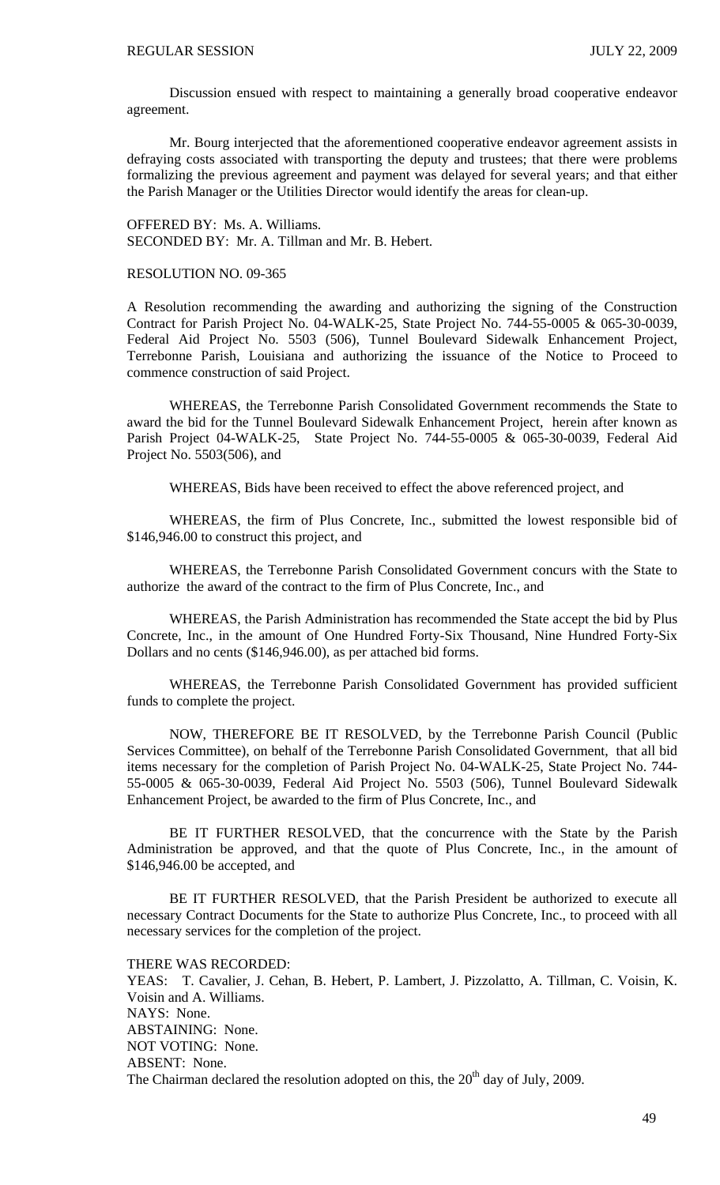Discussion ensued with respect to maintaining a generally broad cooperative endeavor agreement.

Mr. Bourg interjected that the aforementioned cooperative endeavor agreement assists in defraying costs associated with transporting the deputy and trustees; that there were problems formalizing the previous agreement and payment was delayed for several years; and that either the Parish Manager or the Utilities Director would identify the areas for clean-up.

OFFERED BY: Ms. A. Williams.
SECONDED BY: Mr. A. Tillman and Mr. B. Hebert.

RESOLUTION NO. 09-365

A Resolution recommending the awarding and authorizing the signing of the Construction Contract for Parish Project No. 04-WALK-25, State Project No. 744-55-0005 & 065-30-0039, Federal Aid Project No. 5503 (506), Tunnel Boulevard Sidewalk Enhancement Project, Terrebonne Parish, Louisiana and authorizing the issuance of the Notice to Proceed to commence construction of said Project.

WHEREAS, the Terrebonne Parish Consolidated Government recommends the State to award the bid for the Tunnel Boulevard Sidewalk Enhancement Project, herein after known as Parish Project 04-WALK-25, State Project No. 744-55-0005 & 065-30-0039, Federal Aid Project No. 5503(506), and

WHEREAS, Bids have been received to effect the above referenced project, and

WHEREAS, the firm of Plus Concrete, Inc., submitted the lowest responsible bid of \$146,946.00 to construct this project, and

WHEREAS, the Terrebonne Parish Consolidated Government concurs with the State to authorize the award of the contract to the firm of Plus Concrete, Inc., and

WHEREAS, the Parish Administration has recommended the State accept the bid by Plus Concrete, Inc., in the amount of One Hundred Forty-Six Thousand, Nine Hundred Forty-Six Dollars and no cents (\$146,946.00), as per attached bid forms.

WHEREAS, the Terrebonne Parish Consolidated Government has provided sufficient funds to complete the project.

NOW, THEREFORE BE IT RESOLVED, by the Terrebonne Parish Council (Public Services Committee), on behalf of the Terrebonne Parish Consolidated Government, that all bid items necessary for the completion of Parish Project No. 04-WALK-25, State Project No. 744-55-0005 & 065-30-0039, Federal Aid Project No. 5503 (506), Tunnel Boulevard Sidewalk Enhancement Project, be awarded to the firm of Plus Concrete, Inc., and

BE IT FURTHER RESOLVED, that the concurrence with the State by the Parish Administration be approved, and that the quote of Plus Concrete, Inc., in the amount of \$146,946.00 be accepted, and

BE IT FURTHER RESOLVED, that the Parish President be authorized to execute all necessary Contract Documents for the State to authorize Plus Concrete, Inc., to proceed with all necessary services for the completion of the project.

THERE WAS RECORDED:
YEAS: T. Cavalier, J. Cehan, B. Hebert, P. Lambert, J. Pizzolatto, A. Tillman, C. Voisin, K. Voisin and A. Williams.
NAYS: None.
ABSTAINING: None.
NOT VOTING: None.
ABSENT: None.
The Chairman declared the resolution adopted on this, the 20th day of July, 2009.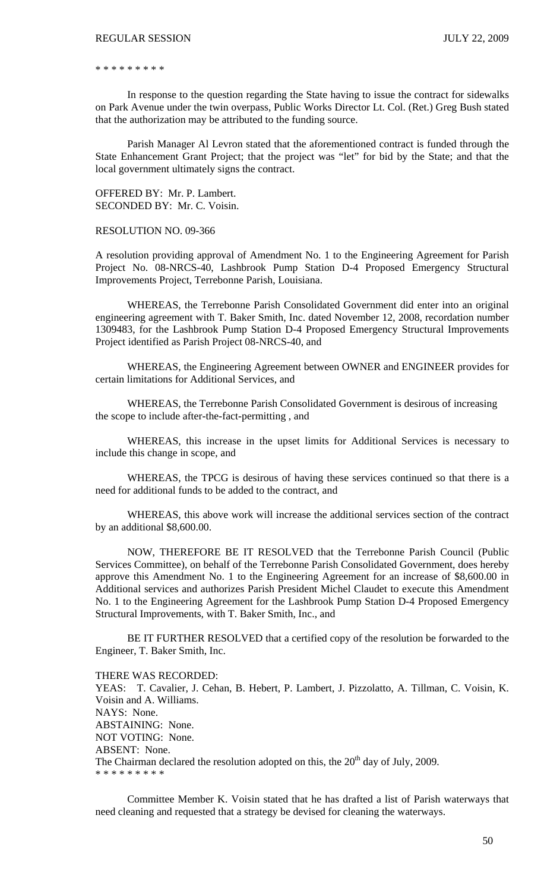\* \* \* \* \* \* \* \* \*

In response to the question regarding the State having to issue the contract for sidewalks on Park Avenue under the twin overpass, Public Works Director Lt. Col. (Ret.) Greg Bush stated that the authorization may be attributed to the funding source.

Parish Manager Al Levron stated that the aforementioned contract is funded through the State Enhancement Grant Project; that the project was "let" for bid by the State; and that the local government ultimately signs the contract.

OFFERED BY: Mr. P. Lambert.
SECONDED BY: Mr. C. Voisin.

RESOLUTION NO. 09-366

A resolution providing approval of Amendment No. 1 to the Engineering Agreement for Parish Project No. 08-NRCS-40, Lashbrook Pump Station D-4 Proposed Emergency Structural Improvements Project, Terrebonne Parish, Louisiana.

WHEREAS, the Terrebonne Parish Consolidated Government did enter into an original engineering agreement with T. Baker Smith, Inc. dated November 12, 2008, recordation number 1309483, for the Lashbrook Pump Station D-4 Proposed Emergency Structural Improvements Project identified as Parish Project 08-NRCS-40, and

WHEREAS, the Engineering Agreement between OWNER and ENGINEER provides for certain limitations for Additional Services, and

WHEREAS, the Terrebonne Parish Consolidated Government is desirous of increasing the scope to include after-the-fact-permitting , and

WHEREAS, this increase in the upset limits for Additional Services is necessary to include this change in scope, and

WHEREAS, the TPCG is desirous of having these services continued so that there is a need for additional funds to be added to the contract, and

WHEREAS, this above work will increase the additional services section of the contract by an additional $8,600.00.

NOW, THEREFORE BE IT RESOLVED that the Terrebonne Parish Council (Public Services Committee), on behalf of the Terrebonne Parish Consolidated Government, does hereby approve this Amendment No. 1 to the Engineering Agreement for an increase of $8,600.00 in Additional services and authorizes Parish President Michel Claudet to execute this Amendment No. 1 to the Engineering Agreement for the Lashbrook Pump Station D-4 Proposed Emergency Structural Improvements, with T. Baker Smith, Inc., and

BE IT FURTHER RESOLVED that a certified copy of the resolution be forwarded to the Engineer, T. Baker Smith, Inc.

THERE WAS RECORDED:
YEAS: T. Cavalier, J. Cehan, B. Hebert, P. Lambert, J. Pizzolatto, A. Tillman, C. Voisin, K. Voisin and A. Williams.
NAYS: None.
ABSTAINING: None.
NOT VOTING: None.
ABSENT: None.
The Chairman declared the resolution adopted on this, the 20th day of July, 2009.
\* \* \* \* \* \* \* \* \*

Committee Member K. Voisin stated that he has drafted a list of Parish waterways that need cleaning and requested that a strategy be devised for cleaning the waterways.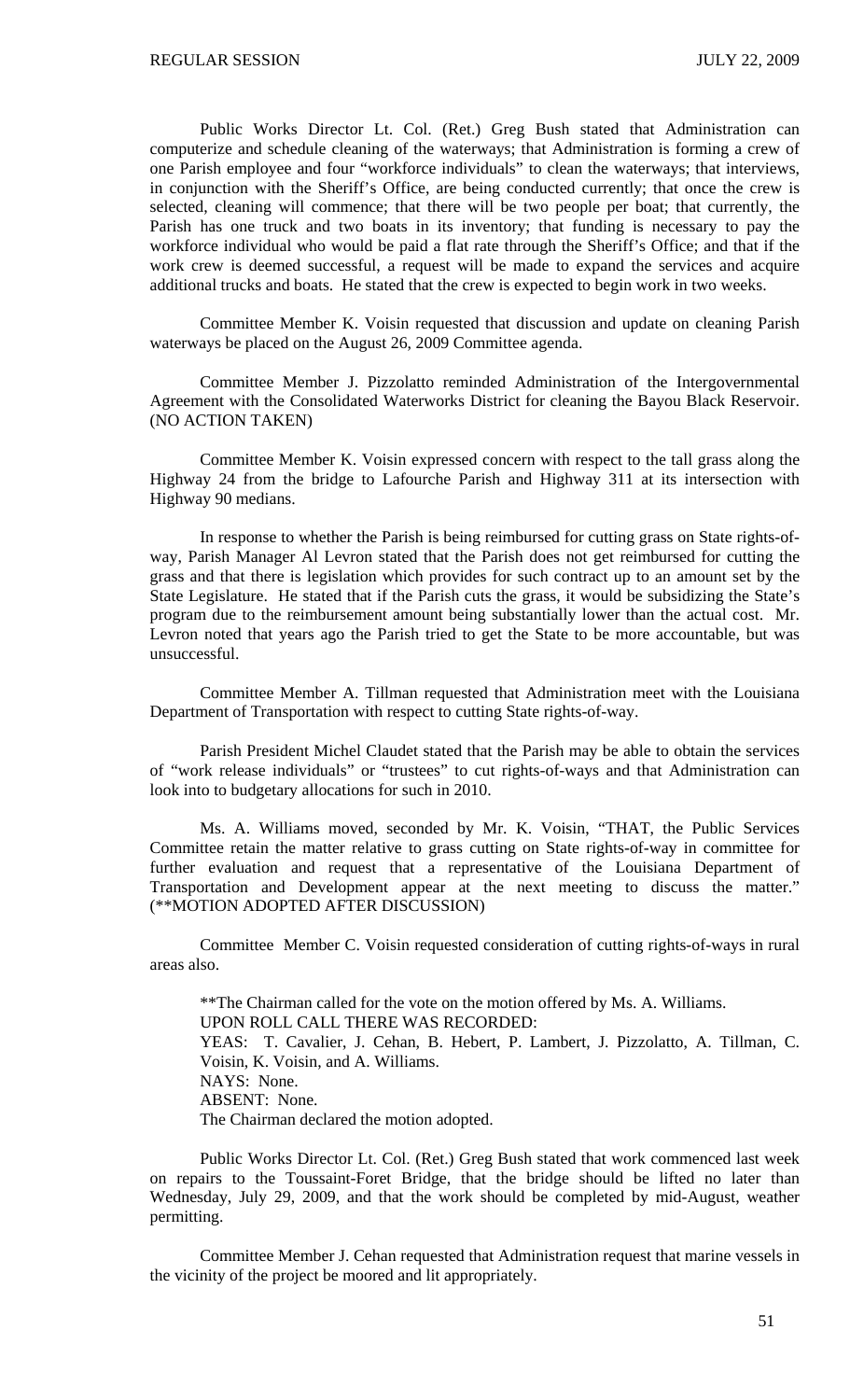Public Works Director Lt. Col. (Ret.) Greg Bush stated that Administration can computerize and schedule cleaning of the waterways; that Administration is forming a crew of one Parish employee and four "workforce individuals" to clean the waterways; that interviews, in conjunction with the Sheriff's Office, are being conducted currently; that once the crew is selected, cleaning will commence; that there will be two people per boat; that currently, the Parish has one truck and two boats in its inventory; that funding is necessary to pay the workforce individual who would be paid a flat rate through the Sheriff's Office; and that if the work crew is deemed successful, a request will be made to expand the services and acquire additional trucks and boats. He stated that the crew is expected to begin work in two weeks.

Committee Member K. Voisin requested that discussion and update on cleaning Parish waterways be placed on the August 26, 2009 Committee agenda.

Committee Member J. Pizzolatto reminded Administration of the Intergovernmental Agreement with the Consolidated Waterworks District for cleaning the Bayou Black Reservoir. (NO ACTION TAKEN)

Committee Member K. Voisin expressed concern with respect to the tall grass along the Highway 24 from the bridge to Lafourche Parish and Highway 311 at its intersection with Highway 90 medians.

In response to whether the Parish is being reimbursed for cutting grass on State rights-of-way, Parish Manager Al Levron stated that the Parish does not get reimbursed for cutting the grass and that there is legislation which provides for such contract up to an amount set by the State Legislature. He stated that if the Parish cuts the grass, it would be subsidizing the State's program due to the reimbursement amount being substantially lower than the actual cost. Mr. Levron noted that years ago the Parish tried to get the State to be more accountable, but was unsuccessful.

Committee Member A. Tillman requested that Administration meet with the Louisiana Department of Transportation with respect to cutting State rights-of-way.

Parish President Michel Claudet stated that the Parish may be able to obtain the services of "work release individuals" or "trustees" to cut rights-of-ways and that Administration can look into to budgetary allocations for such in 2010.

Ms. A. Williams moved, seconded by Mr. K. Voisin, "THAT, the Public Services Committee retain the matter relative to grass cutting on State rights-of-way in committee for further evaluation and request that a representative of the Louisiana Department of Transportation and Development appear at the next meeting to discuss the matter." (**MOTION ADOPTED AFTER DISCUSSION)

Committee Member C. Voisin requested consideration of cutting rights-of-ways in rural areas also.

**The Chairman called for the vote on the motion offered by Ms. A. Williams.
UPON ROLL CALL THERE WAS RECORDED:
YEAS: T. Cavalier, J. Cehan, B. Hebert, P. Lambert, J. Pizzolatto, A. Tillman, C. Voisin, K. Voisin, and A. Williams.
NAYS: None.
ABSENT: None.
The Chairman declared the motion adopted.

Public Works Director Lt. Col. (Ret.) Greg Bush stated that work commenced last week on repairs to the Toussaint-Foret Bridge, that the bridge should be lifted no later than Wednesday, July 29, 2009, and that the work should be completed by mid-August, weather permitting.

Committee Member J. Cehan requested that Administration request that marine vessels in the vicinity of the project be moored and lit appropriately.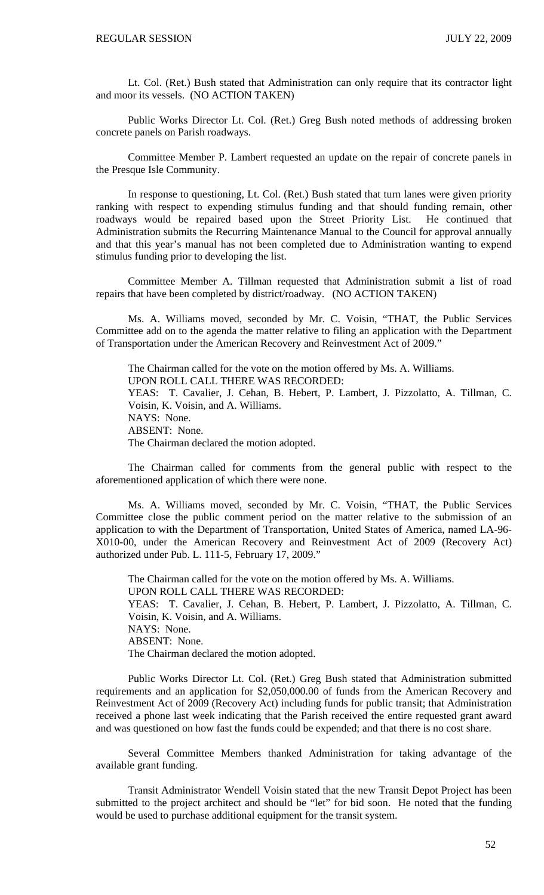Lt. Col. (Ret.) Bush stated that Administration can only require that its contractor light and moor its vessels. (NO ACTION TAKEN)

Public Works Director Lt. Col. (Ret.) Greg Bush noted methods of addressing broken concrete panels on Parish roadways.

Committee Member P. Lambert requested an update on the repair of concrete panels in the Presque Isle Community.

In response to questioning, Lt. Col. (Ret.) Bush stated that turn lanes were given priority ranking with respect to expending stimulus funding and that should funding remain, other roadways would be repaired based upon the Street Priority List. He continued that Administration submits the Recurring Maintenance Manual to the Council for approval annually and that this year's manual has not been completed due to Administration wanting to expend stimulus funding prior to developing the list.

Committee Member A. Tillman requested that Administration submit a list of road repairs that have been completed by district/roadway. (NO ACTION TAKEN)

Ms. A. Williams moved, seconded by Mr. C. Voisin, "THAT, the Public Services Committee add on to the agenda the matter relative to filing an application with the Department of Transportation under the American Recovery and Reinvestment Act of 2009."

The Chairman called for the vote on the motion offered by Ms. A. Williams.
UPON ROLL CALL THERE WAS RECORDED:
YEAS: T. Cavalier, J. Cehan, B. Hebert, P. Lambert, J. Pizzolatto, A. Tillman, C. Voisin, K. Voisin, and A. Williams.
NAYS: None.
ABSENT: None.
The Chairman declared the motion adopted.

The Chairman called for comments from the general public with respect to the aforementioned application of which there were none.

Ms. A. Williams moved, seconded by Mr. C. Voisin, "THAT, the Public Services Committee close the public comment period on the matter relative to the submission of an application to with the Department of Transportation, United States of America, named LA-96-X010-00, under the American Recovery and Reinvestment Act of 2009 (Recovery Act) authorized under Pub. L. 111-5, February 17, 2009."

The Chairman called for the vote on the motion offered by Ms. A. Williams.
UPON ROLL CALL THERE WAS RECORDED:
YEAS: T. Cavalier, J. Cehan, B. Hebert, P. Lambert, J. Pizzolatto, A. Tillman, C. Voisin, K. Voisin, and A. Williams.
NAYS: None.
ABSENT: None.
The Chairman declared the motion adopted.

Public Works Director Lt. Col. (Ret.) Greg Bush stated that Administration submitted requirements and an application for $2,050,000.00 of funds from the American Recovery and Reinvestment Act of 2009 (Recovery Act) including funds for public transit; that Administration received a phone last week indicating that the Parish received the entire requested grant award and was questioned on how fast the funds could be expended; and that there is no cost share.

Several Committee Members thanked Administration for taking advantage of the available grant funding.

Transit Administrator Wendell Voisin stated that the new Transit Depot Project has been submitted to the project architect and should be "let" for bid soon. He noted that the funding would be used to purchase additional equipment for the transit system.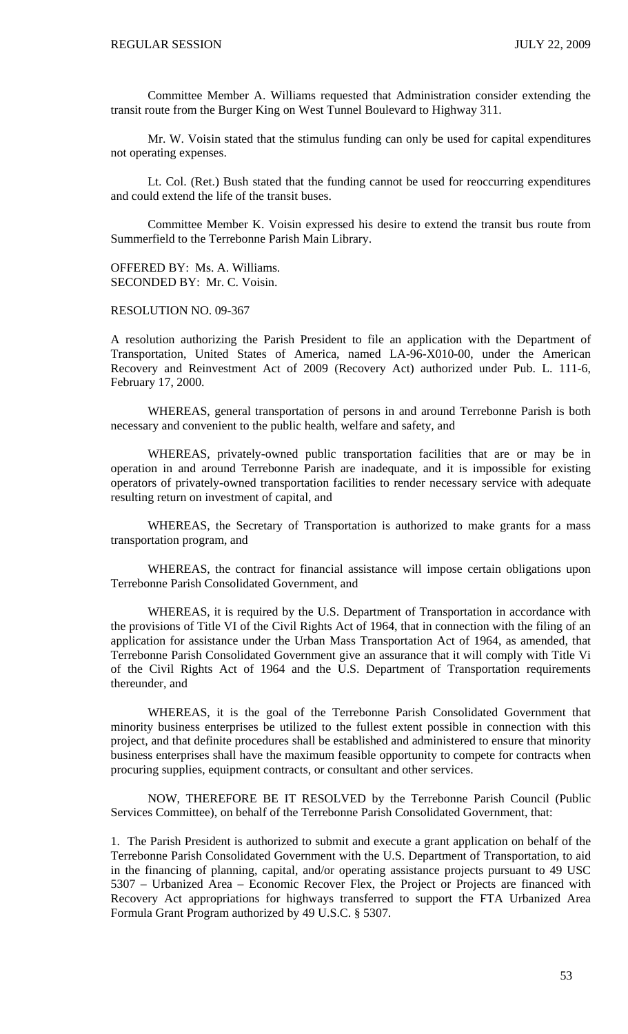Committee Member A. Williams requested that Administration consider extending the transit route from the Burger King on West Tunnel Boulevard to Highway 311.

Mr. W. Voisin stated that the stimulus funding can only be used for capital expenditures not operating expenses.

Lt. Col. (Ret.) Bush stated that the funding cannot be used for reoccurring expenditures and could extend the life of the transit buses.

Committee Member K. Voisin expressed his desire to extend the transit bus route from Summerfield to the Terrebonne Parish Main Library.

OFFERED BY: Ms. A. Williams.
SECONDED BY: Mr. C. Voisin.

RESOLUTION NO. 09-367

A resolution authorizing the Parish President to file an application with the Department of Transportation, United States of America, named LA-96-X010-00, under the American Recovery and Reinvestment Act of 2009 (Recovery Act) authorized under Pub. L. 111-6, February 17, 2000.

WHEREAS, general transportation of persons in and around Terrebonne Parish is both necessary and convenient to the public health, welfare and safety, and

WHEREAS, privately-owned public transportation facilities that are or may be in operation in and around Terrebonne Parish are inadequate, and it is impossible for existing operators of privately-owned transportation facilities to render necessary service with adequate resulting return on investment of capital, and

WHEREAS, the Secretary of Transportation is authorized to make grants for a mass transportation program, and

WHEREAS, the contract for financial assistance will impose certain obligations upon Terrebonne Parish Consolidated Government, and

WHEREAS, it is required by the U.S. Department of Transportation in accordance with the provisions of Title VI of the Civil Rights Act of 1964, that in connection with the filing of an application for assistance under the Urban Mass Transportation Act of 1964, as amended, that Terrebonne Parish Consolidated Government give an assurance that it will comply with Title Vi of the Civil Rights Act of 1964 and the U.S. Department of Transportation requirements thereunder, and

WHEREAS, it is the goal of the Terrebonne Parish Consolidated Government that minority business enterprises be utilized to the fullest extent possible in connection with this project, and that definite procedures shall be established and administered to ensure that minority business enterprises shall have the maximum feasible opportunity to compete for contracts when procuring supplies, equipment contracts, or consultant and other services.

NOW, THEREFORE BE IT RESOLVED by the Terrebonne Parish Council (Public Services Committee), on behalf of the Terrebonne Parish Consolidated Government, that:

1. The Parish President is authorized to submit and execute a grant application on behalf of the Terrebonne Parish Consolidated Government with the U.S. Department of Transportation, to aid in the financing of planning, capital, and/or operating assistance projects pursuant to 49 USC 5307 – Urbanized Area – Economic Recover Flex, the Project or Projects are financed with Recovery Act appropriations for highways transferred to support the FTA Urbanized Area Formula Grant Program authorized by 49 U.S.C. § 5307.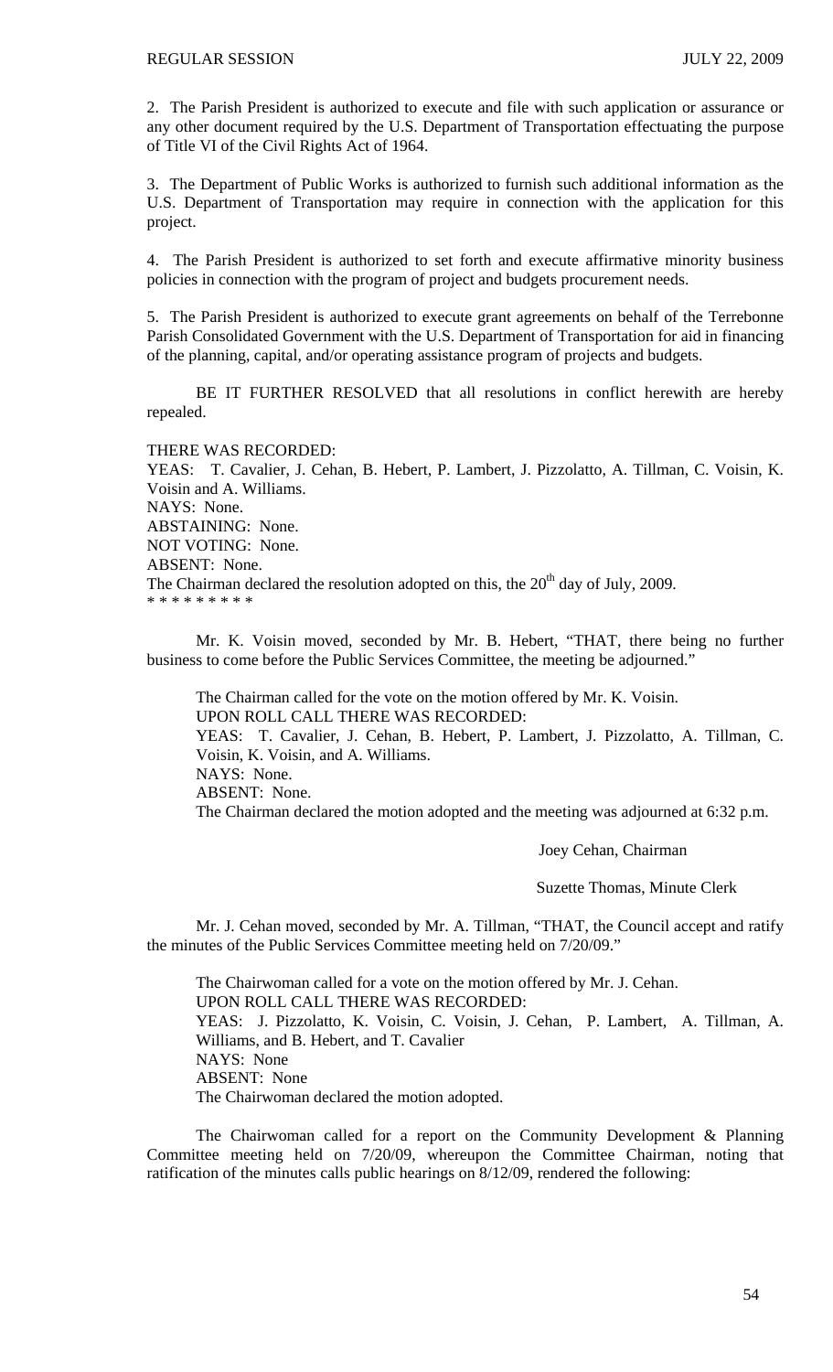2. The Parish President is authorized to execute and file with such application or assurance or any other document required by the U.S. Department of Transportation effectuating the purpose of Title VI of the Civil Rights Act of 1964.

3. The Department of Public Works is authorized to furnish such additional information as the U.S. Department of Transportation may require in connection with the application for this project.

4. The Parish President is authorized to set forth and execute affirmative minority business policies in connection with the program of project and budgets procurement needs.

5. The Parish President is authorized to execute grant agreements on behalf of the Terrebonne Parish Consolidated Government with the U.S. Department of Transportation for aid in financing of the planning, capital, and/or operating assistance program of projects and budgets.

BE IT FURTHER RESOLVED that all resolutions in conflict herewith are hereby repealed.

THERE WAS RECORDED:
YEAS: T. Cavalier, J. Cehan, B. Hebert, P. Lambert, J. Pizzolatto, A. Tillman, C. Voisin, K. Voisin and A. Williams.
NAYS: None.
ABSTAINING: None.
NOT VOTING: None.
ABSENT: None.
The Chairman declared the resolution adopted on this, the 20th day of July, 2009.
* * * * * * * * *

Mr. K. Voisin moved, seconded by Mr. B. Hebert, "THAT, there being no further business to come before the Public Services Committee, the meeting be adjourned."

The Chairman called for the vote on the motion offered by Mr. K. Voisin.
UPON ROLL CALL THERE WAS RECORDED:
YEAS: T. Cavalier, J. Cehan, B. Hebert, P. Lambert, J. Pizzolatto, A. Tillman, C. Voisin, K. Voisin, and A. Williams.
NAYS: None.
ABSENT: None.
The Chairman declared the motion adopted and the meeting was adjourned at 6:32 p.m.

Joey Cehan, Chairman

Suzette Thomas, Minute Clerk

Mr. J. Cehan moved, seconded by Mr. A. Tillman, "THAT, the Council accept and ratify the minutes of the Public Services Committee meeting held on 7/20/09."

The Chairwoman called for a vote on the motion offered by Mr. J. Cehan.
UPON ROLL CALL THERE WAS RECORDED:
YEAS: J. Pizzolatto, K. Voisin, C. Voisin, J. Cehan, P. Lambert, A. Tillman, A. Williams, and B. Hebert, and T. Cavalier
NAYS: None
ABSENT: None
The Chairwoman declared the motion adopted.

The Chairwoman called for a report on the Community Development & Planning Committee meeting held on 7/20/09, whereupon the Committee Chairman, noting that ratification of the minutes calls public hearings on 8/12/09, rendered the following: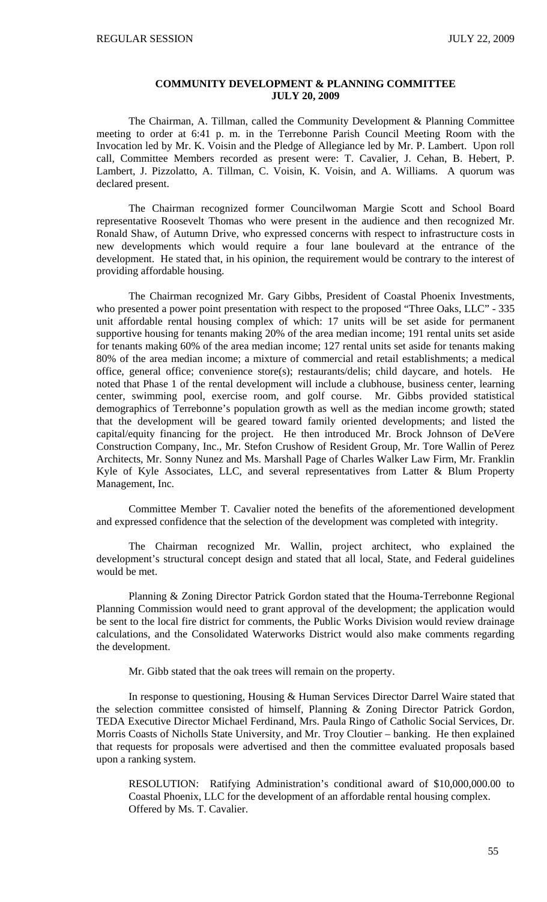## COMMUNITY DEVELOPMENT & PLANNING COMMITTEE
## JULY 20, 2009

The Chairman, A. Tillman, called the Community Development & Planning Committee meeting to order at 6:41 p. m. in the Terrebonne Parish Council Meeting Room with the Invocation led by Mr. K. Voisin and the Pledge of Allegiance led by Mr. P. Lambert. Upon roll call, Committee Members recorded as present were: T. Cavalier, J. Cehan, B. Hebert, P. Lambert, J. Pizzolatto, A. Tillman, C. Voisin, K. Voisin, and A. Williams. A quorum was declared present.

The Chairman recognized former Councilwoman Margie Scott and School Board representative Roosevelt Thomas who were present in the audience and then recognized Mr. Ronald Shaw, of Autumn Drive, who expressed concerns with respect to infrastructure costs in new developments which would require a four lane boulevard at the entrance of the development. He stated that, in his opinion, the requirement would be contrary to the interest of providing affordable housing.

The Chairman recognized Mr. Gary Gibbs, President of Coastal Phoenix Investments, who presented a power point presentation with respect to the proposed "Three Oaks, LLC" - 335 unit affordable rental housing complex of which: 17 units will be set aside for permanent supportive housing for tenants making 20% of the area median income; 191 rental units set aside for tenants making 60% of the area median income; 127 rental units set aside for tenants making 80% of the area median income; a mixture of commercial and retail establishments; a medical office, general office; convenience store(s); restaurants/delis; child daycare, and hotels. He noted that Phase 1 of the rental development will include a clubhouse, business center, learning center, swimming pool, exercise room, and golf course. Mr. Gibbs provided statistical demographics of Terrebonne's population growth as well as the median income growth; stated that the development will be geared toward family oriented developments; and listed the capital/equity financing for the project. He then introduced Mr. Brock Johnson of DeVere Construction Company, Inc., Mr. Stefon Crushow of Resident Group, Mr. Tore Wallin of Perez Architects, Mr. Sonny Nunez and Ms. Marshall Page of Charles Walker Law Firm, Mr. Franklin Kyle of Kyle Associates, LLC, and several representatives from Latter & Blum Property Management, Inc.

Committee Member T. Cavalier noted the benefits of the aforementioned development and expressed confidence that the selection of the development was completed with integrity.

The Chairman recognized Mr. Wallin, project architect, who explained the development's structural concept design and stated that all local, State, and Federal guidelines would be met.

Planning & Zoning Director Patrick Gordon stated that the Houma-Terrebonne Regional Planning Commission would need to grant approval of the development; the application would be sent to the local fire district for comments, the Public Works Division would review drainage calculations, and the Consolidated Waterworks District would also make comments regarding the development.

Mr. Gibb stated that the oak trees will remain on the property.

In response to questioning, Housing & Human Services Director Darrel Waire stated that the selection committee consisted of himself, Planning & Zoning Director Patrick Gordon, TEDA Executive Director Michael Ferdinand, Mrs. Paula Ringo of Catholic Social Services, Dr. Morris Coasts of Nicholls State University, and Mr. Troy Cloutier – banking. He then explained that requests for proposals were advertised and then the committee evaluated proposals based upon a ranking system.

RESOLUTION: Ratifying Administration's conditional award of $10,000,000.00 to Coastal Phoenix, LLC for the development of an affordable rental housing complex. Offered by Ms. T. Cavalier.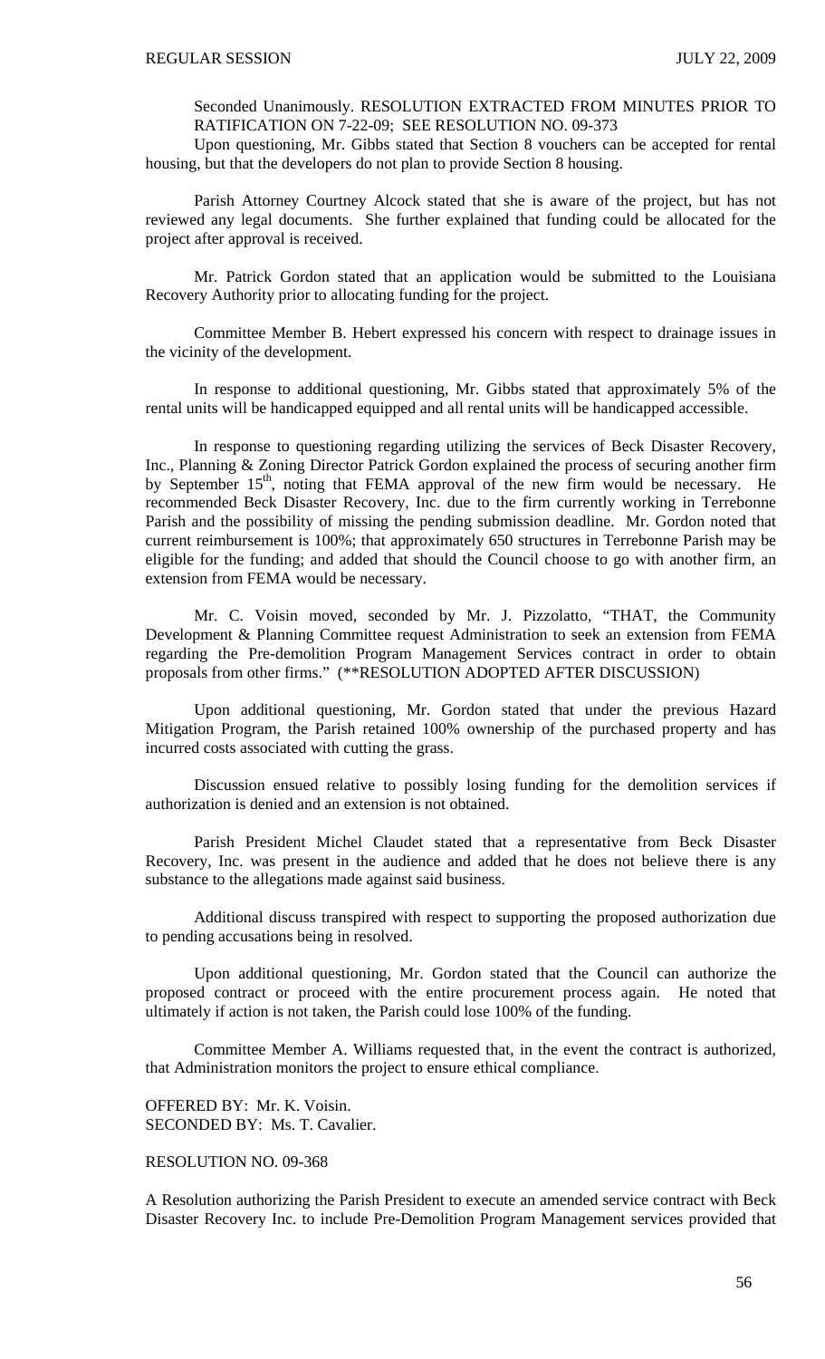Seconded Unanimously. RESOLUTION EXTRACTED FROM MINUTES PRIOR TO RATIFICATION ON 7-22-09; SEE RESOLUTION NO. 09-373

Upon questioning, Mr. Gibbs stated that Section 8 vouchers can be accepted for rental housing, but that the developers do not plan to provide Section 8 housing.

Parish Attorney Courtney Alcock stated that she is aware of the project, but has not reviewed any legal documents. She further explained that funding could be allocated for the project after approval is received.

Mr. Patrick Gordon stated that an application would be submitted to the Louisiana Recovery Authority prior to allocating funding for the project.

Committee Member B. Hebert expressed his concern with respect to drainage issues in the vicinity of the development.

In response to additional questioning, Mr. Gibbs stated that approximately 5% of the rental units will be handicapped equipped and all rental units will be handicapped accessible.

In response to questioning regarding utilizing the services of Beck Disaster Recovery, Inc., Planning & Zoning Director Patrick Gordon explained the process of securing another firm by September 15th, noting that FEMA approval of the new firm would be necessary. He recommended Beck Disaster Recovery, Inc. due to the firm currently working in Terrebonne Parish and the possibility of missing the pending submission deadline. Mr. Gordon noted that current reimbursement is 100%; that approximately 650 structures in Terrebonne Parish may be eligible for the funding; and added that should the Council choose to go with another firm, an extension from FEMA would be necessary.

Mr. C. Voisin moved, seconded by Mr. J. Pizzolatto, "THAT, the Community Development & Planning Committee request Administration to seek an extension from FEMA regarding the Pre-demolition Program Management Services contract in order to obtain proposals from other firms." (**RESOLUTION ADOPTED AFTER DISCUSSION)

Upon additional questioning, Mr. Gordon stated that under the previous Hazard Mitigation Program, the Parish retained 100% ownership of the purchased property and has incurred costs associated with cutting the grass.

Discussion ensued relative to possibly losing funding for the demolition services if authorization is denied and an extension is not obtained.

Parish President Michel Claudet stated that a representative from Beck Disaster Recovery, Inc. was present in the audience and added that he does not believe there is any substance to the allegations made against said business.

Additional discuss transpired with respect to supporting the proposed authorization due to pending accusations being in resolved.

Upon additional questioning, Mr. Gordon stated that the Council can authorize the proposed contract or proceed with the entire procurement process again. He noted that ultimately if action is not taken, the Parish could lose 100% of the funding.

Committee Member A. Williams requested that, in the event the contract is authorized, that Administration monitors the project to ensure ethical compliance.

OFFERED BY: Mr. K. Voisin.
SECONDED BY: Ms. T. Cavalier.

RESOLUTION NO. 09-368

A Resolution authorizing the Parish President to execute an amended service contract with Beck Disaster Recovery Inc. to include Pre-Demolition Program Management services provided that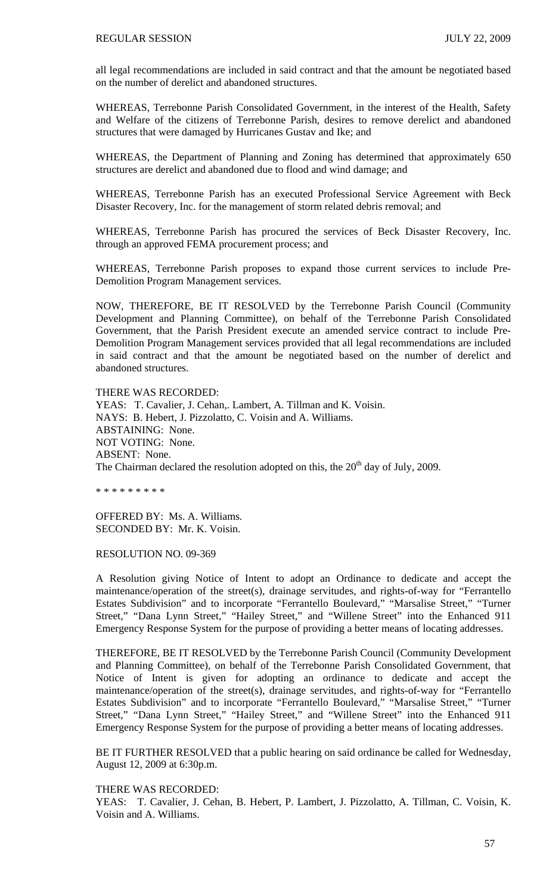all legal recommendations are included in said contract and that the amount be negotiated based on the number of derelict and abandoned structures.

WHEREAS, Terrebonne Parish Consolidated Government, in the interest of the Health, Safety and Welfare of the citizens of Terrebonne Parish, desires to remove derelict and abandoned structures that were damaged by Hurricanes Gustav and Ike; and

WHEREAS, the Department of Planning and Zoning has determined that approximately 650 structures are derelict and abandoned due to flood and wind damage; and

WHEREAS, Terrebonne Parish has an executed Professional Service Agreement with Beck Disaster Recovery, Inc. for the management of storm related debris removal; and

WHEREAS, Terrebonne Parish has procured the services of Beck Disaster Recovery, Inc. through an approved FEMA procurement process; and

WHEREAS, Terrebonne Parish proposes to expand those current services to include Pre-Demolition Program Management services.

NOW, THEREFORE, BE IT RESOLVED by the Terrebonne Parish Council (Community Development and Planning Committee), on behalf of the Terrebonne Parish Consolidated Government, that the Parish President execute an amended service contract to include Pre-Demolition Program Management services provided that all legal recommendations are included in said contract and that the amount be negotiated based on the number of derelict and abandoned structures.

THERE WAS RECORDED:
YEAS: T. Cavalier, J. Cehan,. Lambert, A. Tillman and K. Voisin.
NAYS: B. Hebert, J. Pizzolatto, C. Voisin and A. Williams.
ABSTAINING: None.
NOT VOTING: None.
ABSENT: None.
The Chairman declared the resolution adopted on this, the 20th day of July, 2009.

\* \* \* \* \* \* \* \* \*

OFFERED BY: Ms. A. Williams.
SECONDED BY: Mr. K. Voisin.

RESOLUTION NO. 09-369

A Resolution giving Notice of Intent to adopt an Ordinance to dedicate and accept the maintenance/operation of the street(s), drainage servitudes, and rights-of-way for "Ferrantello Estates Subdivision" and to incorporate "Ferrantello Boulevard," "Marsalise Street," "Turner Street," "Dana Lynn Street," "Hailey Street," and "Willene Street" into the Enhanced 911 Emergency Response System for the purpose of providing a better means of locating addresses.

THEREFORE, BE IT RESOLVED by the Terrebonne Parish Council (Community Development and Planning Committee), on behalf of the Terrebonne Parish Consolidated Government, that Notice of Intent is given for adopting an ordinance to dedicate and accept the maintenance/operation of the street(s), drainage servitudes, and rights-of-way for "Ferrantello Estates Subdivision" and to incorporate "Ferrantello Boulevard," "Marsalise Street," "Turner Street," "Dana Lynn Street," "Hailey Street," and "Willene Street" into the Enhanced 911 Emergency Response System for the purpose of providing a better means of locating addresses.

BE IT FURTHER RESOLVED that a public hearing on said ordinance be called for Wednesday, August 12, 2009 at 6:30p.m.

THERE WAS RECORDED:
YEAS: T. Cavalier, J. Cehan, B. Hebert, P. Lambert, J. Pizzolatto, A. Tillman, C. Voisin, K. Voisin and A. Williams.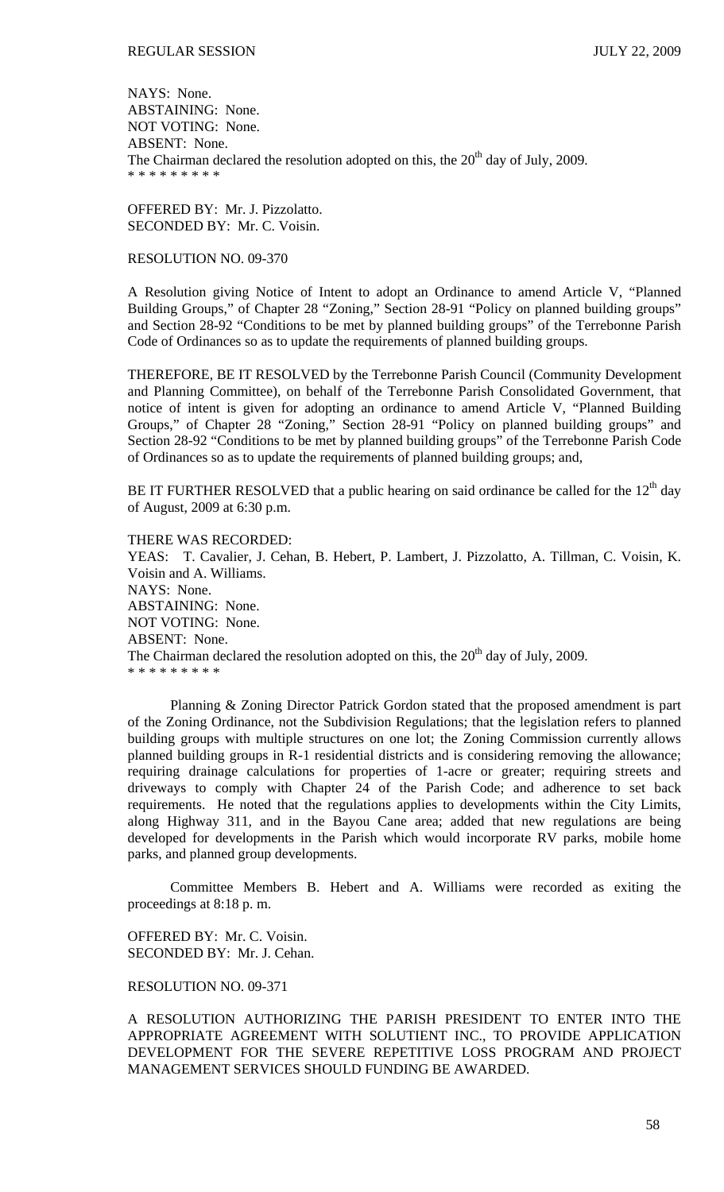NAYS: None.
ABSTAINING: None.
NOT VOTING: None.
ABSENT: None.
The Chairman declared the resolution adopted on this, the 20th day of July, 2009.
\* \* \* \* \* \* \* \* \*

OFFERED BY: Mr. J. Pizzolatto.
SECONDED BY: Mr. C. Voisin.

RESOLUTION NO. 09-370

A Resolution giving Notice of Intent to adopt an Ordinance to amend Article V, "Planned Building Groups," of Chapter 28 "Zoning," Section 28-91 "Policy on planned building groups" and Section 28-92 "Conditions to be met by planned building groups" of the Terrebonne Parish Code of Ordinances so as to update the requirements of planned building groups.

THEREFORE, BE IT RESOLVED by the Terrebonne Parish Council (Community Development and Planning Committee), on behalf of the Terrebonne Parish Consolidated Government, that notice of intent is given for adopting an ordinance to amend Article V, "Planned Building Groups," of Chapter 28 "Zoning," Section 28-91 "Policy on planned building groups" and Section 28-92 "Conditions to be met by planned building groups" of the Terrebonne Parish Code of Ordinances so as to update the requirements of planned building groups; and,

BE IT FURTHER RESOLVED that a public hearing on said ordinance be called for the 12th day of August, 2009 at 6:30 p.m.

THERE WAS RECORDED:
YEAS: T. Cavalier, J. Cehan, B. Hebert, P. Lambert, J. Pizzolatto, A. Tillman, C. Voisin, K. Voisin and A. Williams.
NAYS: None.
ABSTAINING: None.
NOT VOTING: None.
ABSENT: None.
The Chairman declared the resolution adopted on this, the 20th day of July, 2009.
\* \* \* \* \* \* \* \* \*

Planning & Zoning Director Patrick Gordon stated that the proposed amendment is part of the Zoning Ordinance, not the Subdivision Regulations; that the legislation refers to planned building groups with multiple structures on one lot; the Zoning Commission currently allows planned building groups in R-1 residential districts and is considering removing the allowance; requiring drainage calculations for properties of 1-acre or greater; requiring streets and driveways to comply with Chapter 24 of the Parish Code; and adherence to set back requirements. He noted that the regulations applies to developments within the City Limits, along Highway 311, and in the Bayou Cane area; added that new regulations are being developed for developments in the Parish which would incorporate RV parks, mobile home parks, and planned group developments.

Committee Members B. Hebert and A. Williams were recorded as exiting the proceedings at 8:18 p. m.

OFFERED BY: Mr. C. Voisin.
SECONDED BY: Mr. J. Cehan.

RESOLUTION NO. 09-371

A RESOLUTION AUTHORIZING THE PARISH PRESIDENT TO ENTER INTO THE APPROPRIATE AGREEMENT WITH SOLUTIENT INC., TO PROVIDE APPLICATION DEVELOPMENT FOR THE SEVERE REPETITIVE LOSS PROGRAM AND PROJECT MANAGEMENT SERVICES SHOULD FUNDING BE AWARDED.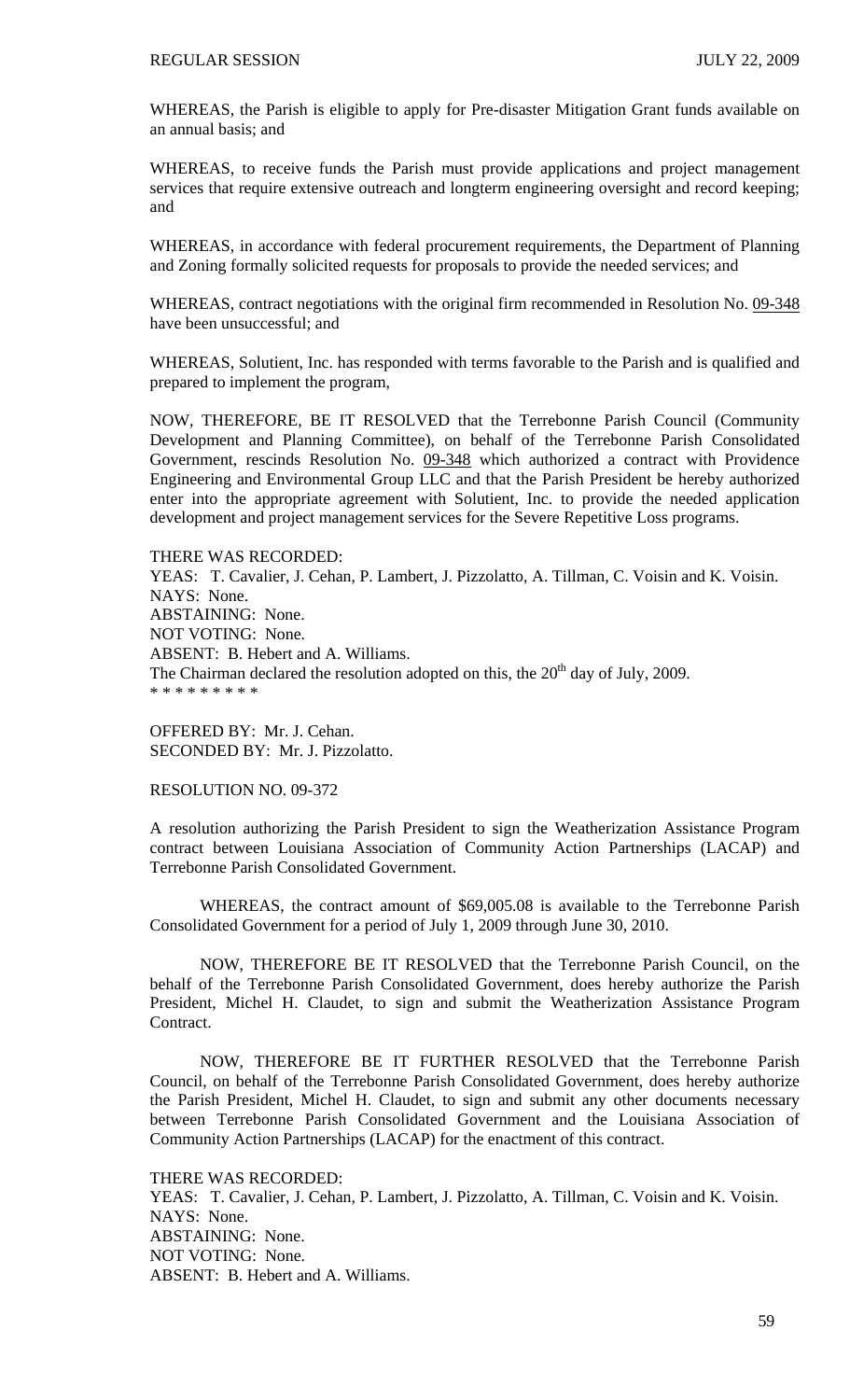WHEREAS, the Parish is eligible to apply for Pre-disaster Mitigation Grant funds available on an annual basis; and

WHEREAS, to receive funds the Parish must provide applications and project management services that require extensive outreach and longterm engineering oversight and record keeping; and

WHEREAS, in accordance with federal procurement requirements, the Department of Planning and Zoning formally solicited requests for proposals to provide the needed services; and

WHEREAS, contract negotiations with the original firm recommended in Resolution No. 09-348 have been unsuccessful; and

WHEREAS, Solutient, Inc. has responded with terms favorable to the Parish and is qualified and prepared to implement the program,

NOW, THEREFORE, BE IT RESOLVED that the Terrebonne Parish Council (Community Development and Planning Committee), on behalf of the Terrebonne Parish Consolidated Government, rescinds Resolution No. 09-348 which authorized a contract with Providence Engineering and Environmental Group LLC and that the Parish President be hereby authorized enter into the appropriate agreement with Solutient, Inc. to provide the needed application development and project management services for the Severe Repetitive Loss programs.

THERE WAS RECORDED:
YEAS: T. Cavalier, J. Cehan, P. Lambert, J. Pizzolatto, A. Tillman, C. Voisin and K. Voisin.
NAYS: None.
ABSTAINING: None.
NOT VOTING: None.
ABSENT: B. Hebert and A. Williams.
The Chairman declared the resolution adopted on this, the 20th day of July, 2009.
* * * * * * * * *

OFFERED BY: Mr. J. Cehan.
SECONDED BY: Mr. J. Pizzolatto.

RESOLUTION NO. 09-372

A resolution authorizing the Parish President to sign the Weatherization Assistance Program contract between Louisiana Association of Community Action Partnerships (LACAP) and Terrebonne Parish Consolidated Government.

WHEREAS, the contract amount of $69,005.08 is available to the Terrebonne Parish Consolidated Government for a period of July 1, 2009 through June 30, 2010.

NOW, THEREFORE BE IT RESOLVED that the Terrebonne Parish Council, on the behalf of the Terrebonne Parish Consolidated Government, does hereby authorize the Parish President, Michel H. Claudet, to sign and submit the Weatherization Assistance Program Contract.

NOW, THEREFORE BE IT FURTHER RESOLVED that the Terrebonne Parish Council, on behalf of the Terrebonne Parish Consolidated Government, does hereby authorize the Parish President, Michel H. Claudet, to sign and submit any other documents necessary between Terrebonne Parish Consolidated Government and the Louisiana Association of Community Action Partnerships (LACAP) for the enactment of this contract.

THERE WAS RECORDED:
YEAS: T. Cavalier, J. Cehan, P. Lambert, J. Pizzolatto, A. Tillman, C. Voisin and K. Voisin.
NAYS: None.
ABSTAINING: None.
NOT VOTING: None.
ABSENT: B. Hebert and A. Williams.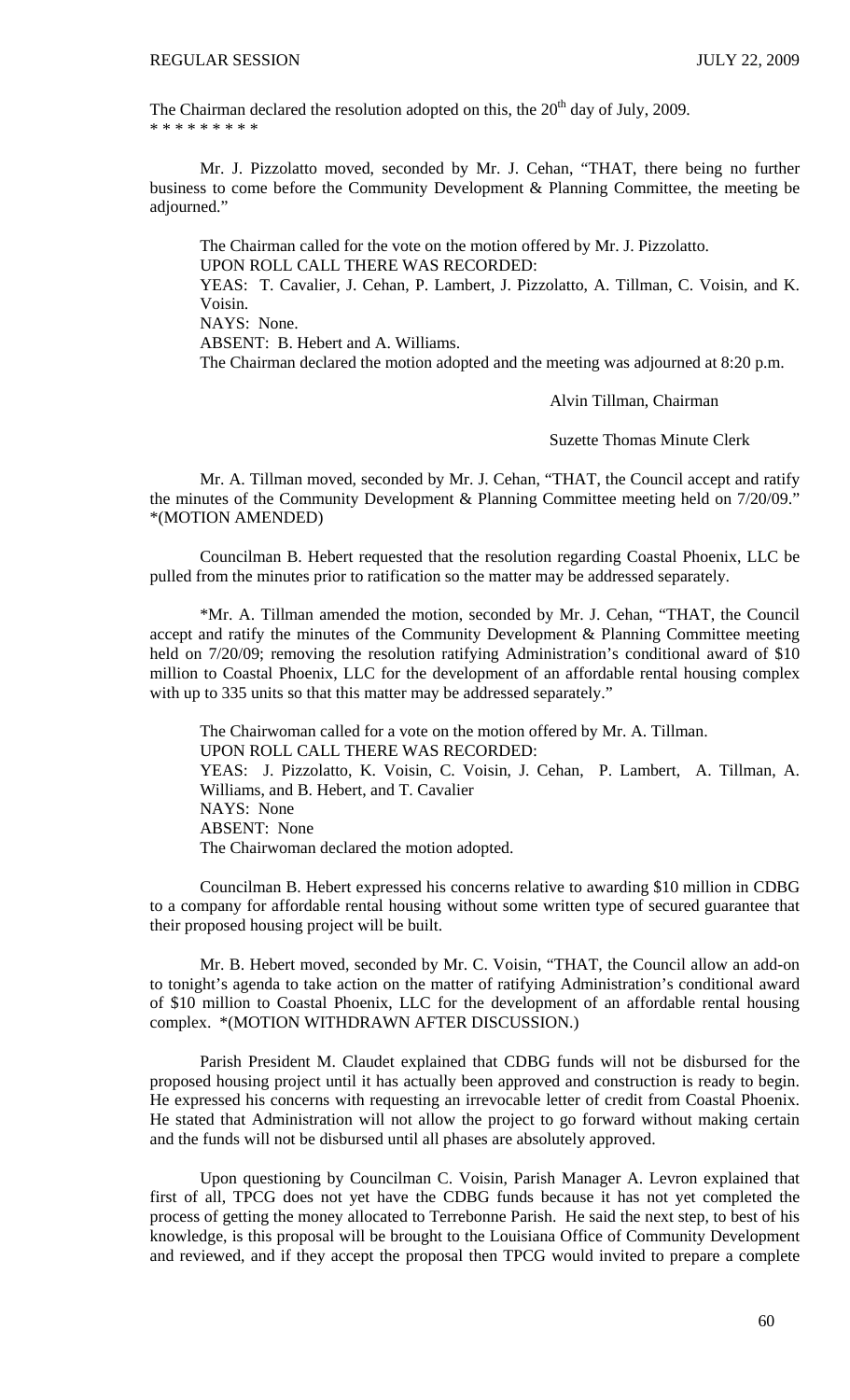The Chairman declared the resolution adopted on this, the 20th day of July, 2009.
* * * * * * * * *

Mr. J. Pizzolatto moved, seconded by Mr. J. Cehan, "THAT, there being no further business to come before the Community Development & Planning Committee, the meeting be adjourned."

The Chairman called for the vote on the motion offered by Mr. J. Pizzolatto.
UPON ROLL CALL THERE WAS RECORDED:
YEAS: T. Cavalier, J. Cehan, P. Lambert, J. Pizzolatto, A. Tillman, C. Voisin, and K. Voisin.
NAYS: None.
ABSENT: B. Hebert and A. Williams.
The Chairman declared the motion adopted and the meeting was adjourned at 8:20 p.m.

Alvin Tillman, Chairman

Suzette Thomas Minute Clerk

Mr. A. Tillman moved, seconded by Mr. J. Cehan, "THAT, the Council accept and ratify the minutes of the Community Development & Planning Committee meeting held on 7/20/09." *(MOTION AMENDED)

Councilman B. Hebert requested that the resolution regarding Coastal Phoenix, LLC be pulled from the minutes prior to ratification so the matter may be addressed separately.

*Mr. A. Tillman amended the motion, seconded by Mr. J. Cehan, "THAT, the Council accept and ratify the minutes of the Community Development & Planning Committee meeting held on 7/20/09; removing the resolution ratifying Administration's conditional award of $10 million to Coastal Phoenix, LLC for the development of an affordable rental housing complex with up to 335 units so that this matter may be addressed separately."

The Chairwoman called for a vote on the motion offered by Mr. A. Tillman.
UPON ROLL CALL THERE WAS RECORDED:
YEAS: J. Pizzolatto, K. Voisin, C. Voisin, J. Cehan, P. Lambert, A. Tillman, A. Williams, and B. Hebert, and T. Cavalier
NAYS: None
ABSENT: None
The Chairwoman declared the motion adopted.

Councilman B. Hebert expressed his concerns relative to awarding $10 million in CDBG to a company for affordable rental housing without some written type of secured guarantee that their proposed housing project will be built.

Mr. B. Hebert moved, seconded by Mr. C. Voisin, "THAT, the Council allow an add-on to tonight's agenda to take action on the matter of ratifying Administration's conditional award of $10 million to Coastal Phoenix, LLC for the development of an affordable rental housing complex. *(MOTION WITHDRAWN AFTER DISCUSSION.)

Parish President M. Claudet explained that CDBG funds will not be disbursed for the proposed housing project until it has actually been approved and construction is ready to begin. He expressed his concerns with requesting an irrevocable letter of credit from Coastal Phoenix. He stated that Administration will not allow the project to go forward without making certain and the funds will not be disbursed until all phases are absolutely approved.

Upon questioning by Councilman C. Voisin, Parish Manager A. Levron explained that first of all, TPCG does not yet have the CDBG funds because it has not yet completed the process of getting the money allocated to Terrebonne Parish. He said the next step, to best of his knowledge, is this proposal will be brought to the Louisiana Office of Community Development and reviewed, and if they accept the proposal then TPCG would invited to prepare a complete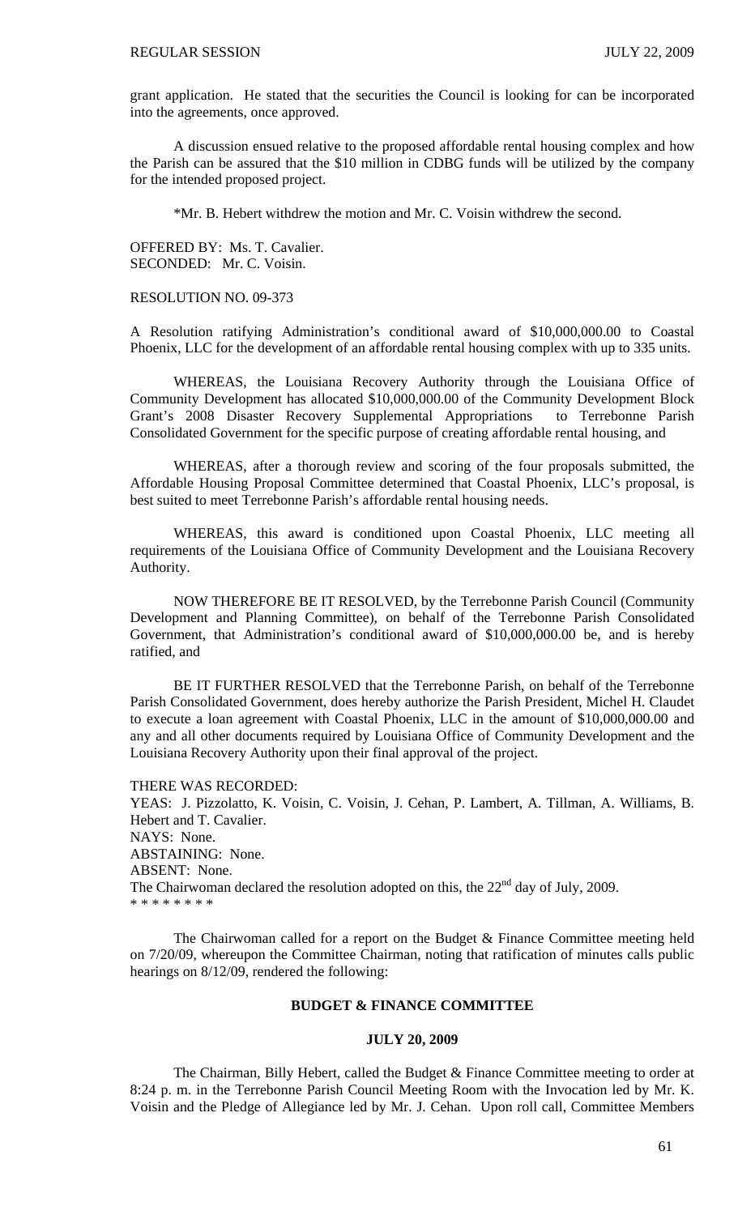grant application. He stated that the securities the Council is looking for can be incorporated into the agreements, once approved.

A discussion ensued relative to the proposed affordable rental housing complex and how the Parish can be assured that the $10 million in CDBG funds will be utilized by the company for the intended proposed project.

*Mr. B. Hebert withdrew the motion and Mr. C. Voisin withdrew the second.

OFFERED BY: Ms. T. Cavalier.
SECONDED: Mr. C. Voisin.

RESOLUTION NO. 09-373

A Resolution ratifying Administration's conditional award of $10,000,000.00 to Coastal Phoenix, LLC for the development of an affordable rental housing complex with up to 335 units.

WHEREAS, the Louisiana Recovery Authority through the Louisiana Office of Community Development has allocated $10,000,000.00 of the Community Development Block Grant's 2008 Disaster Recovery Supplemental Appropriations to Terrebonne Parish Consolidated Government for the specific purpose of creating affordable rental housing, and

WHEREAS, after a thorough review and scoring of the four proposals submitted, the Affordable Housing Proposal Committee determined that Coastal Phoenix, LLC's proposal, is best suited to meet Terrebonne Parish's affordable rental housing needs.

WHEREAS, this award is conditioned upon Coastal Phoenix, LLC meeting all requirements of the Louisiana Office of Community Development and the Louisiana Recovery Authority.

NOW THEREFORE BE IT RESOLVED, by the Terrebonne Parish Council (Community Development and Planning Committee), on behalf of the Terrebonne Parish Consolidated Government, that Administration's conditional award of $10,000,000.00 be, and is hereby ratified, and

BE IT FURTHER RESOLVED that the Terrebonne Parish, on behalf of the Terrebonne Parish Consolidated Government, does hereby authorize the Parish President, Michel H. Claudet to execute a loan agreement with Coastal Phoenix, LLC in the amount of $10,000,000.00 and any and all other documents required by Louisiana Office of Community Development and the Louisiana Recovery Authority upon their final approval of the project.

THERE WAS RECORDED:
YEAS: J. Pizzolatto, K. Voisin, C. Voisin, J. Cehan, P. Lambert, A. Tillman, A. Williams, B. Hebert and T. Cavalier.
NAYS: None.
ABSTAINING: None.
ABSENT: None.
The Chairwoman declared the resolution adopted on this, the 22nd day of July, 2009.
* * * * * * * *

The Chairwoman called for a report on the Budget & Finance Committee meeting held on 7/20/09, whereupon the Committee Chairman, noting that ratification of minutes calls public hearings on 8/12/09, rendered the following:

## BUDGET & FINANCE COMMITTEE

### JULY 20, 2009

The Chairman, Billy Hebert, called the Budget & Finance Committee meeting to order at 8:24 p. m. in the Terrebonne Parish Council Meeting Room with the Invocation led by Mr. K. Voisin and the Pledge of Allegiance led by Mr. J. Cehan. Upon roll call, Committee Members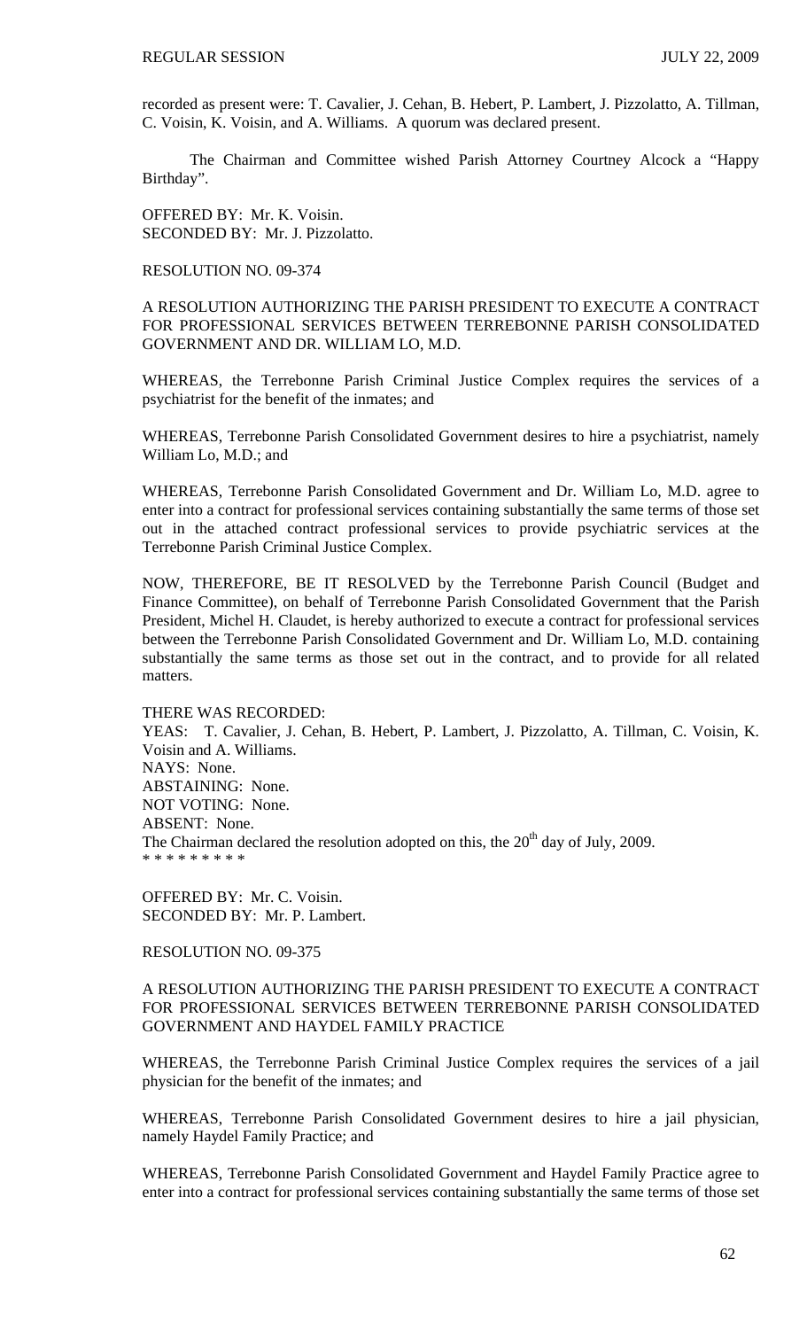recorded as present were: T. Cavalier, J. Cehan, B. Hebert, P. Lambert, J. Pizzolatto, A. Tillman, C. Voisin, K. Voisin, and A. Williams. A quorum was declared present.

The Chairman and Committee wished Parish Attorney Courtney Alcock a "Happy Birthday".

OFFERED BY: Mr. K. Voisin.
SECONDED BY: Mr. J. Pizzolatto.

RESOLUTION NO. 09-374

A RESOLUTION AUTHORIZING THE PARISH PRESIDENT TO EXECUTE A CONTRACT FOR PROFESSIONAL SERVICES BETWEEN TERREBONNE PARISH CONSOLIDATED GOVERNMENT AND DR. WILLIAM LO, M.D.

WHEREAS, the Terrebonne Parish Criminal Justice Complex requires the services of a psychiatrist for the benefit of the inmates; and

WHEREAS, Terrebonne Parish Consolidated Government desires to hire a psychiatrist, namely William Lo, M.D.; and

WHEREAS, Terrebonne Parish Consolidated Government and Dr. William Lo, M.D. agree to enter into a contract for professional services containing substantially the same terms of those set out in the attached contract professional services to provide psychiatric services at the Terrebonne Parish Criminal Justice Complex.

NOW, THEREFORE, BE IT RESOLVED by the Terrebonne Parish Council (Budget and Finance Committee), on behalf of Terrebonne Parish Consolidated Government that the Parish President, Michel H. Claudet, is hereby authorized to execute a contract for professional services between the Terrebonne Parish Consolidated Government and Dr. William Lo, M.D. containing substantially the same terms as those set out in the contract, and to provide for all related matters.

THERE WAS RECORDED:
YEAS: T. Cavalier, J. Cehan, B. Hebert, P. Lambert, J. Pizzolatto, A. Tillman, C. Voisin, K. Voisin and A. Williams.
NAYS: None.
ABSTAINING: None.
NOT VOTING: None.
ABSENT: None.
The Chairman declared the resolution adopted on this, the 20th day of July, 2009.
* * * * * * * * *

OFFERED BY: Mr. C. Voisin.
SECONDED BY: Mr. P. Lambert.

RESOLUTION NO. 09-375

A RESOLUTION AUTHORIZING THE PARISH PRESIDENT TO EXECUTE A CONTRACT FOR PROFESSIONAL SERVICES BETWEEN TERREBONNE PARISH CONSOLIDATED GOVERNMENT AND HAYDEL FAMILY PRACTICE

WHEREAS, the Terrebonne Parish Criminal Justice Complex requires the services of a jail physician for the benefit of the inmates; and

WHEREAS, Terrebonne Parish Consolidated Government desires to hire a jail physician, namely Haydel Family Practice; and

WHEREAS, Terrebonne Parish Consolidated Government and Haydel Family Practice agree to enter into a contract for professional services containing substantially the same terms of those set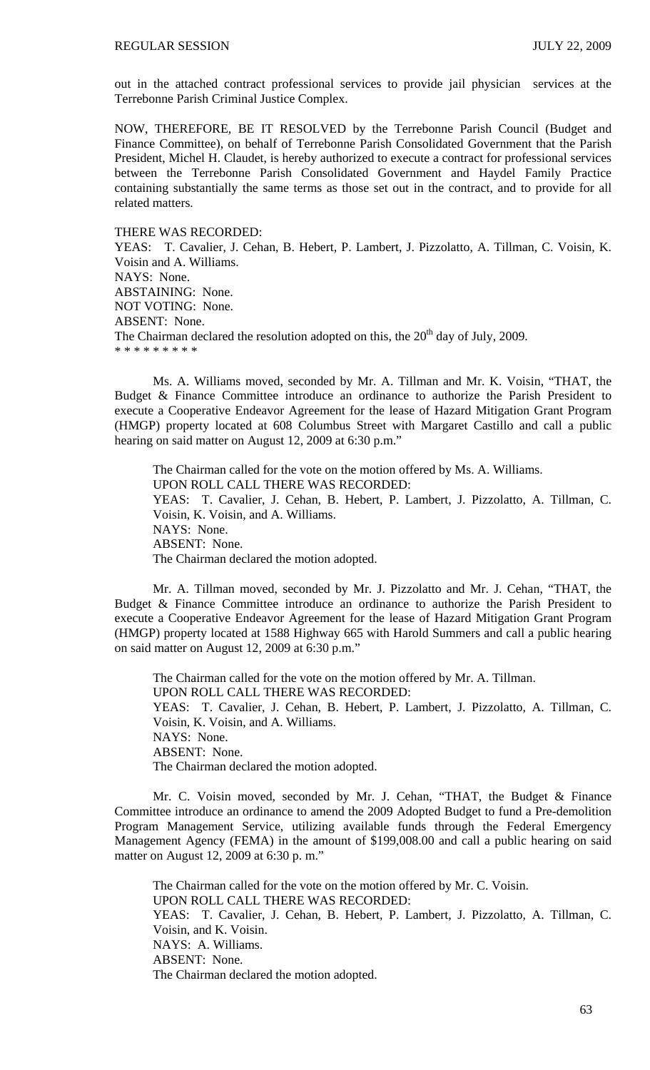out in the attached contract professional services to provide jail physician services at the Terrebonne Parish Criminal Justice Complex.

NOW, THEREFORE, BE IT RESOLVED by the Terrebonne Parish Council (Budget and Finance Committee), on behalf of Terrebonne Parish Consolidated Government that the Parish President, Michel H. Claudet, is hereby authorized to execute a contract for professional services between the Terrebonne Parish Consolidated Government and Haydel Family Practice containing substantially the same terms as those set out in the contract, and to provide for all related matters.

THERE WAS RECORDED:
YEAS: T. Cavalier, J. Cehan, B. Hebert, P. Lambert, J. Pizzolatto, A. Tillman, C. Voisin, K. Voisin and A. Williams.
NAYS: None.
ABSTAINING: None.
NOT VOTING: None.
ABSENT: None.
The Chairman declared the resolution adopted on this, the 20th day of July, 2009.
* * * * * * * * *

Ms. A. Williams moved, seconded by Mr. A. Tillman and Mr. K. Voisin, "THAT, the Budget & Finance Committee introduce an ordinance to authorize the Parish President to execute a Cooperative Endeavor Agreement for the lease of Hazard Mitigation Grant Program (HMGP) property located at 608 Columbus Street with Margaret Castillo and call a public hearing on said matter on August 12, 2009 at 6:30 p.m."

The Chairman called for the vote on the motion offered by Ms. A. Williams.
UPON ROLL CALL THERE WAS RECORDED:
YEAS: T. Cavalier, J. Cehan, B. Hebert, P. Lambert, J. Pizzolatto, A. Tillman, C. Voisin, K. Voisin, and A. Williams.
NAYS: None.
ABSENT: None.
The Chairman declared the motion adopted.

Mr. A. Tillman moved, seconded by Mr. J. Pizzolatto and Mr. J. Cehan, "THAT, the Budget & Finance Committee introduce an ordinance to authorize the Parish President to execute a Cooperative Endeavor Agreement for the lease of Hazard Mitigation Grant Program (HMGP) property located at 1588 Highway 665 with Harold Summers and call a public hearing on said matter on August 12, 2009 at 6:30 p.m."

The Chairman called for the vote on the motion offered by Mr. A. Tillman.
UPON ROLL CALL THERE WAS RECORDED:
YEAS: T. Cavalier, J. Cehan, B. Hebert, P. Lambert, J. Pizzolatto, A. Tillman, C. Voisin, K. Voisin, and A. Williams.
NAYS: None.
ABSENT: None.
The Chairman declared the motion adopted.

Mr. C. Voisin moved, seconded by Mr. J. Cehan, "THAT, the Budget & Finance Committee introduce an ordinance to amend the 2009 Adopted Budget to fund a Pre-demolition Program Management Service, utilizing available funds through the Federal Emergency Management Agency (FEMA) in the amount of $199,008.00 and call a public hearing on said matter on August 12, 2009 at 6:30 p. m."

The Chairman called for the vote on the motion offered by Mr. C. Voisin.
UPON ROLL CALL THERE WAS RECORDED:
YEAS: T. Cavalier, J. Cehan, B. Hebert, P. Lambert, J. Pizzolatto, A. Tillman, C. Voisin, and K. Voisin.
NAYS: A. Williams.
ABSENT: None.
The Chairman declared the motion adopted.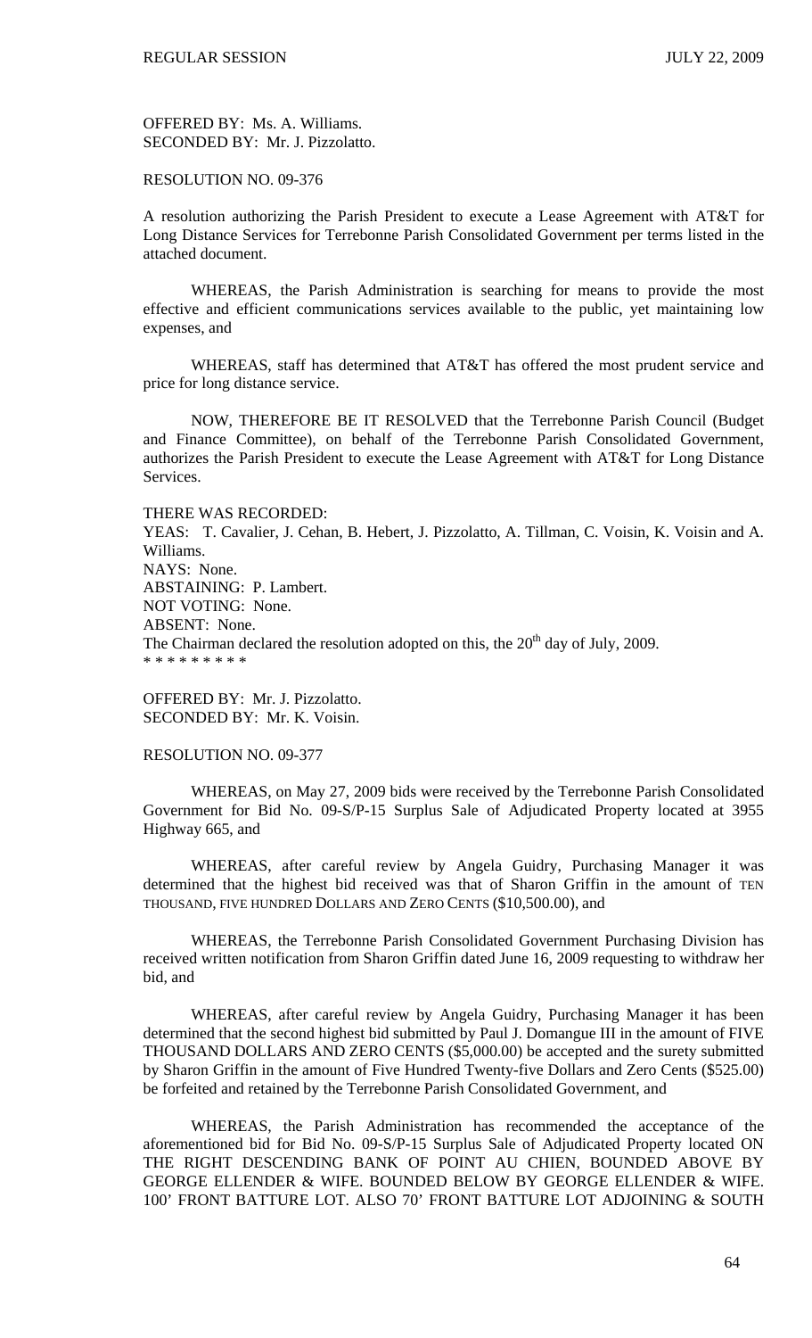OFFERED BY: Ms. A. Williams.
SECONDED BY: Mr. J. Pizzolatto.

RESOLUTION NO. 09-376

A resolution authorizing the Parish President to execute a Lease Agreement with AT&T for Long Distance Services for Terrebonne Parish Consolidated Government per terms listed in the attached document.

WHEREAS, the Parish Administration is searching for means to provide the most effective and efficient communications services available to the public, yet maintaining low expenses, and

WHEREAS, staff has determined that AT&T has offered the most prudent service and price for long distance service.

NOW, THEREFORE BE IT RESOLVED that the Terrebonne Parish Council (Budget and Finance Committee), on behalf of the Terrebonne Parish Consolidated Government, authorizes the Parish President to execute the Lease Agreement with AT&T for Long Distance Services.

THERE WAS RECORDED:
YEAS: T. Cavalier, J. Cehan, B. Hebert, J. Pizzolatto, A. Tillman, C. Voisin, K. Voisin and A. Williams.
NAYS: None.
ABSTAINING: P. Lambert.
NOT VOTING: None.
ABSENT: None.
The Chairman declared the resolution adopted on this, the 20th day of July, 2009.
\* \* \* \* \* \* \* \* \*

OFFERED BY: Mr. J. Pizzolatto.
SECONDED BY: Mr. K. Voisin.

RESOLUTION NO. 09-377

WHEREAS, on May 27, 2009 bids were received by the Terrebonne Parish Consolidated Government for Bid No. 09-S/P-15 Surplus Sale of Adjudicated Property located at 3955 Highway 665, and

WHEREAS, after careful review by Angela Guidry, Purchasing Manager it was determined that the highest bid received was that of Sharon Griffin in the amount of TEN THOUSAND, FIVE HUNDRED DOLLARS AND ZERO CENTS ($10,500.00), and

WHEREAS, the Terrebonne Parish Consolidated Government Purchasing Division has received written notification from Sharon Griffin dated June 16, 2009 requesting to withdraw her bid, and

WHEREAS, after careful review by Angela Guidry, Purchasing Manager it has been determined that the second highest bid submitted by Paul J. Domangue III in the amount of FIVE THOUSAND DOLLARS AND ZERO CENTS ($5,000.00) be accepted and the surety submitted by Sharon Griffin in the amount of Five Hundred Twenty-five Dollars and Zero Cents ($525.00) be forfeited and retained by the Terrebonne Parish Consolidated Government, and

WHEREAS, the Parish Administration has recommended the acceptance of the aforementioned bid for Bid No. 09-S/P-15 Surplus Sale of Adjudicated Property located ON THE RIGHT DESCENDING BANK OF POINT AU CHIEN, BOUNDED ABOVE BY GEORGE ELLENDER & WIFE. BOUNDED BELOW BY GEORGE ELLENDER & WIFE. 100' FRONT BATTURE LOT. ALSO 70' FRONT BATTURE LOT ADJOINING & SOUTH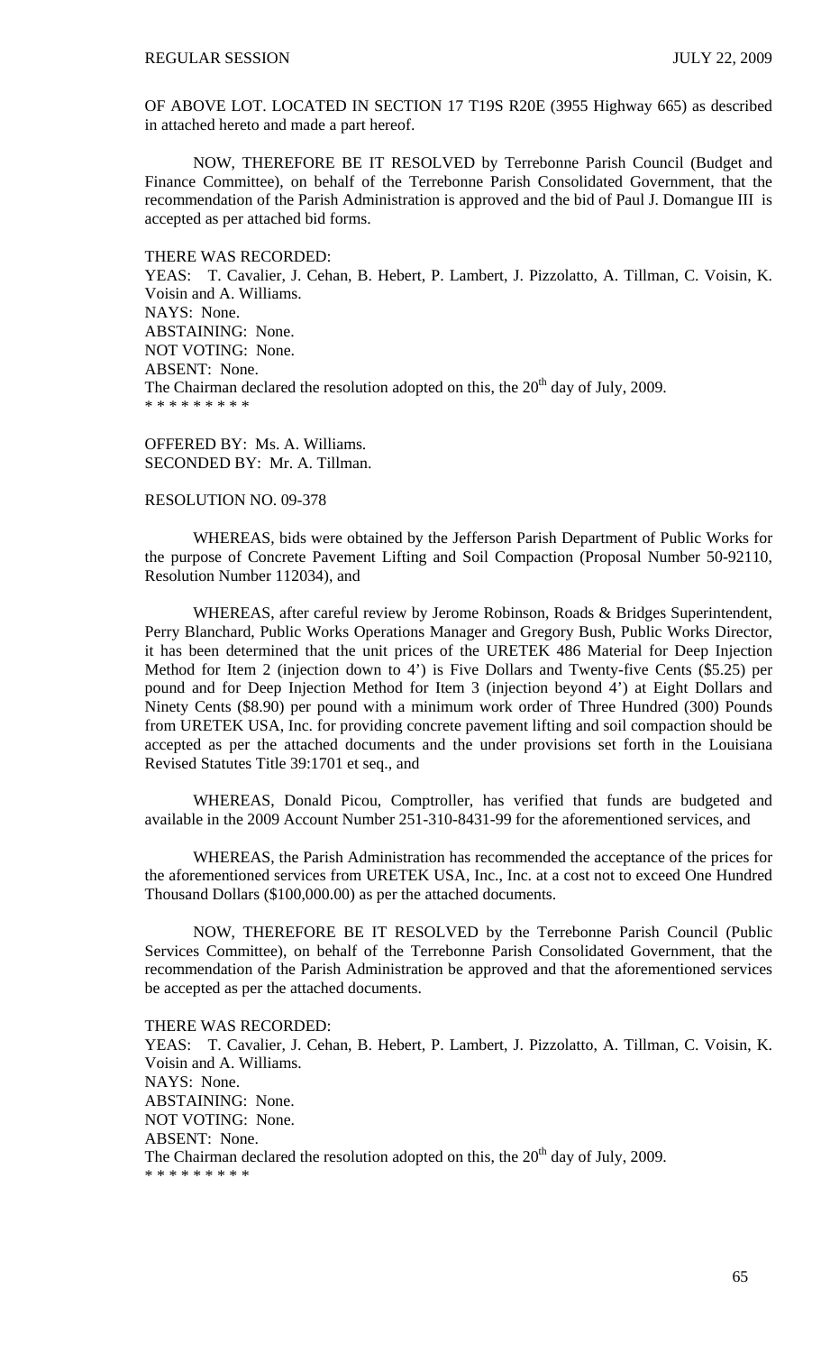OF ABOVE LOT. LOCATED IN SECTION 17 T19S R20E (3955 Highway 665) as described in attached hereto and made a part hereof.

NOW, THEREFORE BE IT RESOLVED by Terrebonne Parish Council (Budget and Finance Committee), on behalf of the Terrebonne Parish Consolidated Government, that the recommendation of the Parish Administration is approved and the bid of Paul J. Domangue III is accepted as per attached bid forms.

THERE WAS RECORDED:
YEAS: T. Cavalier, J. Cehan, B. Hebert, P. Lambert, J. Pizzolatto, A. Tillman, C. Voisin, K. Voisin and A. Williams.
NAYS: None.
ABSTAINING: None.
NOT VOTING: None.
ABSENT: None.
The Chairman declared the resolution adopted on this, the 20th day of July, 2009.
\* \* \* \* \* \* \* \* \*

OFFERED BY: Ms. A. Williams.
SECONDED BY: Mr. A. Tillman.

RESOLUTION NO. 09-378

WHEREAS, bids were obtained by the Jefferson Parish Department of Public Works for the purpose of Concrete Pavement Lifting and Soil Compaction (Proposal Number 50-92110, Resolution Number 112034), and

WHEREAS, after careful review by Jerome Robinson, Roads & Bridges Superintendent, Perry Blanchard, Public Works Operations Manager and Gregory Bush, Public Works Director, it has been determined that the unit prices of the URETEK 486 Material for Deep Injection Method for Item 2 (injection down to 4') is Five Dollars and Twenty-five Cents ($5.25) per pound and for Deep Injection Method for Item 3 (injection beyond 4') at Eight Dollars and Ninety Cents ($8.90) per pound with a minimum work order of Three Hundred (300) Pounds from URETEK USA, Inc. for providing concrete pavement lifting and soil compaction should be accepted as per the attached documents and the under provisions set forth in the Louisiana Revised Statutes Title 39:1701 et seq., and

WHEREAS, Donald Picou, Comptroller, has verified that funds are budgeted and available in the 2009 Account Number 251-310-8431-99 for the aforementioned services, and

WHEREAS, the Parish Administration has recommended the acceptance of the prices for the aforementioned services from URETEK USA, Inc., Inc. at a cost not to exceed One Hundred Thousand Dollars ($100,000.00) as per the attached documents.

NOW, THEREFORE BE IT RESOLVED by the Terrebonne Parish Council (Public Services Committee), on behalf of the Terrebonne Parish Consolidated Government, that the recommendation of the Parish Administration be approved and that the aforementioned services be accepted as per the attached documents.

THERE WAS RECORDED:
YEAS: T. Cavalier, J. Cehan, B. Hebert, P. Lambert, J. Pizzolatto, A. Tillman, C. Voisin, K. Voisin and A. Williams.
NAYS: None.
ABSTAINING: None.
NOT VOTING: None.
ABSENT: None.
The Chairman declared the resolution adopted on this, the 20th day of July, 2009.
\* \* \* \* \* \* \* \* \*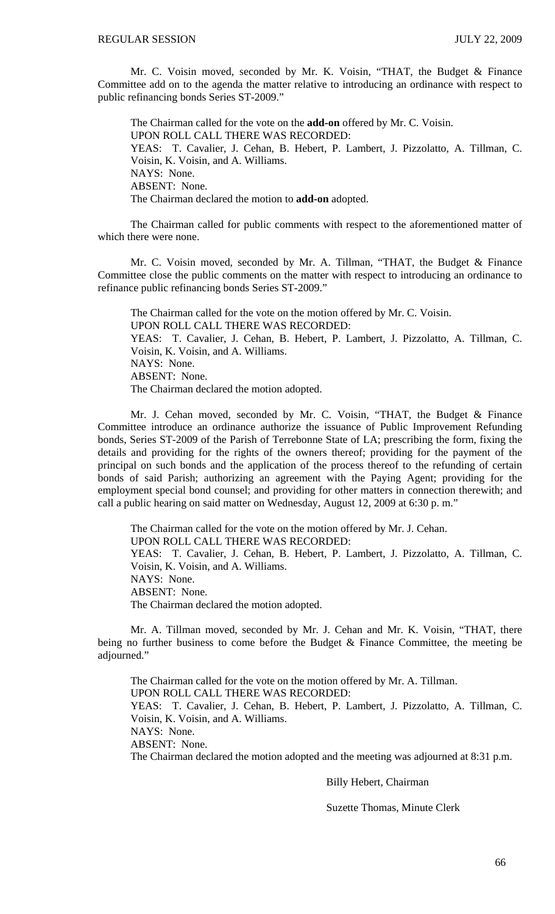Mr. C. Voisin moved, seconded by Mr. K. Voisin, "THAT, the Budget & Finance Committee add on to the agenda the matter relative to introducing an ordinance with respect to public refinancing bonds Series ST-2009."

The Chairman called for the vote on the **add-on** offered by Mr. C. Voisin.
UPON ROLL CALL THERE WAS RECORDED:
YEAS: T. Cavalier, J. Cehan, B. Hebert, P. Lambert, J. Pizzolatto, A. Tillman, C. Voisin, K. Voisin, and A. Williams.
NAYS: None.
ABSENT: None.
The Chairman declared the motion to **add-on** adopted.

The Chairman called for public comments with respect to the aforementioned matter of which there were none.

Mr. C. Voisin moved, seconded by Mr. A. Tillman, "THAT, the Budget & Finance Committee close the public comments on the matter with respect to introducing an ordinance to refinance public refinancing bonds Series ST-2009."

The Chairman called for the vote on the motion offered by Mr. C. Voisin.
UPON ROLL CALL THERE WAS RECORDED:
YEAS: T. Cavalier, J. Cehan, B. Hebert, P. Lambert, J. Pizzolatto, A. Tillman, C. Voisin, K. Voisin, and A. Williams.
NAYS: None.
ABSENT: None.
The Chairman declared the motion adopted.

Mr. J. Cehan moved, seconded by Mr. C. Voisin, "THAT, the Budget & Finance Committee introduce an ordinance authorize the issuance of Public Improvement Refunding bonds, Series ST-2009 of the Parish of Terrebonne State of LA; prescribing the form, fixing the details and providing for the rights of the owners thereof; providing for the payment of the principal on such bonds and the application of the process thereof to the refunding of certain bonds of said Parish; authorizing an agreement with the Paying Agent; providing for the employment special bond counsel; and providing for other matters in connection therewith; and call a public hearing on said matter on Wednesday, August 12, 2009 at 6:30 p. m."

The Chairman called for the vote on the motion offered by Mr. J. Cehan.
UPON ROLL CALL THERE WAS RECORDED:
YEAS: T. Cavalier, J. Cehan, B. Hebert, P. Lambert, J. Pizzolatto, A. Tillman, C. Voisin, K. Voisin, and A. Williams.
NAYS: None.
ABSENT: None.
The Chairman declared the motion adopted.

Mr. A. Tillman moved, seconded by Mr. J. Cehan and Mr. K. Voisin, "THAT, there being no further business to come before the Budget & Finance Committee, the meeting be adjourned."

The Chairman called for the vote on the motion offered by Mr. A. Tillman.
UPON ROLL CALL THERE WAS RECORDED:
YEAS: T. Cavalier, J. Cehan, B. Hebert, P. Lambert, J. Pizzolatto, A. Tillman, C. Voisin, K. Voisin, and A. Williams.
NAYS: None.
ABSENT: None.
The Chairman declared the motion adopted and the meeting was adjourned at 8:31 p.m.

Billy Hebert, Chairman

Suzette Thomas, Minute Clerk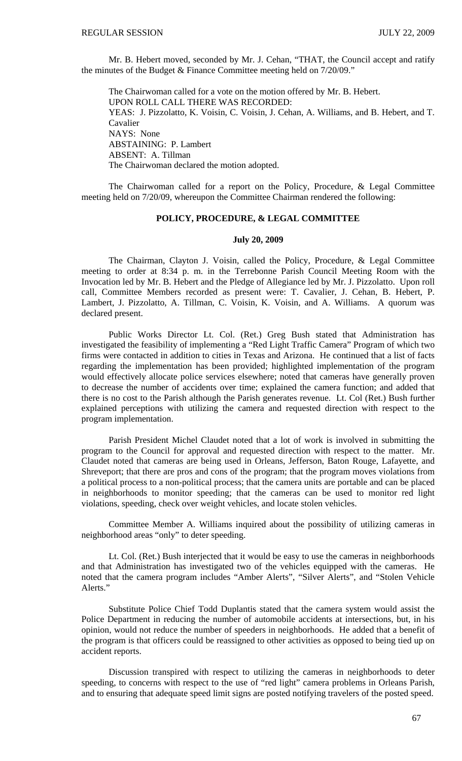Mr. B. Hebert moved, seconded by Mr. J. Cehan, "THAT, the Council accept and ratify the minutes of the Budget & Finance Committee meeting held on 7/20/09."

The Chairwoman called for a vote on the motion offered by Mr. B. Hebert.
UPON ROLL CALL THERE WAS RECORDED:
YEAS: J. Pizzolatto, K. Voisin, C. Voisin, J. Cehan, A. Williams, and B. Hebert, and T. Cavalier
NAYS: None
ABSTAINING: P. Lambert
ABSENT: A. Tillman
The Chairwoman declared the motion adopted.

The Chairwoman called for a report on the Policy, Procedure, & Legal Committee meeting held on 7/20/09, whereupon the Committee Chairman rendered the following:

**POLICY, PROCEDURE, & LEGAL COMMITTEE**

**July 20, 2009**

The Chairman, Clayton J. Voisin, called the Policy, Procedure, & Legal Committee meeting to order at 8:34 p. m. in the Terrebonne Parish Council Meeting Room with the Invocation led by Mr. B. Hebert and the Pledge of Allegiance led by Mr. J. Pizzolatto. Upon roll call, Committee Members recorded as present were: T. Cavalier, J. Cehan, B. Hebert, P. Lambert, J. Pizzolatto, A. Tillman, C. Voisin, K. Voisin, and A. Williams. A quorum was declared present.

Public Works Director Lt. Col. (Ret.) Greg Bush stated that Administration has investigated the feasibility of implementing a "Red Light Traffic Camera" Program of which two firms were contacted in addition to cities in Texas and Arizona. He continued that a list of facts regarding the implementation has been provided; highlighted implementation of the program would effectively allocate police services elsewhere; noted that cameras have generally proven to decrease the number of accidents over time; explained the camera function; and added that there is no cost to the Parish although the Parish generates revenue. Lt. Col (Ret.) Bush further explained perceptions with utilizing the camera and requested direction with respect to the program implementation.

Parish President Michel Claudet noted that a lot of work is involved in submitting the program to the Council for approval and requested direction with respect to the matter. Mr. Claudet noted that cameras are being used in Orleans, Jefferson, Baton Rouge, Lafayette, and Shreveport; that there are pros and cons of the program; that the program moves violations from a political process to a non-political process; that the camera units are portable and can be placed in neighborhoods to monitor speeding; that the cameras can be used to monitor red light violations, speeding, check over weight vehicles, and locate stolen vehicles.

Committee Member A. Williams inquired about the possibility of utilizing cameras in neighborhood areas "only" to deter speeding.

Lt. Col. (Ret.) Bush interjected that it would be easy to use the cameras in neighborhoods and that Administration has investigated two of the vehicles equipped with the cameras. He noted that the camera program includes "Amber Alerts", "Silver Alerts", and "Stolen Vehicle Alerts."

Substitute Police Chief Todd Duplantis stated that the camera system would assist the Police Department in reducing the number of automobile accidents at intersections, but, in his opinion, would not reduce the number of speeders in neighborhoods. He added that a benefit of the program is that officers could be reassigned to other activities as opposed to being tied up on accident reports.

Discussion transpired with respect to utilizing the cameras in neighborhoods to deter speeding, to concerns with respect to the use of "red light" camera problems in Orleans Parish, and to ensuring that adequate speed limit signs are posted notifying travelers of the posted speed.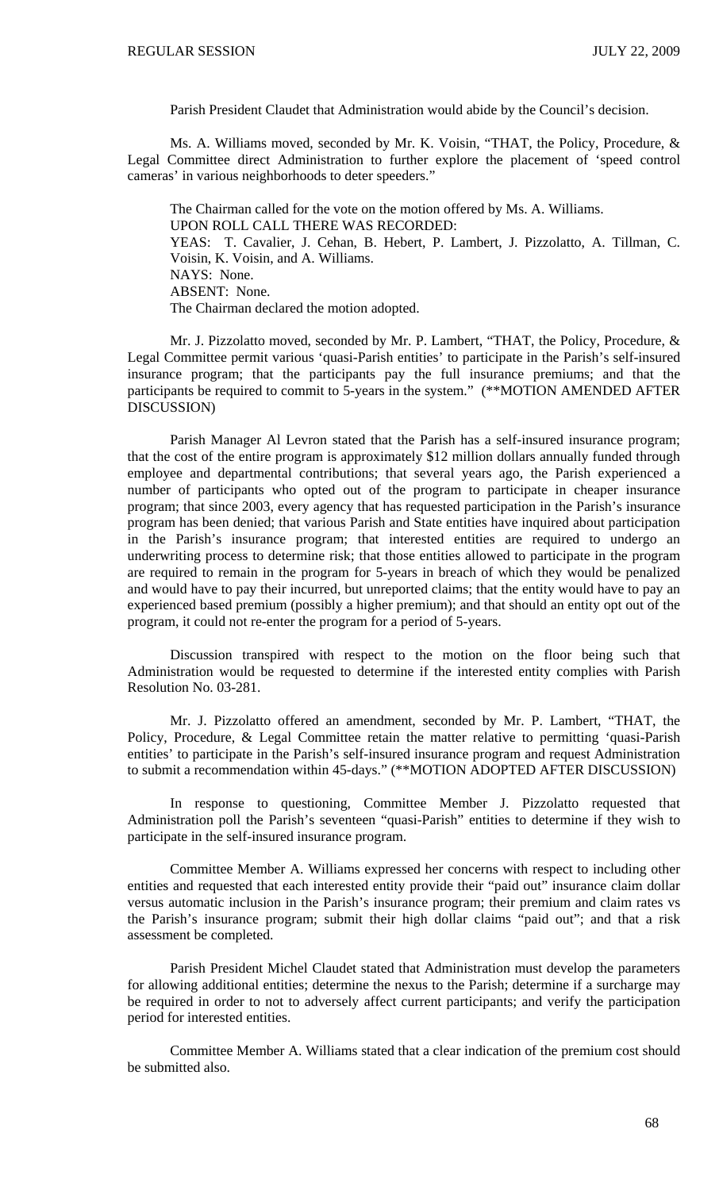Parish President Claudet that Administration would abide by the Council's decision.

Ms. A. Williams moved, seconded by Mr. K. Voisin, "THAT, the Policy, Procedure, & Legal Committee direct Administration to further explore the placement of 'speed control cameras' in various neighborhoods to deter speeders."

The Chairman called for the vote on the motion offered by Ms. A. Williams.
UPON ROLL CALL THERE WAS RECORDED:
YEAS: T. Cavalier, J. Cehan, B. Hebert, P. Lambert, J. Pizzolatto, A. Tillman, C. Voisin, K. Voisin, and A. Williams.
NAYS: None.
ABSENT: None.
The Chairman declared the motion adopted.

Mr. J. Pizzolatto moved, seconded by Mr. P. Lambert, "THAT, the Policy, Procedure, & Legal Committee permit various 'quasi-Parish entities' to participate in the Parish's self-insured insurance program; that the participants pay the full insurance premiums; and that the participants be required to commit to 5-years in the system." (**MOTION AMENDED AFTER DISCUSSION)

Parish Manager Al Levron stated that the Parish has a self-insured insurance program; that the cost of the entire program is approximately $12 million dollars annually funded through employee and departmental contributions; that several years ago, the Parish experienced a number of participants who opted out of the program to participate in cheaper insurance program; that since 2003, every agency that has requested participation in the Parish's insurance program has been denied; that various Parish and State entities have inquired about participation in the Parish's insurance program; that interested entities are required to undergo an underwriting process to determine risk; that those entities allowed to participate in the program are required to remain in the program for 5-years in breach of which they would be penalized and would have to pay their incurred, but unreported claims; that the entity would have to pay an experienced based premium (possibly a higher premium); and that should an entity opt out of the program, it could not re-enter the program for a period of 5-years.

Discussion transpired with respect to the motion on the floor being such that Administration would be requested to determine if the interested entity complies with Parish Resolution No. 03-281.

Mr. J. Pizzolatto offered an amendment, seconded by Mr. P. Lambert, "THAT, the Policy, Procedure, & Legal Committee retain the matter relative to permitting 'quasi-Parish entities' to participate in the Parish's self-insured insurance program and request Administration to submit a recommendation within 45-days." (**MOTION ADOPTED AFTER DISCUSSION)

In response to questioning, Committee Member J. Pizzolatto requested that Administration poll the Parish's seventeen "quasi-Parish" entities to determine if they wish to participate in the self-insured insurance program.

Committee Member A. Williams expressed her concerns with respect to including other entities and requested that each interested entity provide their "paid out" insurance claim dollar versus automatic inclusion in the Parish's insurance program; their premium and claim rates vs the Parish's insurance program; submit their high dollar claims "paid out"; and that a risk assessment be completed.

Parish President Michel Claudet stated that Administration must develop the parameters for allowing additional entities; determine the nexus to the Parish; determine if a surcharge may be required in order to not to adversely affect current participants; and verify the participation period for interested entities.

Committee Member A. Williams stated that a clear indication of the premium cost should be submitted also.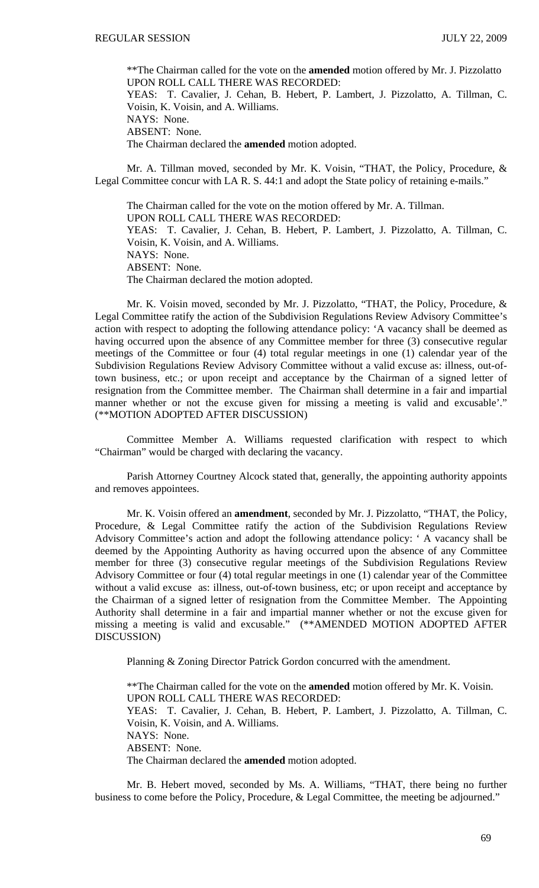\*\*The Chairman called for the vote on the **amended** motion offered by Mr. J. Pizzolatto
UPON ROLL CALL THERE WAS RECORDED:
YEAS: T. Cavalier, J. Cehan, B. Hebert, P. Lambert, J. Pizzolatto, A. Tillman, C. Voisin, K. Voisin, and A. Williams.
NAYS: None.
ABSENT: None.
The Chairman declared the **amended** motion adopted.

Mr. A. Tillman moved, seconded by Mr. K. Voisin, "THAT, the Policy, Procedure, & Legal Committee concur with LA R. S. 44:1 and adopt the State policy of retaining e-mails."

The Chairman called for the vote on the motion offered by Mr. A. Tillman.
UPON ROLL CALL THERE WAS RECORDED:
YEAS: T. Cavalier, J. Cehan, B. Hebert, P. Lambert, J. Pizzolatto, A. Tillman, C. Voisin, K. Voisin, and A. Williams.
NAYS: None.
ABSENT: None.
The Chairman declared the motion adopted.

Mr. K. Voisin moved, seconded by Mr. J. Pizzolatto, "THAT, the Policy, Procedure, & Legal Committee ratify the action of the Subdivision Regulations Review Advisory Committee's action with respect to adopting the following attendance policy: 'A vacancy shall be deemed as having occurred upon the absence of any Committee member for three (3) consecutive regular meetings of the Committee or four (4) total regular meetings in one (1) calendar year of the Subdivision Regulations Review Advisory Committee without a valid excuse as: illness, out-of-town business, etc.; or upon receipt and acceptance by the Chairman of a signed letter of resignation from the Committee member. The Chairman shall determine in a fair and impartial manner whether or not the excuse given for missing a meeting is valid and excusable'." (\*\*MOTION ADOPTED AFTER DISCUSSION)

Committee Member A. Williams requested clarification with respect to which "Chairman" would be charged with declaring the vacancy.

Parish Attorney Courtney Alcock stated that, generally, the appointing authority appoints and removes appointees.

Mr. K. Voisin offered an **amendment**, seconded by Mr. J. Pizzolatto, "THAT, the Policy, Procedure, & Legal Committee ratify the action of the Subdivision Regulations Review Advisory Committee's action and adopt the following attendance policy: ' A vacancy shall be deemed by the Appointing Authority as having occurred upon the absence of any Committee member for three (3) consecutive regular meetings of the Subdivision Regulations Review Advisory Committee or four (4) total regular meetings in one (1) calendar year of the Committee without a valid excuse as: illness, out-of-town business, etc; or upon receipt and acceptance by the Chairman of a signed letter of resignation from the Committee Member. The Appointing Authority shall determine in a fair and impartial manner whether or not the excuse given for missing a meeting is valid and excusable." (\*\*AMENDED MOTION ADOPTED AFTER DISCUSSION)

Planning & Zoning Director Patrick Gordon concurred with the amendment.

\*\*The Chairman called for the vote on the **amended** motion offered by Mr. K. Voisin.
UPON ROLL CALL THERE WAS RECORDED:
YEAS: T. Cavalier, J. Cehan, B. Hebert, P. Lambert, J. Pizzolatto, A. Tillman, C. Voisin, K. Voisin, and A. Williams.
NAYS: None.
ABSENT: None.
The Chairman declared the **amended** motion adopted.

Mr. B. Hebert moved, seconded by Ms. A. Williams, "THAT, there being no further business to come before the Policy, Procedure, & Legal Committee, the meeting be adjourned."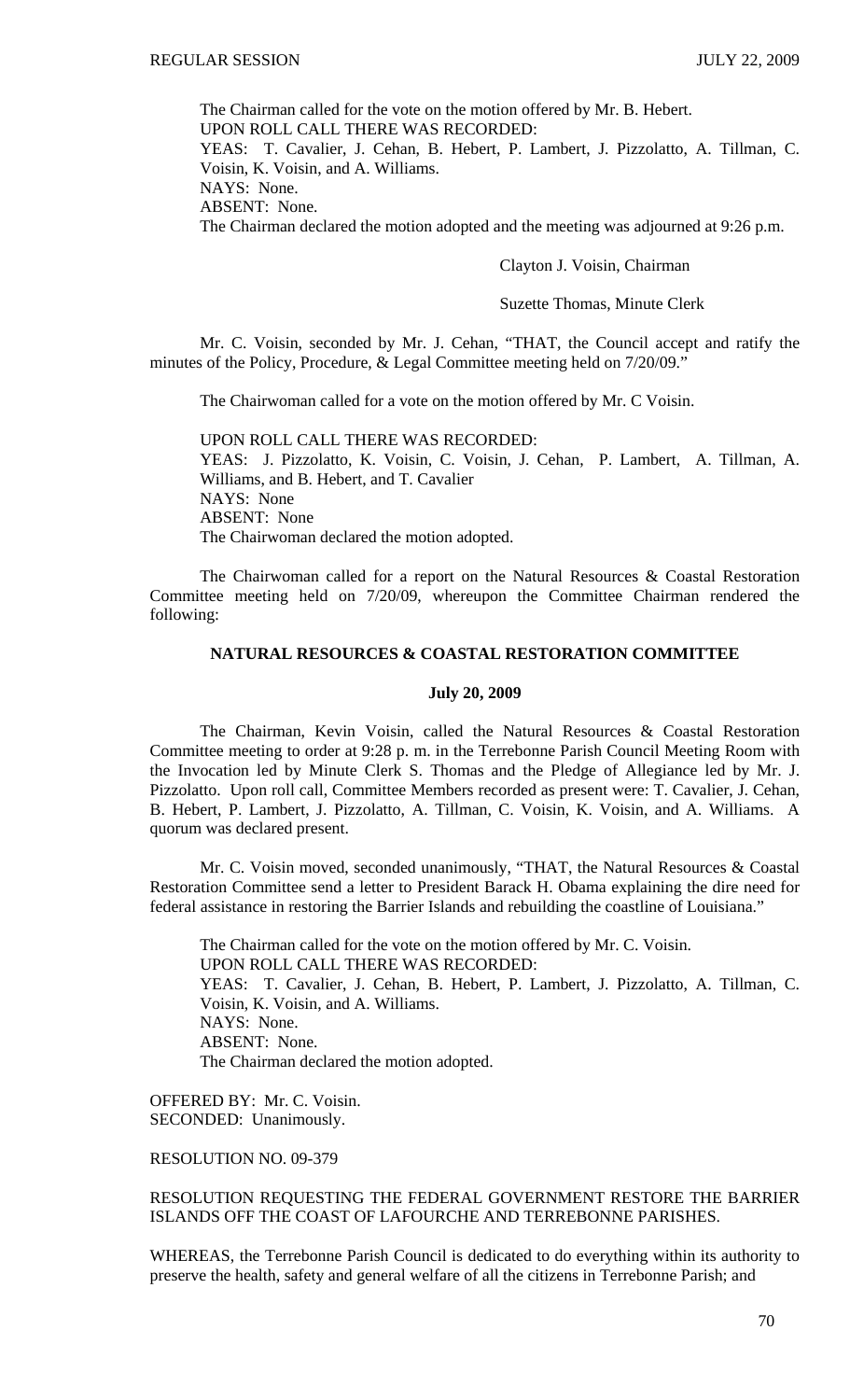The Chairman called for the vote on the motion offered by Mr. B. Hebert.

UPON ROLL CALL THERE WAS RECORDED:

YEAS: T. Cavalier, J. Cehan, B. Hebert, P. Lambert, J. Pizzolatto, A. Tillman, C. Voisin, K. Voisin, and A. Williams.

NAYS: None.

ABSENT: None.

The Chairman declared the motion adopted and the meeting was adjourned at 9:26 p.m.

Clayton J. Voisin, Chairman

Suzette Thomas, Minute Clerk

Mr. C. Voisin, seconded by Mr. J. Cehan, "THAT, the Council accept and ratify the minutes of the Policy, Procedure, & Legal Committee meeting held on 7/20/09."

The Chairwoman called for a vote on the motion offered by Mr. C Voisin.

UPON ROLL CALL THERE WAS RECORDED:

YEAS: J. Pizzolatto, K. Voisin, C. Voisin, J. Cehan, P. Lambert, A. Tillman, A. Williams, and B. Hebert, and T. Cavalier

NAYS: None

ABSENT: None

The Chairwoman declared the motion adopted.

The Chairwoman called for a report on the Natural Resources & Coastal Restoration Committee meeting held on 7/20/09, whereupon the Committee Chairman rendered the following:

## NATURAL RESOURCES & COASTAL RESTORATION COMMITTEE

### July 20, 2009

The Chairman, Kevin Voisin, called the Natural Resources & Coastal Restoration Committee meeting to order at 9:28 p. m. in the Terrebonne Parish Council Meeting Room with the Invocation led by Minute Clerk S. Thomas and the Pledge of Allegiance led by Mr. J. Pizzolatto. Upon roll call, Committee Members recorded as present were: T. Cavalier, J. Cehan, B. Hebert, P. Lambert, J. Pizzolatto, A. Tillman, C. Voisin, K. Voisin, and A. Williams. A quorum was declared present.

Mr. C. Voisin moved, seconded unanimously, "THAT, the Natural Resources & Coastal Restoration Committee send a letter to President Barack H. Obama explaining the dire need for federal assistance in restoring the Barrier Islands and rebuilding the coastline of Louisiana."

The Chairman called for the vote on the motion offered by Mr. C. Voisin.

UPON ROLL CALL THERE WAS RECORDED:

YEAS: T. Cavalier, J. Cehan, B. Hebert, P. Lambert, J. Pizzolatto, A. Tillman, C. Voisin, K. Voisin, and A. Williams.

NAYS: None.

ABSENT: None.

The Chairman declared the motion adopted.

OFFERED BY: Mr. C. Voisin.

SECONDED: Unanimously.

RESOLUTION NO. 09-379

RESOLUTION REQUESTING THE FEDERAL GOVERNMENT RESTORE THE BARRIER ISLANDS OFF THE COAST OF LAFOURCHE AND TERREBONNE PARISHES.

WHEREAS, the Terrebonne Parish Council is dedicated to do everything within its authority to preserve the health, safety and general welfare of all the citizens in Terrebonne Parish; and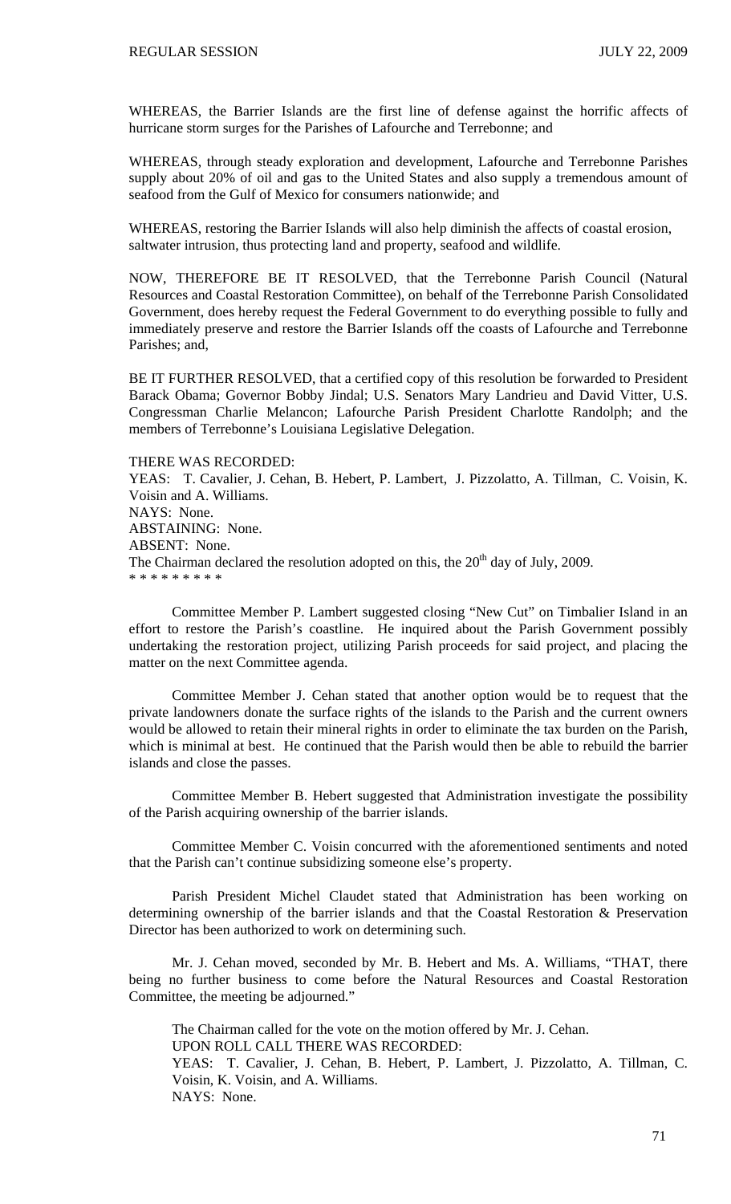WHEREAS, the Barrier Islands are the first line of defense against the horrific affects of hurricane storm surges for the Parishes of Lafourche and Terrebonne; and

WHEREAS, through steady exploration and development, Lafourche and Terrebonne Parishes supply about 20% of oil and gas to the United States and also supply a tremendous amount of seafood from the Gulf of Mexico for consumers nationwide; and

WHEREAS, restoring the Barrier Islands will also help diminish the affects of coastal erosion, saltwater intrusion, thus protecting land and property, seafood and wildlife.

NOW, THEREFORE BE IT RESOLVED, that the Terrebonne Parish Council (Natural Resources and Coastal Restoration Committee), on behalf of the Terrebonne Parish Consolidated Government, does hereby request the Federal Government to do everything possible to fully and immediately preserve and restore the Barrier Islands off the coasts of Lafourche and Terrebonne Parishes; and,

BE IT FURTHER RESOLVED, that a certified copy of this resolution be forwarded to President Barack Obama; Governor Bobby Jindal; U.S. Senators Mary Landrieu and David Vitter, U.S. Congressman Charlie Melancon; Lafourche Parish President Charlotte Randolph; and the members of Terrebonne's Louisiana Legislative Delegation.

THERE WAS RECORDED:
YEAS: T. Cavalier, J. Cehan, B. Hebert, P. Lambert, J. Pizzolatto, A. Tillman, C. Voisin, K. Voisin and A. Williams.
NAYS: None.
ABSTAINING: None.
ABSENT: None.
The Chairman declared the resolution adopted on this, the 20th day of July, 2009.
* * * * * * * * *

Committee Member P. Lambert suggested closing "New Cut" on Timbalier Island in an effort to restore the Parish's coastline. He inquired about the Parish Government possibly undertaking the restoration project, utilizing Parish proceeds for said project, and placing the matter on the next Committee agenda.

Committee Member J. Cehan stated that another option would be to request that the private landowners donate the surface rights of the islands to the Parish and the current owners would be allowed to retain their mineral rights in order to eliminate the tax burden on the Parish, which is minimal at best. He continued that the Parish would then be able to rebuild the barrier islands and close the passes.

Committee Member B. Hebert suggested that Administration investigate the possibility of the Parish acquiring ownership of the barrier islands.

Committee Member C. Voisin concurred with the aforementioned sentiments and noted that the Parish can't continue subsidizing someone else's property.

Parish President Michel Claudet stated that Administration has been working on determining ownership of the barrier islands and that the Coastal Restoration & Preservation Director has been authorized to work on determining such.

Mr. J. Cehan moved, seconded by Mr. B. Hebert and Ms. A. Williams, "THAT, there being no further business to come before the Natural Resources and Coastal Restoration Committee, the meeting be adjourned."

The Chairman called for the vote on the motion offered by Mr. J. Cehan.
UPON ROLL CALL THERE WAS RECORDED:
YEAS: T. Cavalier, J. Cehan, B. Hebert, P. Lambert, J. Pizzolatto, A. Tillman, C. Voisin, K. Voisin, and A. Williams.
NAYS: None.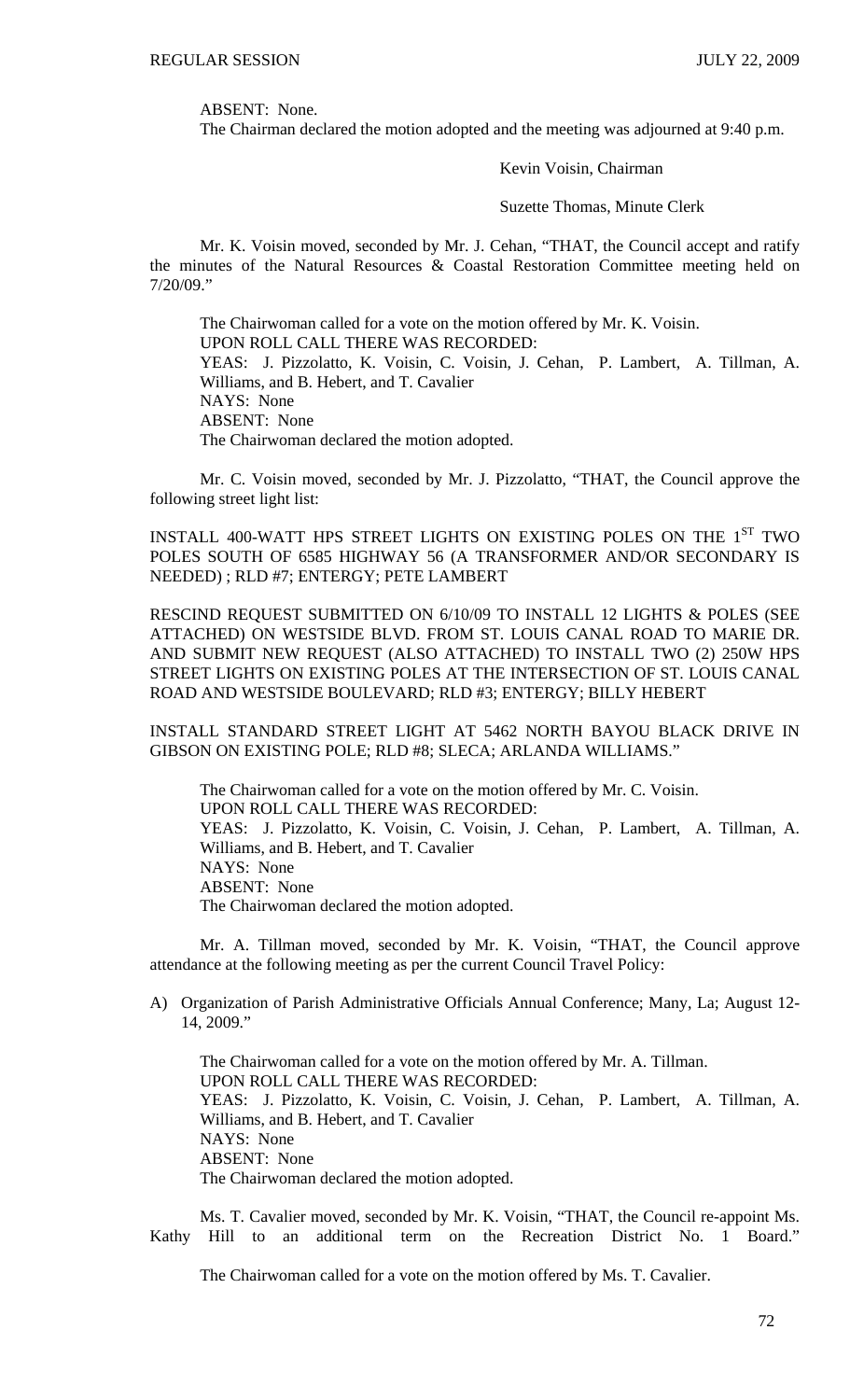ABSENT: None.

The Chairman declared the motion adopted and the meeting was adjourned at 9:40 p.m.

Kevin Voisin, Chairman

Suzette Thomas, Minute Clerk

Mr. K. Voisin moved, seconded by Mr. J. Cehan, "THAT, the Council accept and ratify the minutes of the Natural Resources & Coastal Restoration Committee meeting held on 7/20/09."

The Chairwoman called for a vote on the motion offered by Mr. K. Voisin.
UPON ROLL CALL THERE WAS RECORDED:
YEAS: J. Pizzolatto, K. Voisin, C. Voisin, J. Cehan, P. Lambert, A. Tillman, A. Williams, and B. Hebert, and T. Cavalier
NAYS: None
ABSENT: None
The Chairwoman declared the motion adopted.

Mr. C. Voisin moved, seconded by Mr. J. Pizzolatto, "THAT, the Council approve the following street light list:

INSTALL 400-WATT HPS STREET LIGHTS ON EXISTING POLES ON THE 1ST TWO POLES SOUTH OF 6585 HIGHWAY 56 (A TRANSFORMER AND/OR SECONDARY IS NEEDED) ; RLD #7; ENTERGY; PETE LAMBERT

RESCIND REQUEST SUBMITTED ON 6/10/09 TO INSTALL 12 LIGHTS & POLES (SEE ATTACHED) ON WESTSIDE BLVD. FROM ST. LOUIS CANAL ROAD TO MARIE DR. AND SUBMIT NEW REQUEST (ALSO ATTACHED) TO INSTALL TWO (2) 250W HPS STREET LIGHTS ON EXISTING POLES AT THE INTERSECTION OF ST. LOUIS CANAL ROAD AND WESTSIDE BOULEVARD; RLD #3; ENTERGY; BILLY HEBERT

INSTALL STANDARD STREET LIGHT AT 5462 NORTH BAYOU BLACK DRIVE IN GIBSON ON EXISTING POLE; RLD #8; SLECA; ARLANDA WILLIAMS."

The Chairwoman called for a vote on the motion offered by Mr. C. Voisin.
UPON ROLL CALL THERE WAS RECORDED:
YEAS: J. Pizzolatto, K. Voisin, C. Voisin, J. Cehan, P. Lambert, A. Tillman, A. Williams, and B. Hebert, and T. Cavalier
NAYS: None
ABSENT: None
The Chairwoman declared the motion adopted.

Mr. A. Tillman moved, seconded by Mr. K. Voisin, "THAT, the Council approve attendance at the following meeting as per the current Council Travel Policy:

A) Organization of Parish Administrative Officials Annual Conference; Many, La; August 12-14, 2009."

The Chairwoman called for a vote on the motion offered by Mr. A. Tillman.
UPON ROLL CALL THERE WAS RECORDED:
YEAS: J. Pizzolatto, K. Voisin, C. Voisin, J. Cehan, P. Lambert, A. Tillman, A. Williams, and B. Hebert, and T. Cavalier
NAYS: None
ABSENT: None
The Chairwoman declared the motion adopted.

Ms. T. Cavalier moved, seconded by Mr. K. Voisin, "THAT, the Council re-appoint Ms. Kathy Hill to an additional term on the Recreation District No. 1 Board."

The Chairwoman called for a vote on the motion offered by Ms. T. Cavalier.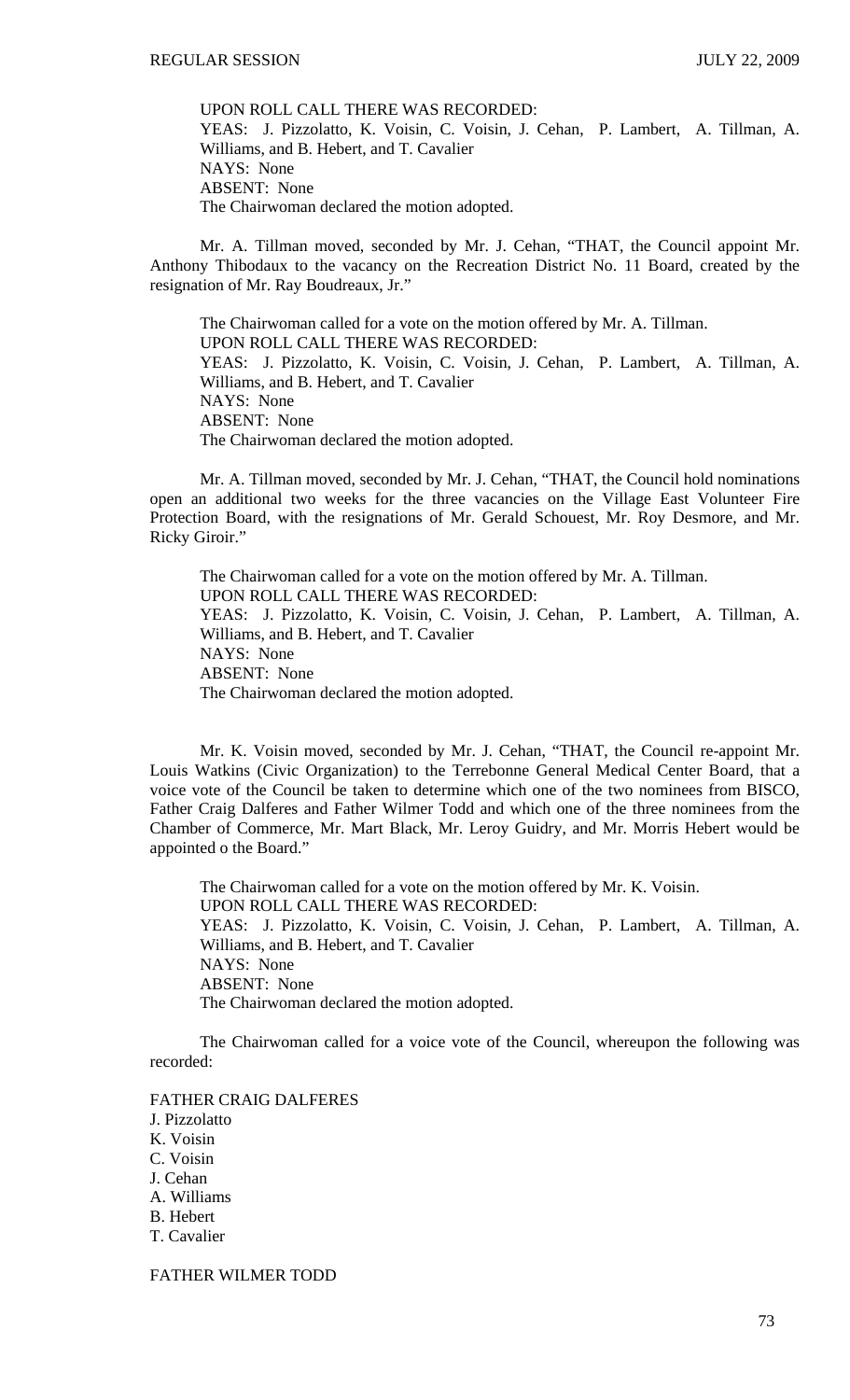UPON ROLL CALL THERE WAS RECORDED:
YEAS: J. Pizzolatto, K. Voisin, C. Voisin, J. Cehan, P. Lambert, A. Tillman, A. Williams, and B. Hebert, and T. Cavalier
NAYS: None
ABSENT: None
The Chairwoman declared the motion adopted.

Mr. A. Tillman moved, seconded by Mr. J. Cehan, "THAT, the Council appoint Mr. Anthony Thibodaux to the vacancy on the Recreation District No. 11 Board, created by the resignation of Mr. Ray Boudreaux, Jr."

The Chairwoman called for a vote on the motion offered by Mr. A. Tillman.
UPON ROLL CALL THERE WAS RECORDED:
YEAS: J. Pizzolatto, K. Voisin, C. Voisin, J. Cehan, P. Lambert, A. Tillman, A. Williams, and B. Hebert, and T. Cavalier
NAYS: None
ABSENT: None
The Chairwoman declared the motion adopted.

Mr. A. Tillman moved, seconded by Mr. J. Cehan, "THAT, the Council hold nominations open an additional two weeks for the three vacancies on the Village East Volunteer Fire Protection Board, with the resignations of Mr. Gerald Schouest, Mr. Roy Desmore, and Mr. Ricky Giroir."

The Chairwoman called for a vote on the motion offered by Mr. A. Tillman.
UPON ROLL CALL THERE WAS RECORDED:
YEAS: J. Pizzolatto, K. Voisin, C. Voisin, J. Cehan, P. Lambert, A. Tillman, A. Williams, and B. Hebert, and T. Cavalier
NAYS: None
ABSENT: None
The Chairwoman declared the motion adopted.

Mr. K. Voisin moved, seconded by Mr. J. Cehan, "THAT, the Council re-appoint Mr. Louis Watkins (Civic Organization) to the Terrebonne General Medical Center Board, that a voice vote of the Council be taken to determine which one of the two nominees from BISCO, Father Craig Dalferes and Father Wilmer Todd and which one of the three nominees from the Chamber of Commerce, Mr. Mart Black, Mr. Leroy Guidry, and Mr. Morris Hebert would be appointed o the Board."

The Chairwoman called for a vote on the motion offered by Mr. K. Voisin.
UPON ROLL CALL THERE WAS RECORDED:
YEAS: J. Pizzolatto, K. Voisin, C. Voisin, J. Cehan, P. Lambert, A. Tillman, A. Williams, and B. Hebert, and T. Cavalier
NAYS: None
ABSENT: None
The Chairwoman declared the motion adopted.

The Chairwoman called for a voice vote of the Council, whereupon the following was recorded:

FATHER CRAIG DALFERES
J. Pizzolatto
K. Voisin
C. Voisin
J. Cehan
A. Williams
B. Hebert
T. Cavalier

FATHER WILMER TODD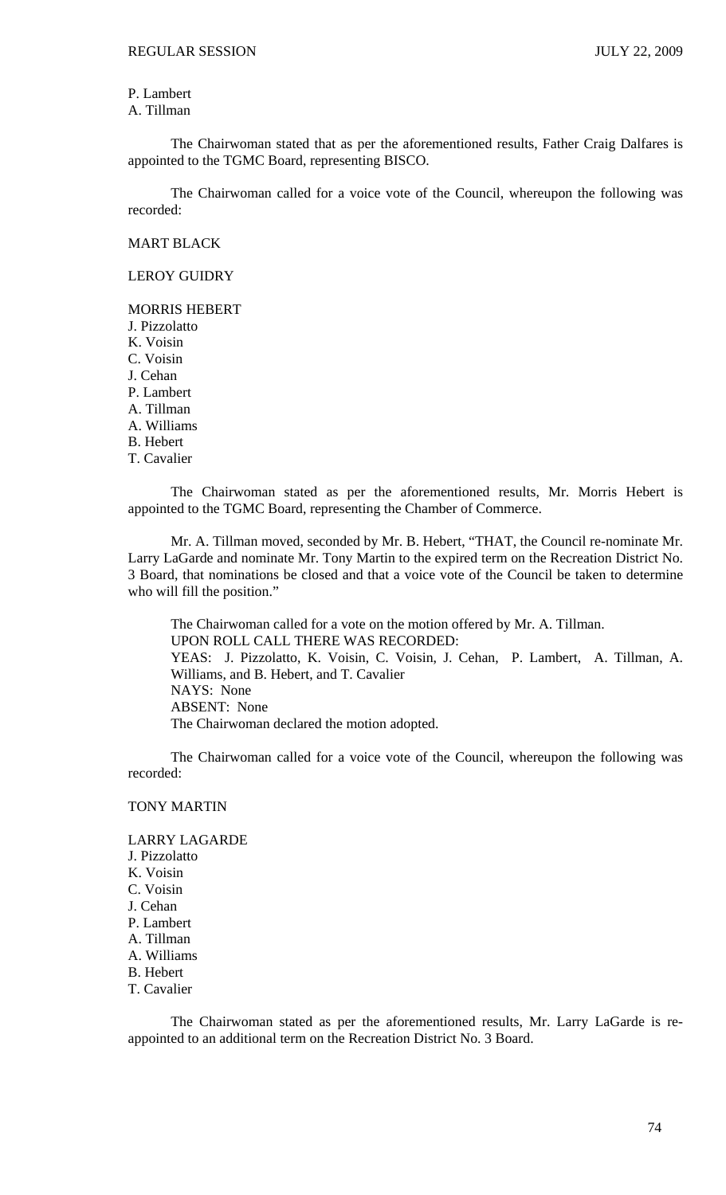P. Lambert
A. Tillman

The Chairwoman stated that as per the aforementioned results, Father Craig Dalfares is appointed to the TGMC Board, representing BISCO.

The Chairwoman called for a voice vote of the Council, whereupon the following was recorded:

MART BLACK

LEROY GUIDRY

MORRIS HEBERT
J. Pizzolatto
K. Voisin
C. Voisin
J. Cehan
P. Lambert
A. Tillman
A. Williams
B. Hebert
T. Cavalier

The Chairwoman stated as per the aforementioned results, Mr. Morris Hebert is appointed to the TGMC Board, representing the Chamber of Commerce.

Mr. A. Tillman moved, seconded by Mr. B. Hebert, "THAT, the Council re-nominate Mr. Larry LaGarde and nominate Mr. Tony Martin to the expired term on the Recreation District No. 3 Board, that nominations be closed and that a voice vote of the Council be taken to determine who will fill the position."

The Chairwoman called for a vote on the motion offered by Mr. A. Tillman.
UPON ROLL CALL THERE WAS RECORDED:
YEAS: J. Pizzolatto, K. Voisin, C. Voisin, J. Cehan, P. Lambert, A. Tillman, A. Williams, and B. Hebert, and T. Cavalier
NAYS: None
ABSENT: None
The Chairwoman declared the motion adopted.

The Chairwoman called for a voice vote of the Council, whereupon the following was recorded:

TONY MARTIN

LARRY LAGARDE
J. Pizzolatto
K. Voisin
C. Voisin
J. Cehan
P. Lambert
A. Tillman
A. Williams
B. Hebert
T. Cavalier

The Chairwoman stated as per the aforementioned results, Mr. Larry LaGarde is re-appointed to an additional term on the Recreation District No. 3 Board.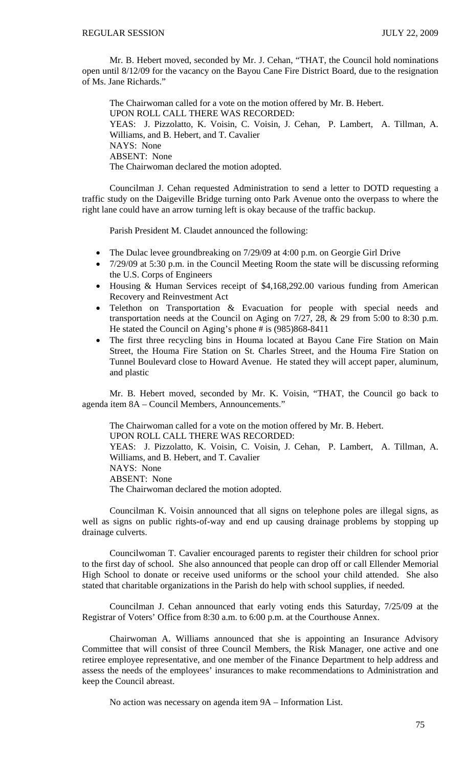Mr. B. Hebert moved, seconded by Mr. J. Cehan, "THAT, the Council hold nominations open until 8/12/09 for the vacancy on the Bayou Cane Fire District Board, due to the resignation of Ms. Jane Richards."

The Chairwoman called for a vote on the motion offered by Mr. B. Hebert.
UPON ROLL CALL THERE WAS RECORDED:
YEAS: J. Pizzolatto, K. Voisin, C. Voisin, J. Cehan, P. Lambert, A. Tillman, A. Williams, and B. Hebert, and T. Cavalier
NAYS: None
ABSENT: None
The Chairwoman declared the motion adopted.

Councilman J. Cehan requested Administration to send a letter to DOTD requesting a traffic study on the Daigeville Bridge turning onto Park Avenue onto the overpass to where the right lane could have an arrow turning left is okay because of the traffic backup.

Parish President M. Claudet announced the following:

- The Dulac levee groundbreaking on 7/29/09 at 4:00 p.m. on Georgie Girl Drive
- 7/29/09 at 5:30 p.m. in the Council Meeting Room the state will be discussing reforming the U.S. Corps of Engineers
- Housing & Human Services receipt of $4,168,292.00 various funding from American Recovery and Reinvestment Act
- Telethon on Transportation & Evacuation for people with special needs and transportation needs at the Council on Aging on 7/27, 28, & 29 from 5:00 to 8:30 p.m. He stated the Council on Aging's phone # is (985)868-8411
- The first three recycling bins in Houma located at Bayou Cane Fire Station on Main Street, the Houma Fire Station on St. Charles Street, and the Houma Fire Station on Tunnel Boulevard close to Howard Avenue. He stated they will accept paper, aluminum, and plastic

Mr. B. Hebert moved, seconded by Mr. K. Voisin, "THAT, the Council go back to agenda item 8A – Council Members, Announcements."

The Chairwoman called for a vote on the motion offered by Mr. B. Hebert.
UPON ROLL CALL THERE WAS RECORDED:
YEAS: J. Pizzolatto, K. Voisin, C. Voisin, J. Cehan, P. Lambert, A. Tillman, A. Williams, and B. Hebert, and T. Cavalier
NAYS: None
ABSENT: None
The Chairwoman declared the motion adopted.

Councilman K. Voisin announced that all signs on telephone poles are illegal signs, as well as signs on public rights-of-way and end up causing drainage problems by stopping up drainage culverts.

Councilwoman T. Cavalier encouraged parents to register their children for school prior to the first day of school. She also announced that people can drop off or call Ellender Memorial High School to donate or receive used uniforms or the school your child attended. She also stated that charitable organizations in the Parish do help with school supplies, if needed.

Councilman J. Cehan announced that early voting ends this Saturday, 7/25/09 at the Registrar of Voters' Office from 8:30 a.m. to 6:00 p.m. at the Courthouse Annex.

Chairwoman A. Williams announced that she is appointing an Insurance Advisory Committee that will consist of three Council Members, the Risk Manager, one active and one retiree employee representative, and one member of the Finance Department to help address and assess the needs of the employees' insurances to make recommendations to Administration and keep the Council abreast.

No action was necessary on agenda item 9A – Information List.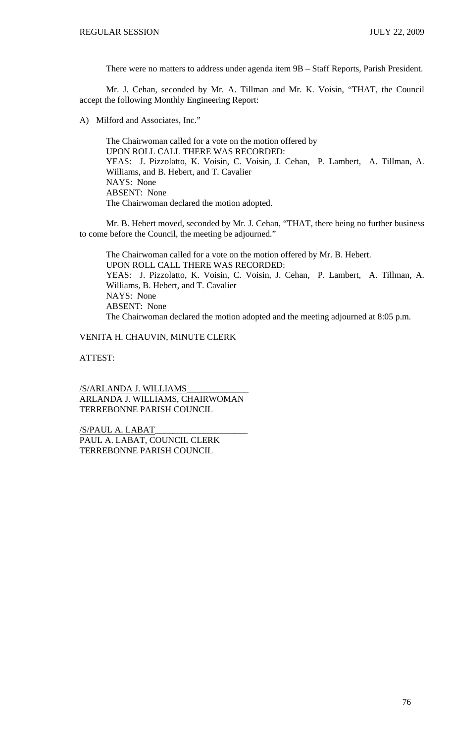There were no matters to address under agenda item 9B – Staff Reports, Parish President.

Mr. J. Cehan, seconded by Mr. A. Tillman and Mr. K. Voisin, "THAT, the Council accept the following Monthly Engineering Report:

A) Milford and Associates, Inc."

The Chairwoman called for a vote on the motion offered by
UPON ROLL CALL THERE WAS RECORDED:
YEAS: J. Pizzolatto, K. Voisin, C. Voisin, J. Cehan, P. Lambert, A. Tillman, A. Williams, and B. Hebert, and T. Cavalier
NAYS: None
ABSENT: None
The Chairwoman declared the motion adopted.

Mr. B. Hebert moved, seconded by Mr. J. Cehan, "THAT, there being no further business to come before the Council, the meeting be adjourned."

The Chairwoman called for a vote on the motion offered by Mr. B. Hebert.
UPON ROLL CALL THERE WAS RECORDED:
YEAS: J. Pizzolatto, K. Voisin, C. Voisin, J. Cehan, P. Lambert, A. Tillman, A. Williams, B. Hebert, and T. Cavalier
NAYS: None
ABSENT: None
The Chairwoman declared the motion adopted and the meeting adjourned at 8:05 p.m.

VENITA H. CHAUVIN, MINUTE CLERK

ATTEST:

/S/ARLANDA J. WILLIAMS______________
ARLANDA J. WILLIAMS, CHAIRWOMAN
TERREBONNE PARISH COUNCIL

/S/PAUL A. LABAT_____________________
PAUL A. LABAT, COUNCIL CLERK
TERREBONNE PARISH COUNCIL